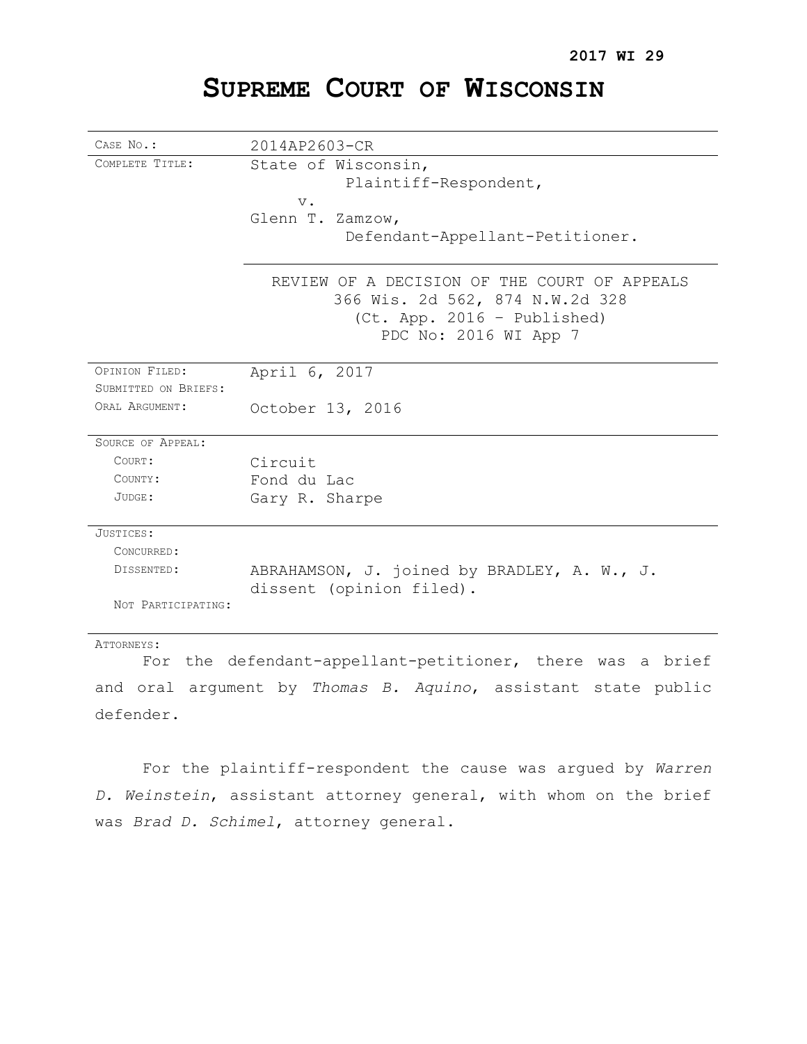**2017 WI 29**

# SUPREME COURT OF WISCONSIN

| | |
|---|---|
| CASE NO.: | 2014AP2603-CR |
| COMPLETE TITLE: | State of Wisconsin,<br>Plaintiff-Respondent,<br>v.<br>Glenn T. Zamzow,<br>Defendant-Appellant-Petitioner. |
| | REVIEW OF A DECISION OF THE COURT OF APPEALS<br>366 Wis. 2d 562, 874 N.W.2d 328<br>(Ct. App. 2016 – Published)<br>PDC No: 2016 WI App 7 |
| OPINION FILED: | April 6, 2017 |
| SUBMITTED ON BRIEFS: | |
| ORAL ARGUMENT: | October 13, 2016 |
| SOURCE OF APPEAL: | |
| COURT: | Circuit |
| COUNTY: | Fond du Lac |
| JUDGE: | Gary R. Sharpe |
| JUSTICES: | |
| CONCURRED: | |
| DISSENTED: | ABRAHAMSON, J. joined by BRADLEY, A. W., J. dissent (opinion filed). |
| NOT PARTICIPATING: | |

ATTORNEYS:

For the defendant-appellant-petitioner, there was a brief and oral argument by *Thomas B. Aquino*, assistant state public defender.

For the plaintiff-respondent the cause was argued by *Warren D. Weinstein*, assistant attorney general, with whom on the brief was *Brad D. Schimel*, attorney general.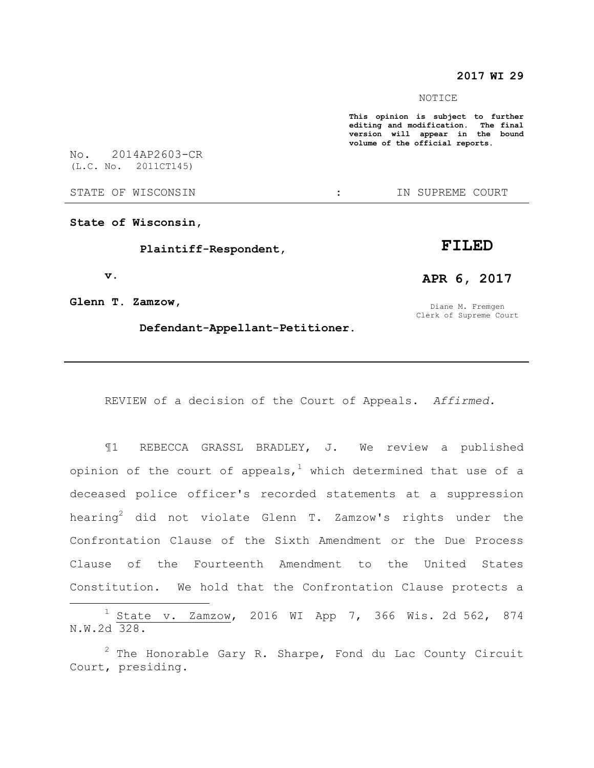**2017 WI 29**

NOTICE

**This opinion is subject to further editing and modification. The final version will appear in the bound volume of the official reports.**

No. 2014AP2603-CR
(L.C. No. 2011CT145)

STATE OF WISCONSIN : IN SUPREME COURT

---

**State of Wisconsin,**

**Plaintiff-Respondent,**

**v.**

**Glenn T. Zamzow,**

**Defendant-Appellant-Petitioner.**

**FILED**

**APR 6, 2017**

Diane M. Fremgen
Clerk of Supreme Court

---

REVIEW of a decision of the Court of Appeals. *Affirmed.*

¶1 REBECCA GRASSL BRADLEY, J. We review a published opinion of the court of appeals,[1] which determined that use of a deceased police officer's recorded statements at a suppression hearing[2] did not violate Glenn T. Zamzow's rights under the Confrontation Clause of the Sixth Amendment or the Due Process Clause of the Fourteenth Amendment to the United States Constitution. We hold that the Confrontation Clause protects a

---

[1] State v. Zamzow, 2016 WI App 7, 366 Wis. 2d 562, 874 N.W.2d 328.

[2] The Honorable Gary R. Sharpe, Fond du Lac County Circuit Court, presiding.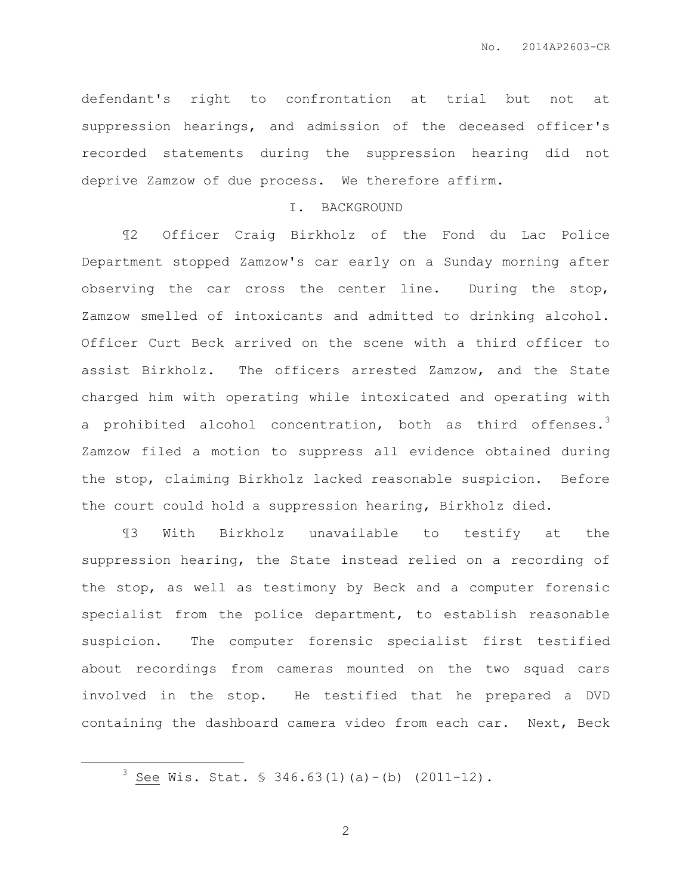defendant's right to confrontation at trial but not at suppression hearings, and admission of the deceased officer's recorded statements during the suppression hearing did not deprive Zamzow of due process. We therefore affirm.

## I. BACKGROUND

¶2 Officer Craig Birkholz of the Fond du Lac Police Department stopped Zamzow's car early on a Sunday morning after observing the car cross the center line. During the stop, Zamzow smelled of intoxicants and admitted to drinking alcohol. Officer Curt Beck arrived on the scene with a third officer to assist Birkholz. The officers arrested Zamzow, and the State charged him with operating while intoxicated and operating with a prohibited alcohol concentration, both as third offenses.[3] Zamzow filed a motion to suppress all evidence obtained during the stop, claiming Birkholz lacked reasonable suspicion. Before the court could hold a suppression hearing, Birkholz died.

¶3 With Birkholz unavailable to testify at the suppression hearing, the State instead relied on a recording of the stop, as well as testimony by Beck and a computer forensic specialist from the police department, to establish reasonable suspicion. The computer forensic specialist first testified about recordings from cameras mounted on the two squad cars involved in the stop. He testified that he prepared a DVD containing the dashboard camera video from each car. Next, Beck

---

[3] See Wis. Stat. § 346.63(1)(a)-(b) (2011-12).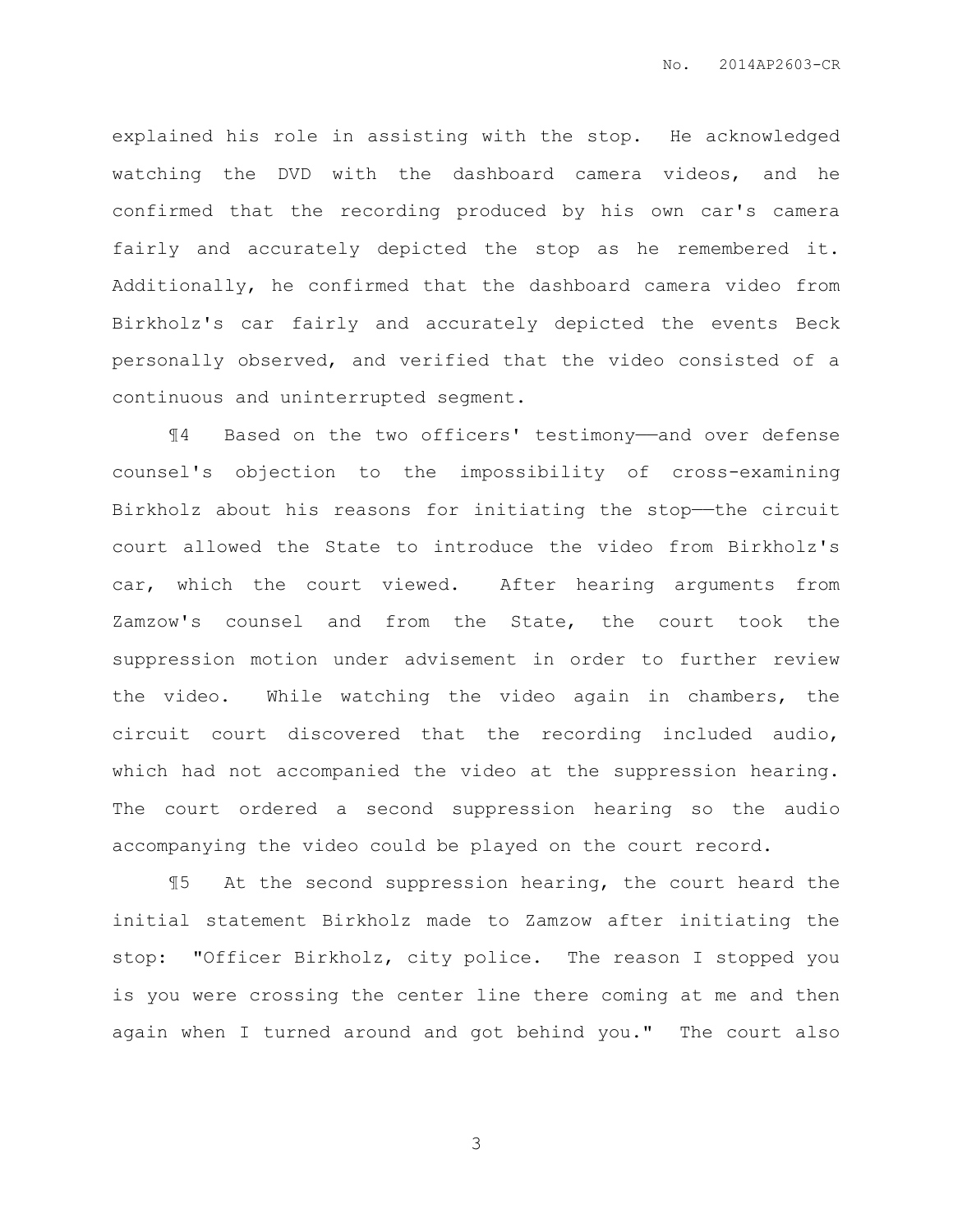explained his role in assisting with the stop. He acknowledged watching the DVD with the dashboard camera videos, and he confirmed that the recording produced by his own car's camera fairly and accurately depicted the stop as he remembered it. Additionally, he confirmed that the dashboard camera video from Birkholz's car fairly and accurately depicted the events Beck personally observed, and verified that the video consisted of a continuous and uninterrupted segment.

¶4 Based on the two officers' testimony——and over defense counsel's objection to the impossibility of cross-examining Birkholz about his reasons for initiating the stop——the circuit court allowed the State to introduce the video from Birkholz's car, which the court viewed. After hearing arguments from Zamzow's counsel and from the State, the court took the suppression motion under advisement in order to further review the video. While watching the video again in chambers, the circuit court discovered that the recording included audio, which had not accompanied the video at the suppression hearing. The court ordered a second suppression hearing so the audio accompanying the video could be played on the court record.

¶5 At the second suppression hearing, the court heard the initial statement Birkholz made to Zamzow after initiating the stop: "Officer Birkholz, city police. The reason I stopped you is you were crossing the center line there coming at me and then again when I turned around and got behind you." The court also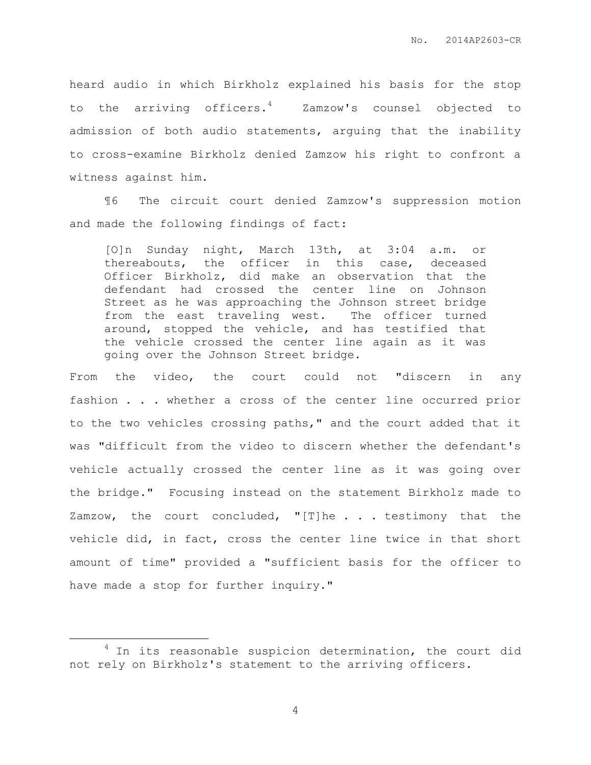heard audio in which Birkholz explained his basis for the stop to the arriving officers.[4] Zamzow's counsel objected to admission of both audio statements, arguing that the inability to cross-examine Birkholz denied Zamzow his right to confront a witness against him.

¶6 The circuit court denied Zamzow's suppression motion and made the following findings of fact:

> [O]n Sunday night, March 13th, at 3:04 a.m. or thereabouts, the officer in this case, deceased Officer Birkholz, did make an observation that the defendant had crossed the center line on Johnson Street as he was approaching the Johnson street bridge from the east traveling west. The officer turned around, stopped the vehicle, and has testified that the vehicle crossed the center line again as it was going over the Johnson Street bridge.

From the video, the court could not "discern in any fashion . . . whether a cross of the center line occurred prior to the two vehicles crossing paths," and the court added that it was "difficult from the video to discern whether the defendant's vehicle actually crossed the center line as it was going over the bridge." Focusing instead on the statement Birkholz made to Zamzow, the court concluded, "[T]he . . . testimony that the vehicle did, in fact, cross the center line twice in that short amount of time" provided a "sufficient basis for the officer to have made a stop for further inquiry."

---

[4] In its reasonable suspicion determination, the court did not rely on Birkholz's statement to the arriving officers.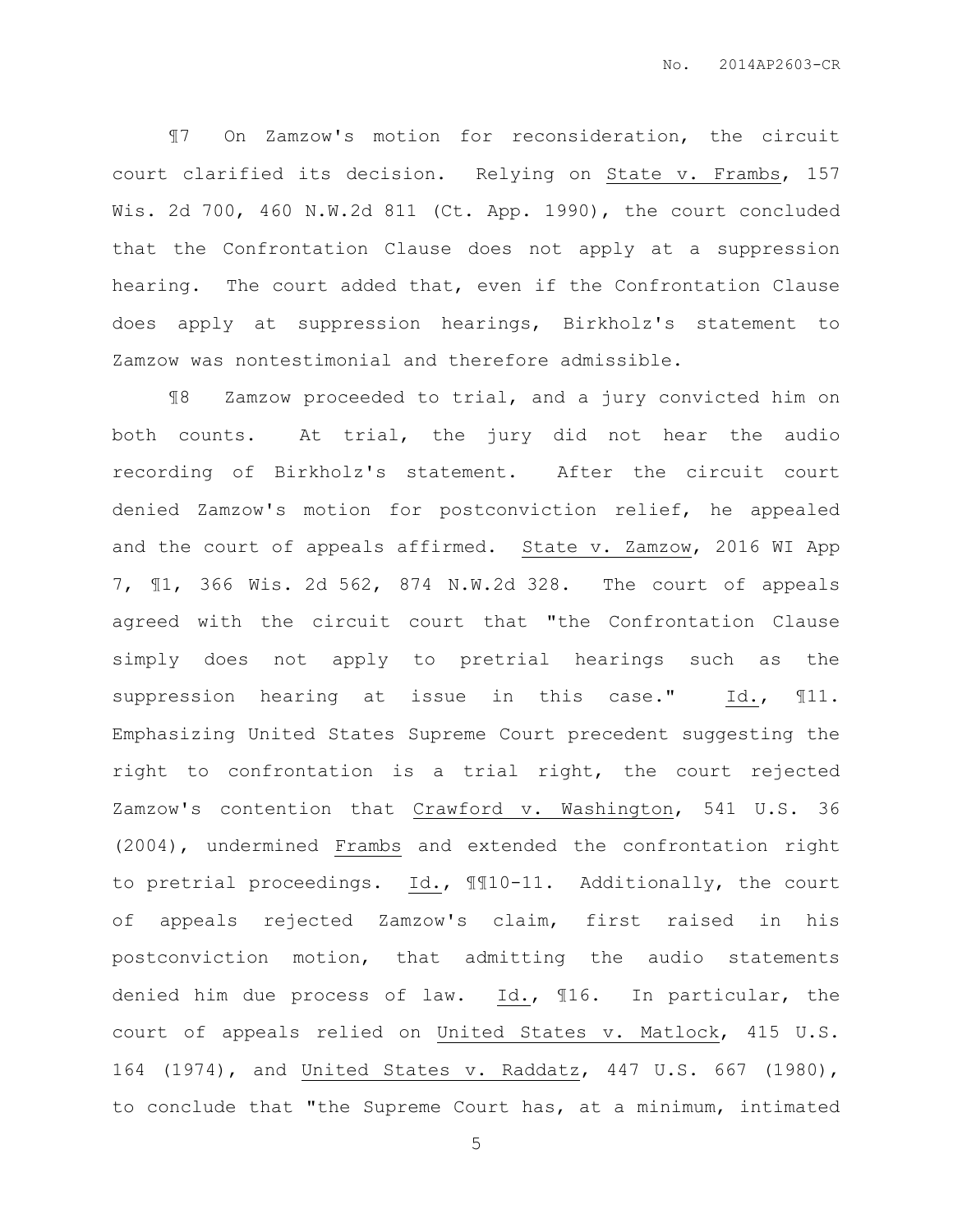¶7 On Zamzow's motion for reconsideration, the circuit court clarified its decision. Relying on State v. Frambs, 157 Wis. 2d 700, 460 N.W.2d 811 (Ct. App. 1990), the court concluded that the Confrontation Clause does not apply at a suppression hearing. The court added that, even if the Confrontation Clause does apply at suppression hearings, Birkholz's statement to Zamzow was nontestimonial and therefore admissible.

¶8 Zamzow proceeded to trial, and a jury convicted him on both counts. At trial, the jury did not hear the audio recording of Birkholz's statement. After the circuit court denied Zamzow's motion for postconviction relief, he appealed and the court of appeals affirmed. State v. Zamzow, 2016 WI App 7, ¶1, 366 Wis. 2d 562, 874 N.W.2d 328. The court of appeals agreed with the circuit court that "the Confrontation Clause simply does not apply to pretrial hearings such as the suppression hearing at issue in this case." Id., ¶11. Emphasizing United States Supreme Court precedent suggesting the right to confrontation is a trial right, the court rejected Zamzow's contention that Crawford v. Washington, 541 U.S. 36 (2004), undermined Frambs and extended the confrontation right to pretrial proceedings. Id., ¶¶10-11. Additionally, the court of appeals rejected Zamzow's claim, first raised in his postconviction motion, that admitting the audio statements denied him due process of law. Id., ¶16. In particular, the court of appeals relied on United States v. Matlock, 415 U.S. 164 (1974), and United States v. Raddatz, 447 U.S. 667 (1980), to conclude that "the Supreme Court has, at a minimum, intimated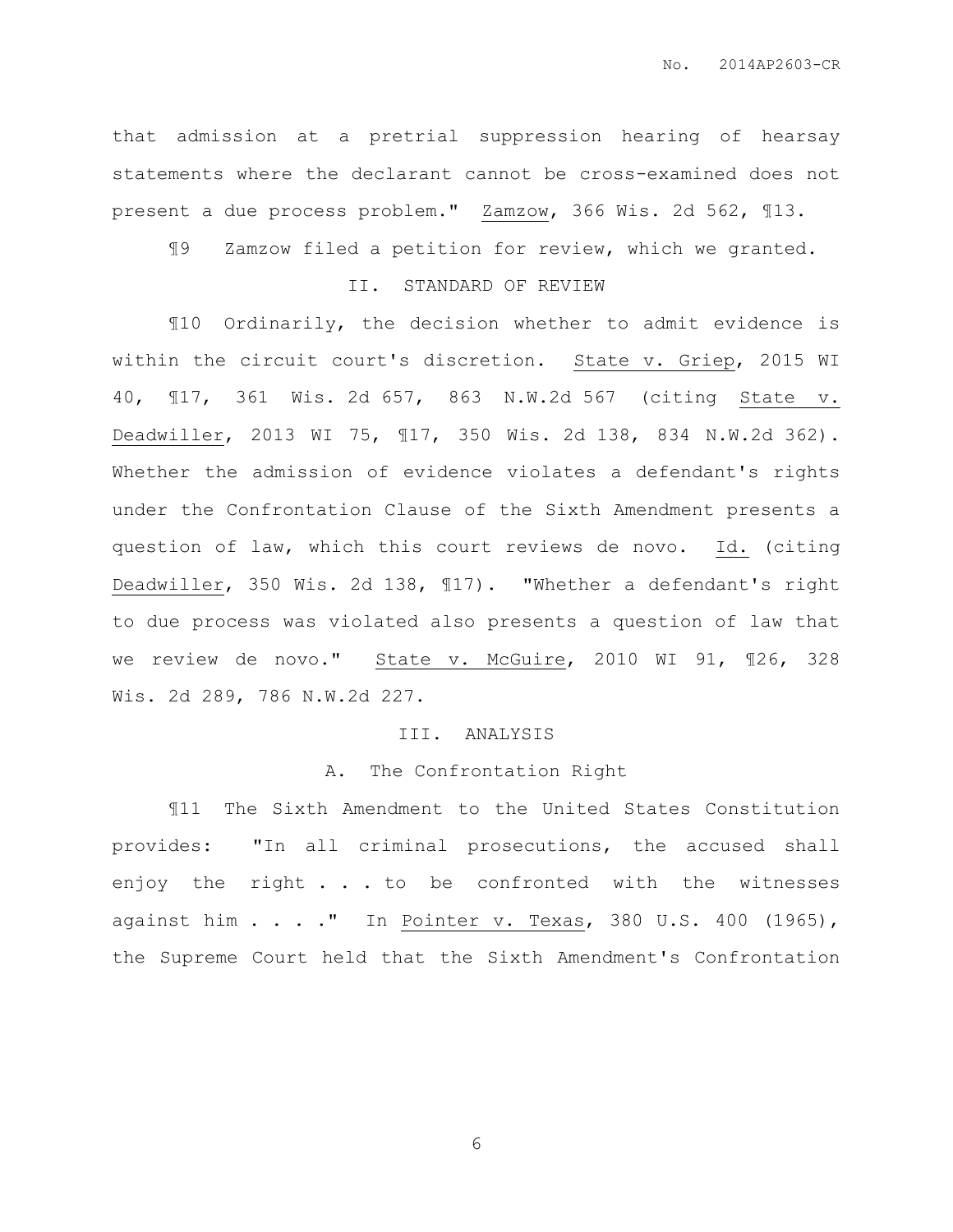that admission at a pretrial suppression hearing of hearsay statements where the declarant cannot be cross-examined does not present a due process problem." Zamzow, 366 Wis. 2d 562, ¶13.

¶9 Zamzow filed a petition for review, which we granted.

## II. STANDARD OF REVIEW

¶10 Ordinarily, the decision whether to admit evidence is within the circuit court's discretion. State v. Griep, 2015 WI 40, ¶17, 361 Wis. 2d 657, 863 N.W.2d 567 (citing State v. Deadwiller, 2013 WI 75, ¶17, 350 Wis. 2d 138, 834 N.W.2d 362). Whether the admission of evidence violates a defendant's rights under the Confrontation Clause of the Sixth Amendment presents a question of law, which this court reviews de novo. Id. (citing Deadwiller, 350 Wis. 2d 138, ¶17). "Whether a defendant's right to due process was violated also presents a question of law that we review de novo." State v. McGuire, 2010 WI 91, ¶26, 328 Wis. 2d 289, 786 N.W.2d 227.

## III. ANALYSIS

### A. The Confrontation Right

¶11 The Sixth Amendment to the United States Constitution provides: "In all criminal prosecutions, the accused shall enjoy the right . . . to be confronted with the witnesses against him . . . ." In Pointer v. Texas, 380 U.S. 400 (1965), the Supreme Court held that the Sixth Amendment's Confrontation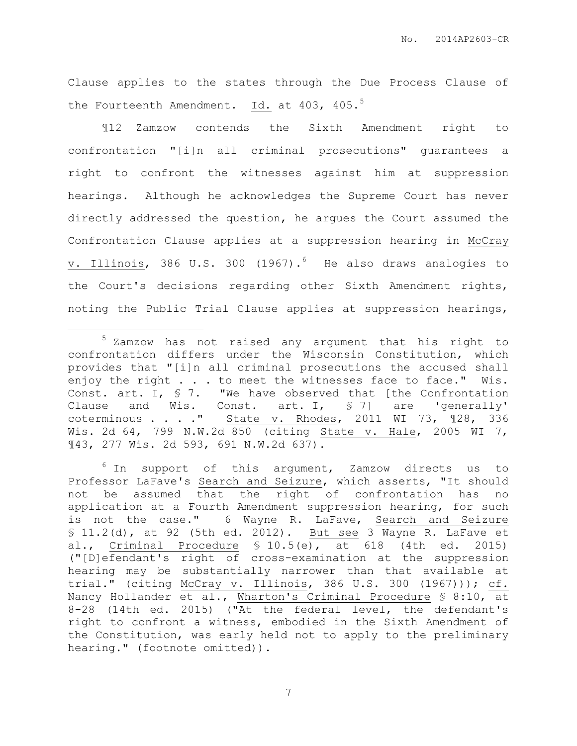Clause applies to the states through the Due Process Clause of the Fourteenth Amendment. Id. at 403, 405.[5]

¶12 Zamzow contends the Sixth Amendment right to confrontation "[i]n all criminal prosecutions" guarantees a right to confront the witnesses against him at suppression hearings. Although he acknowledges the Supreme Court has never directly addressed the question, he argues the Court assumed the Confrontation Clause applies at a suppression hearing in McCray v. Illinois, 386 U.S. 300 (1967).[6] He also draws analogies to the Court's decisions regarding other Sixth Amendment rights, noting the Public Trial Clause applies at suppression hearings,

---

[5] Zamzow has not raised any argument that his right to confrontation differs under the Wisconsin Constitution, which provides that "[i]n all criminal prosecutions the accused shall enjoy the right . . . to meet the witnesses face to face." Wis. Const. art. I, § 7. "We have observed that [the Confrontation Clause and Wis. Const. art. I, § 7] are 'generally' coterminous . . . ." State v. Rhodes, 2011 WI 73, ¶28, 336 Wis. 2d 64, 799 N.W.2d 850 (citing State v. Hale, 2005 WI 7, ¶43, 277 Wis. 2d 593, 691 N.W.2d 637).

[6] In support of this argument, Zamzow directs us to Professor LaFave's Search and Seizure, which asserts, "It should not be assumed that the right of confrontation has no application at a Fourth Amendment suppression hearing, for such is not the case." 6 Wayne R. LaFave, Search and Seizure § 11.2(d), at 92 (5th ed. 2012). But see 3 Wayne R. LaFave et al., Criminal Procedure § 10.5(e), at 618 (4th ed. 2015) ("[D]efendant's right of cross-examination at the suppression hearing may be substantially narrower than that available at trial." (citing McCray v. Illinois, 386 U.S. 300 (1967))); cf. Nancy Hollander et al., Wharton's Criminal Procedure § 8:10, at 8-28 (14th ed. 2015) ("At the federal level, the defendant's right to confront a witness, embodied in the Sixth Amendment of the Constitution, was early held not to apply to the preliminary hearing." (footnote omitted)).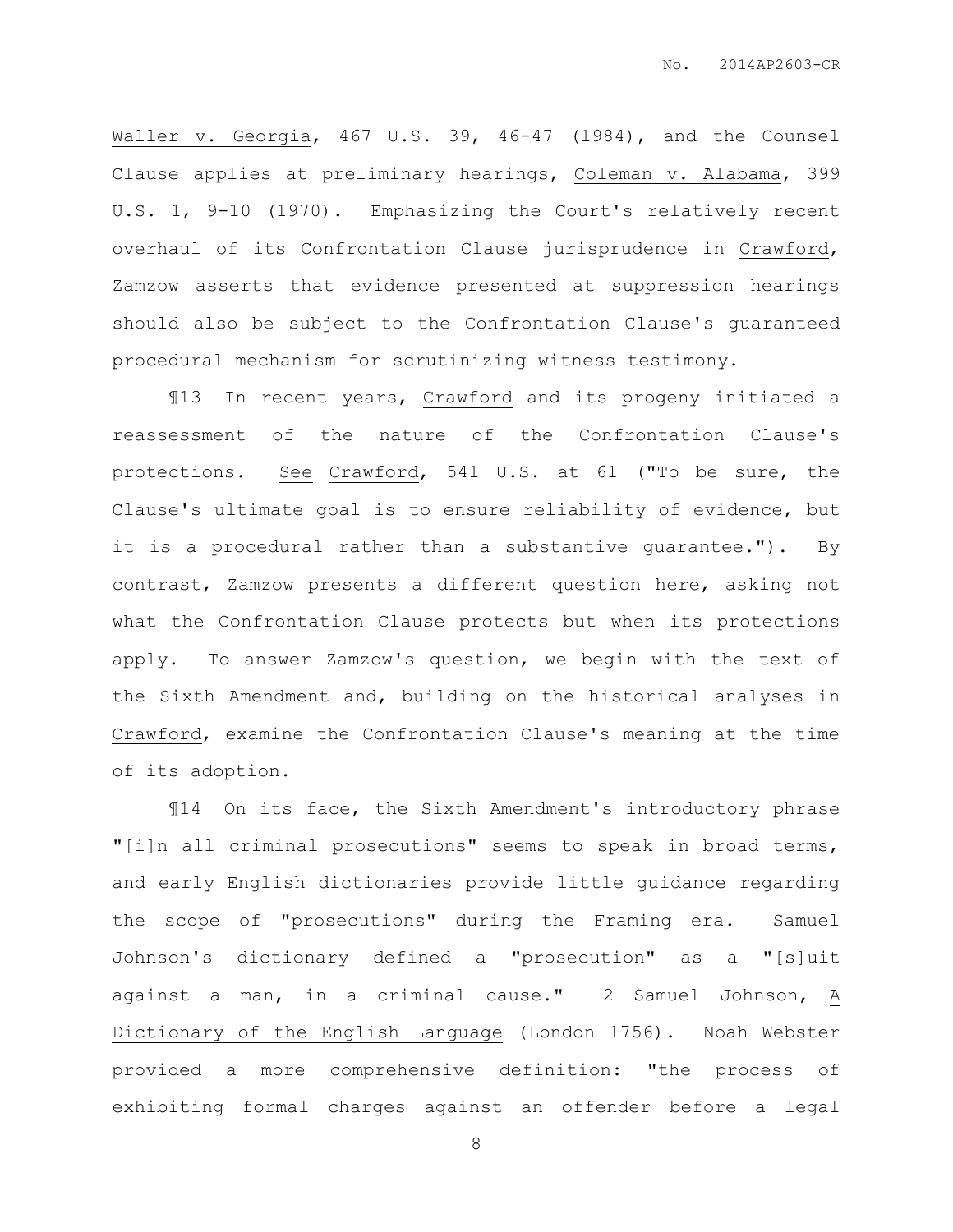Waller v. Georgia, 467 U.S. 39, 46-47 (1984), and the Counsel Clause applies at preliminary hearings, Coleman v. Alabama, 399 U.S. 1, 9-10 (1970). Emphasizing the Court's relatively recent overhaul of its Confrontation Clause jurisprudence in Crawford, Zamzow asserts that evidence presented at suppression hearings should also be subject to the Confrontation Clause's guaranteed procedural mechanism for scrutinizing witness testimony.

¶13 In recent years, Crawford and its progeny initiated a reassessment of the nature of the Confrontation Clause's protections. See Crawford, 541 U.S. at 61 ("To be sure, the Clause's ultimate goal is to ensure reliability of evidence, but it is a procedural rather than a substantive guarantee."). By contrast, Zamzow presents a different question here, asking not what the Confrontation Clause protects but when its protections apply. To answer Zamzow's question, we begin with the text of the Sixth Amendment and, building on the historical analyses in Crawford, examine the Confrontation Clause's meaning at the time of its adoption.

¶14 On its face, the Sixth Amendment's introductory phrase "[i]n all criminal prosecutions" seems to speak in broad terms, and early English dictionaries provide little guidance regarding the scope of "prosecutions" during the Framing era. Samuel Johnson's dictionary defined a "prosecution" as a "[s]uit against a man, in a criminal cause." 2 Samuel Johnson, A Dictionary of the English Language (London 1756). Noah Webster provided a more comprehensive definition: "the process of exhibiting formal charges against an offender before a legal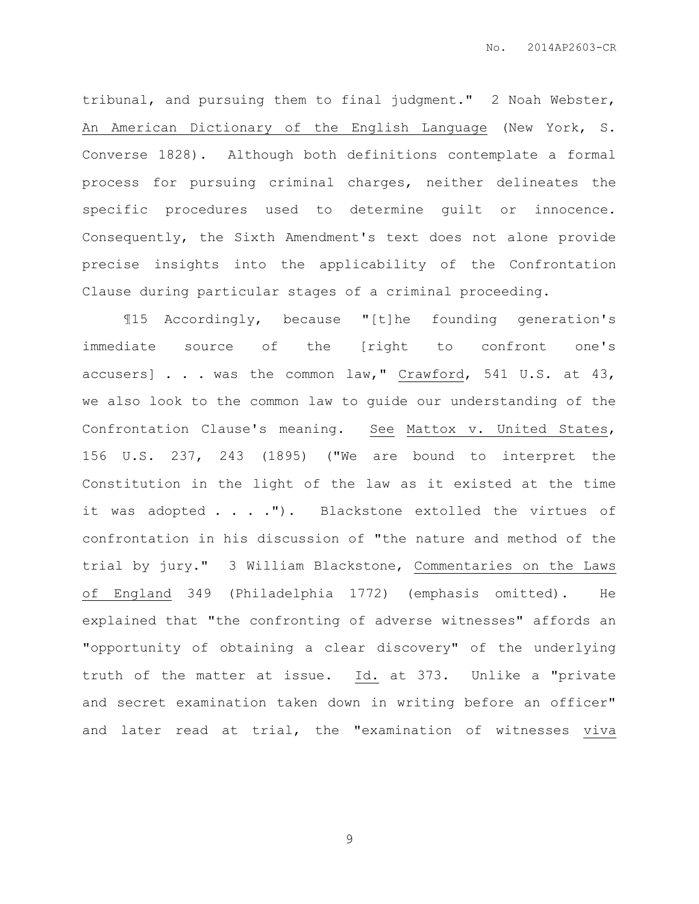tribunal, and pursuing them to final judgment." 2 Noah Webster, An American Dictionary of the English Language (New York, S. Converse 1828). Although both definitions contemplate a formal process for pursuing criminal charges, neither delineates the specific procedures used to determine guilt or innocence. Consequently, the Sixth Amendment's text does not alone provide precise insights into the applicability of the Confrontation Clause during particular stages of a criminal proceeding.

¶15 Accordingly, because "[t]he founding generation's immediate source of the [right to confront one's accusers] . . . was the common law," Crawford, 541 U.S. at 43, we also look to the common law to guide our understanding of the Confrontation Clause's meaning. See Mattox v. United States, 156 U.S. 237, 243 (1895) ("We are bound to interpret the Constitution in the light of the law as it existed at the time it was adopted . . . ."). Blackstone extolled the virtues of confrontation in his discussion of "the nature and method of the trial by jury." 3 William Blackstone, Commentaries on the Laws of England 349 (Philadelphia 1772) (emphasis omitted). He explained that "the confronting of adverse witnesses" affords an "opportunity of obtaining a clear discovery" of the underlying truth of the matter at issue. Id. at 373. Unlike a "private and secret examination taken down in writing before an officer" and later read at trial, the "examination of witnesses viva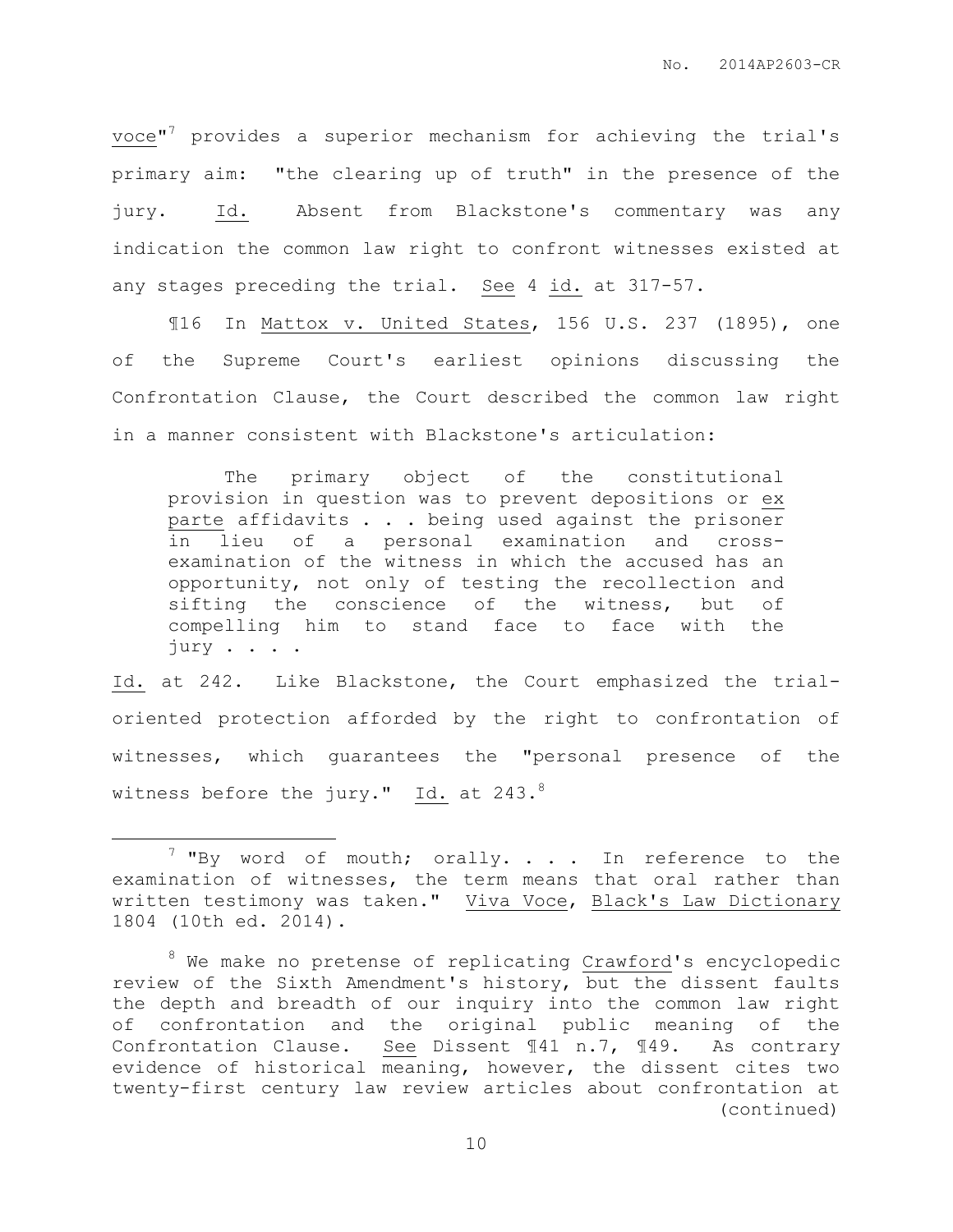voce"[7] provides a superior mechanism for achieving the trial's primary aim: "the clearing up of truth" in the presence of the jury. Id. Absent from Blackstone's commentary was any indication the common law right to confront witnesses existed at any stages preceding the trial. See 4 id. at 317-57.

¶16 In Mattox v. United States, 156 U.S. 237 (1895), one of the Supreme Court's earliest opinions discussing the Confrontation Clause, the Court described the common law right in a manner consistent with Blackstone's articulation:

> The primary object of the constitutional provision in question was to prevent depositions or ex parte affidavits . . . being used against the prisoner in lieu of a personal examination and cross-examination of the witness in which the accused has an opportunity, not only of testing the recollection and sifting the conscience of the witness, but of compelling him to stand face to face with the jury . . . .

Id. at 242. Like Blackstone, the Court emphasized the trial-oriented protection afforded by the right to confrontation of witnesses, which guarantees the "personal presence of the witness before the jury." Id. at 243.[8]

---

[7] "By word of mouth; orally. . . . In reference to the examination of witnesses, the term means that oral rather than written testimony was taken." Viva Voce, Black's Law Dictionary 1804 (10th ed. 2014).

[8] We make no pretense of replicating Crawford's encyclopedic review of the Sixth Amendment's history, but the dissent faults the depth and breadth of our inquiry into the common law right of confrontation and the original public meaning of the Confrontation Clause. See Dissent ¶41 n.7, ¶49. As contrary evidence of historical meaning, however, the dissent cites two twenty-first century law review articles about confrontation at (continued)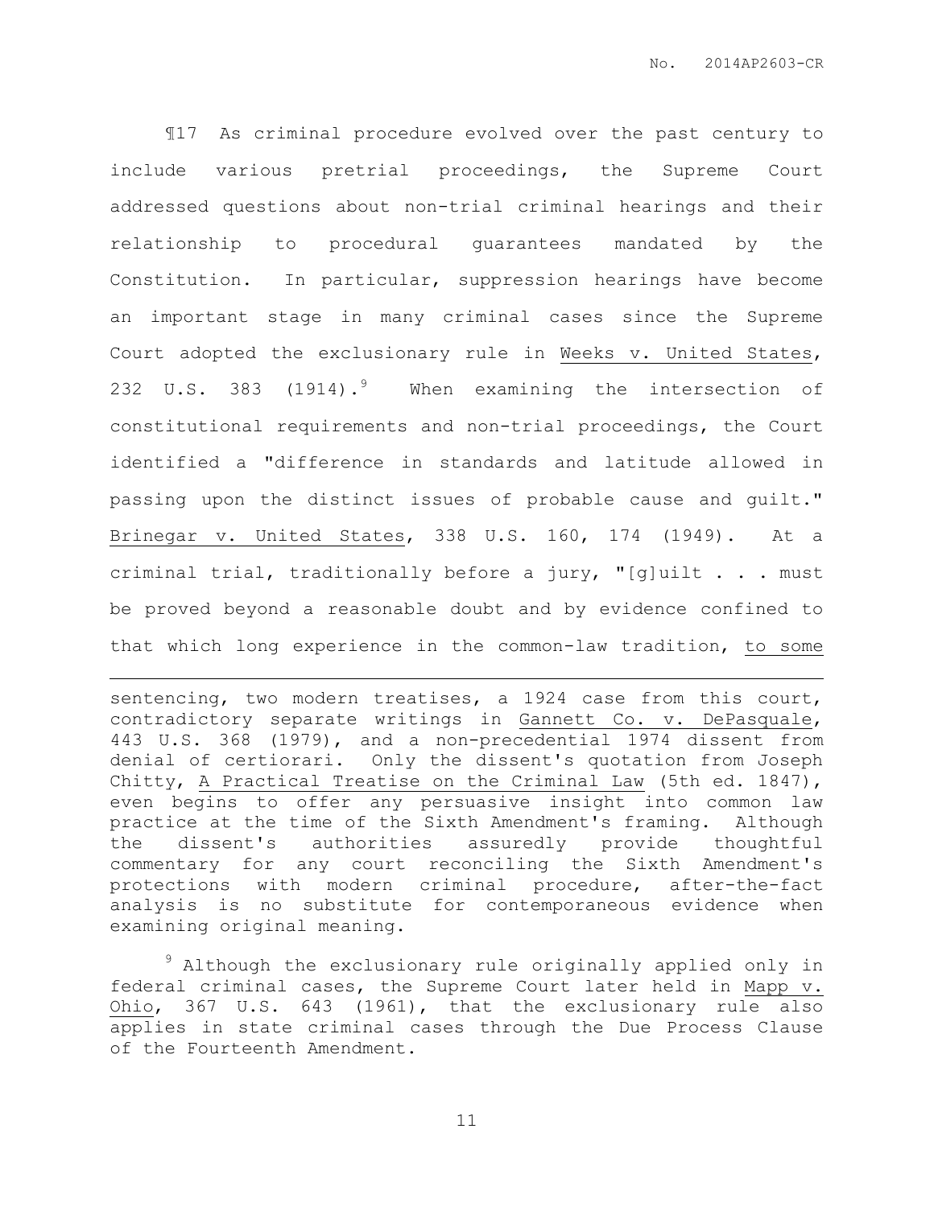¶17 As criminal procedure evolved over the past century to include various pretrial proceedings, the Supreme Court addressed questions about non-trial criminal hearings and their relationship to procedural guarantees mandated by the Constitution. In particular, suppression hearings have become an important stage in many criminal cases since the Supreme Court adopted the exclusionary rule in Weeks v. United States, 232 U.S. 383 (1914).[9] When examining the intersection of constitutional requirements and non-trial proceedings, the Court identified a "difference in standards and latitude allowed in passing upon the distinct issues of probable cause and guilt." Brinegar v. United States, 338 U.S. 160, 174 (1949). At a criminal trial, traditionally before a jury, "[g]uilt . . . must be proved beyond a reasonable doubt and by evidence confined to that which long experience in the common-law tradition, <u>to some</u>

---

sentencing, two modern treatises, a 1924 case from this court, contradictory separate writings in Gannett Co. v. DePasquale, 443 U.S. 368 (1979), and a non-precedential 1974 dissent from denial of certiorari. Only the dissent's quotation from Joseph Chitty, A Practical Treatise on the Criminal Law (5th ed. 1847), even begins to offer any persuasive insight into common law practice at the time of the Sixth Amendment's framing. Although the dissent's authorities assuredly provide thoughtful commentary for any court reconciling the Sixth Amendment's protections with modern criminal procedure, after-the-fact analysis is no substitute for contemporaneous evidence when examining original meaning.

[9] Although the exclusionary rule originally applied only in federal criminal cases, the Supreme Court later held in Mapp v. Ohio, 367 U.S. 643 (1961), that the exclusionary rule also applies in state criminal cases through the Due Process Clause of the Fourteenth Amendment.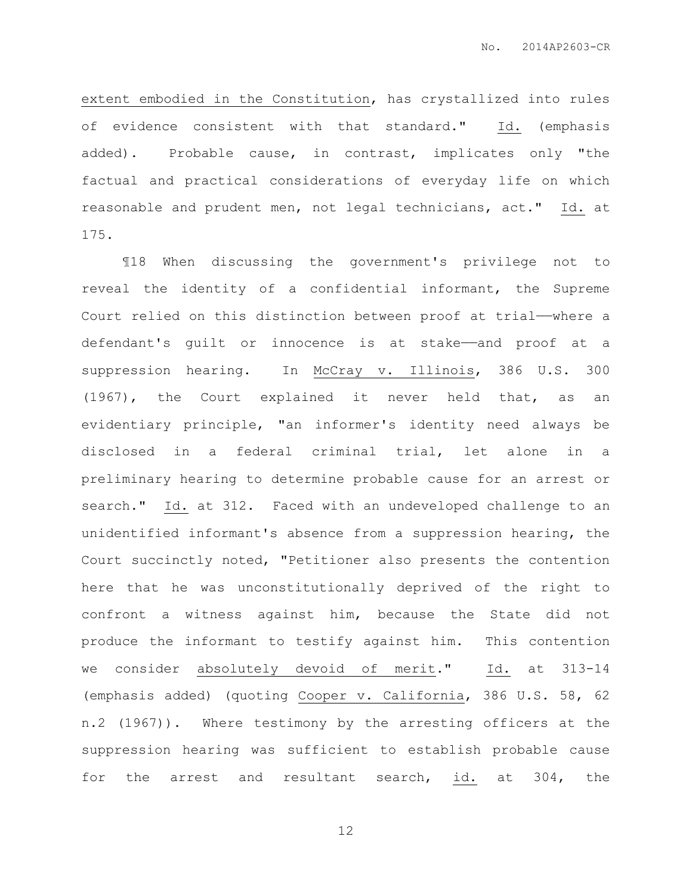extent embodied in the Constitution, has crystallized into rules of evidence consistent with that standard." Id. (emphasis added). Probable cause, in contrast, implicates only "the factual and practical considerations of everyday life on which reasonable and prudent men, not legal technicians, act." Id. at 175.

¶18 When discussing the government's privilege not to reveal the identity of a confidential informant, the Supreme Court relied on this distinction between proof at trial——where a defendant's guilt or innocence is at stake——and proof at a suppression hearing. In McCray v. Illinois, 386 U.S. 300 (1967), the Court explained it never held that, as an evidentiary principle, "an informer's identity need always be disclosed in a federal criminal trial, let alone in a preliminary hearing to determine probable cause for an arrest or search." Id. at 312. Faced with an undeveloped challenge to an unidentified informant's absence from a suppression hearing, the Court succinctly noted, "Petitioner also presents the contention here that he was unconstitutionally deprived of the right to confront a witness against him, because the State did not produce the informant to testify against him. This contention we consider absolutely devoid of merit." Id. at 313-14 (emphasis added) (quoting Cooper v. California, 386 U.S. 58, 62 n.2 (1967)). Where testimony by the arresting officers at the suppression hearing was sufficient to establish probable cause for the arrest and resultant search, id. at 304, the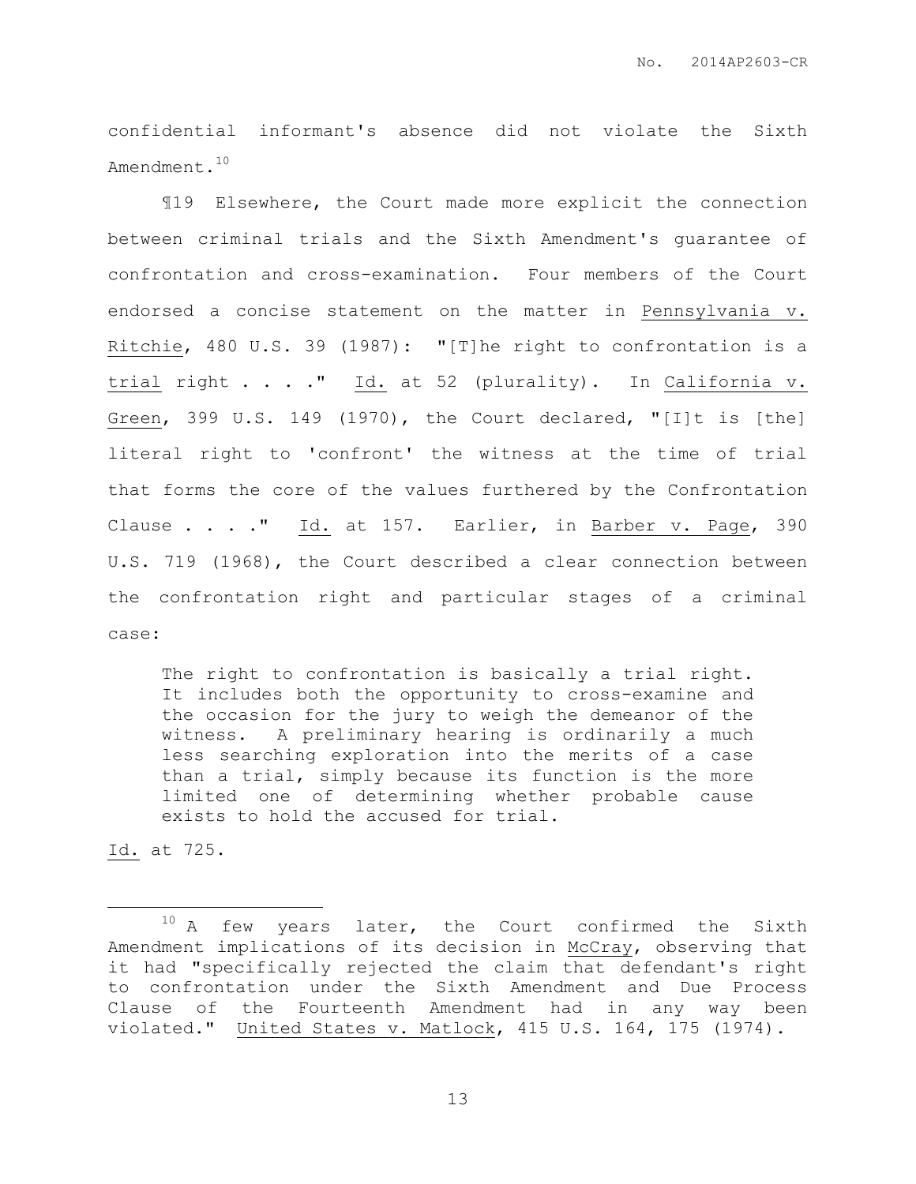confidential informant's absence did not violate the Sixth Amendment.[10]

¶19 Elsewhere, the Court made more explicit the connection between criminal trials and the Sixth Amendment's guarantee of confrontation and cross-examination. Four members of the Court endorsed a concise statement on the matter in Pennsylvania v. Ritchie, 480 U.S. 39 (1987): "[T]he right to confrontation is a trial right . . . ." Id. at 52 (plurality). In California v. Green, 399 U.S. 149 (1970), the Court declared, "[I]t is [the] literal right to 'confront' the witness at the time of trial that forms the core of the values furthered by the Confrontation Clause . . . ." Id. at 157. Earlier, in Barber v. Page, 390 U.S. 719 (1968), the Court described a clear connection between the confrontation right and particular stages of a criminal case:

> The right to confrontation is basically a trial right. It includes both the opportunity to cross-examine and the occasion for the jury to weigh the demeanor of the witness. A preliminary hearing is ordinarily a much less searching exploration into the merits of a case than a trial, simply because its function is the more limited one of determining whether probable cause exists to hold the accused for trial.

Id. at 725.

---

[10] A few years later, the Court confirmed the Sixth Amendment implications of its decision in McCray, observing that it had "specifically rejected the claim that defendant's right to confrontation under the Sixth Amendment and Due Process Clause of the Fourteenth Amendment had in any way been violated." United States v. Matlock, 415 U.S. 164, 175 (1974).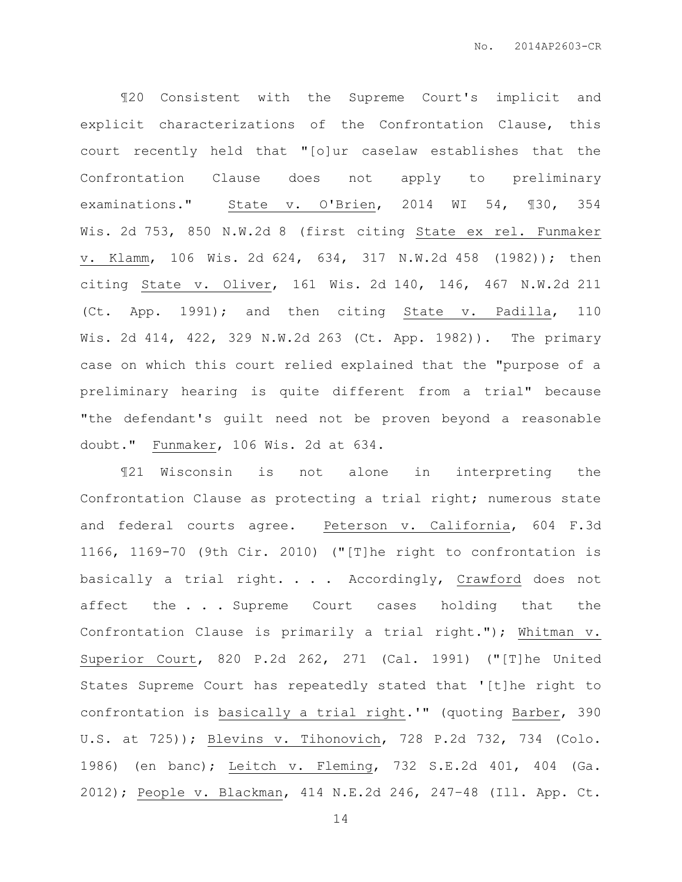¶20 Consistent with the Supreme Court's implicit and explicit characterizations of the Confrontation Clause, this court recently held that "[o]ur caselaw establishes that the Confrontation Clause does not apply to preliminary examinations." State v. O'Brien, 2014 WI 54, ¶30, 354 Wis. 2d 753, 850 N.W.2d 8 (first citing State ex rel. Funmaker v. Klamm, 106 Wis. 2d 624, 634, 317 N.W.2d 458 (1982)); then citing State v. Oliver, 161 Wis. 2d 140, 146, 467 N.W.2d 211 (Ct. App. 1991); and then citing State v. Padilla, 110 Wis. 2d 414, 422, 329 N.W.2d 263 (Ct. App. 1982)). The primary case on which this court relied explained that the "purpose of a preliminary hearing is quite different from a trial" because "the defendant's guilt need not be proven beyond a reasonable doubt." Funmaker, 106 Wis. 2d at 634.

¶21 Wisconsin is not alone in interpreting the Confrontation Clause as protecting a trial right; numerous state and federal courts agree. Peterson v. California, 604 F.3d 1166, 1169-70 (9th Cir. 2010) ("[T]he right to confrontation is basically a trial right. . . . Accordingly, Crawford does not affect the . . . Supreme Court cases holding that the Confrontation Clause is primarily a trial right."); Whitman v. Superior Court, 820 P.2d 262, 271 (Cal. 1991) ("[T]he United States Supreme Court has repeatedly stated that '[t]he right to confrontation is basically a trial right.'" (quoting Barber, 390 U.S. at 725)); Blevins v. Tihonovich, 728 P.2d 732, 734 (Colo. 1986) (en banc); Leitch v. Fleming, 732 S.E.2d 401, 404 (Ga. 2012); People v. Blackman, 414 N.E.2d 246, 247–48 (Ill. App. Ct.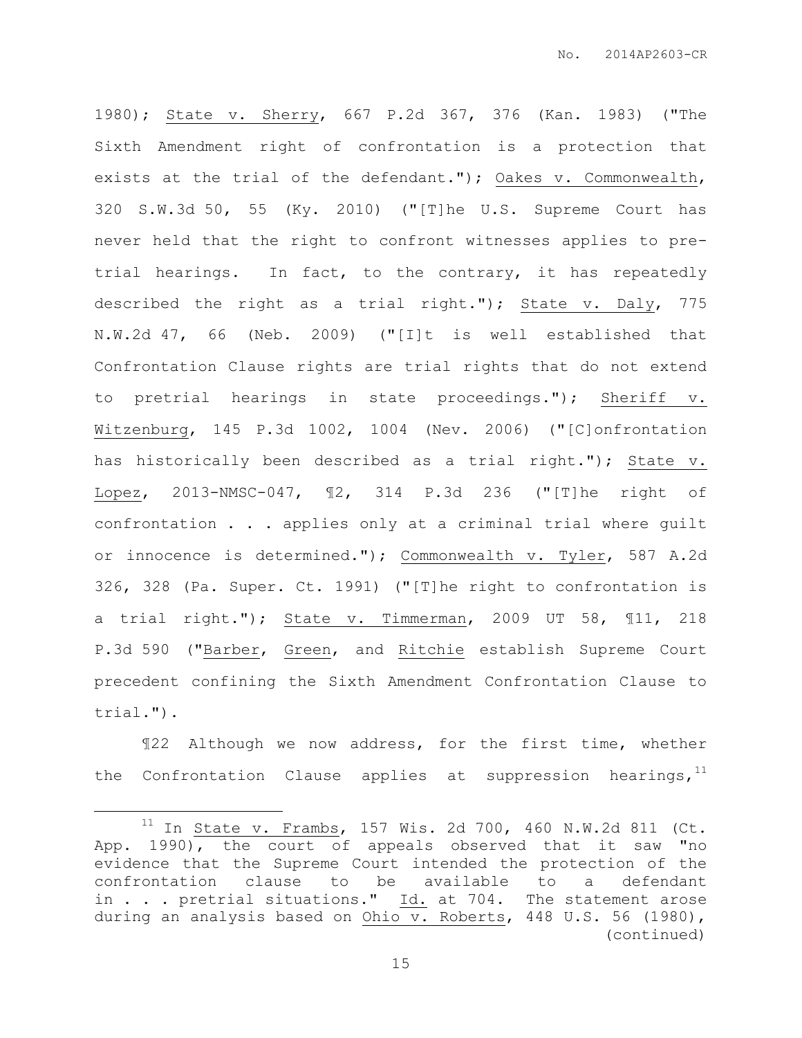1980); State v. Sherry, 667 P.2d 367, 376 (Kan. 1983) ("The Sixth Amendment right of confrontation is a protection that exists at the trial of the defendant."); Oakes v. Commonwealth, 320 S.W.3d 50, 55 (Ky. 2010) ("[T]he U.S. Supreme Court has never held that the right to confront witnesses applies to pre-trial hearings. In fact, to the contrary, it has repeatedly described the right as a trial right."); State v. Daly, 775 N.W.2d 47, 66 (Neb. 2009) ("[I]t is well established that Confrontation Clause rights are trial rights that do not extend to pretrial hearings in state proceedings."); Sheriff v. Witzenburg, 145 P.3d 1002, 1004 (Nev. 2006) ("[C]onfrontation has historically been described as a trial right."); State v. Lopez, 2013-NMSC-047, ¶2, 314 P.3d 236 ("[T]he right of confrontation . . . applies only at a criminal trial where guilt or innocence is determined."); Commonwealth v. Tyler, 587 A.2d 326, 328 (Pa. Super. Ct. 1991) ("[T]he right to confrontation is a trial right."); State v. Timmerman, 2009 UT 58, ¶11, 218 P.3d 590 ("Barber, Green, and Ritchie establish Supreme Court precedent confining the Sixth Amendment Confrontation Clause to trial.").

¶22 Although we now address, for the first time, whether the Confrontation Clause applies at suppression hearings,[11]

[11] In State v. Frambs, 157 Wis. 2d 700, 460 N.W.2d 811 (Ct. App. 1990), the court of appeals observed that it saw "no evidence that the Supreme Court intended the protection of the confrontation clause to be available to a defendant in . . . pretrial situations." Id. at 704. The statement arose during an analysis based on Ohio v. Roberts, 448 U.S. 56 (1980), (continued)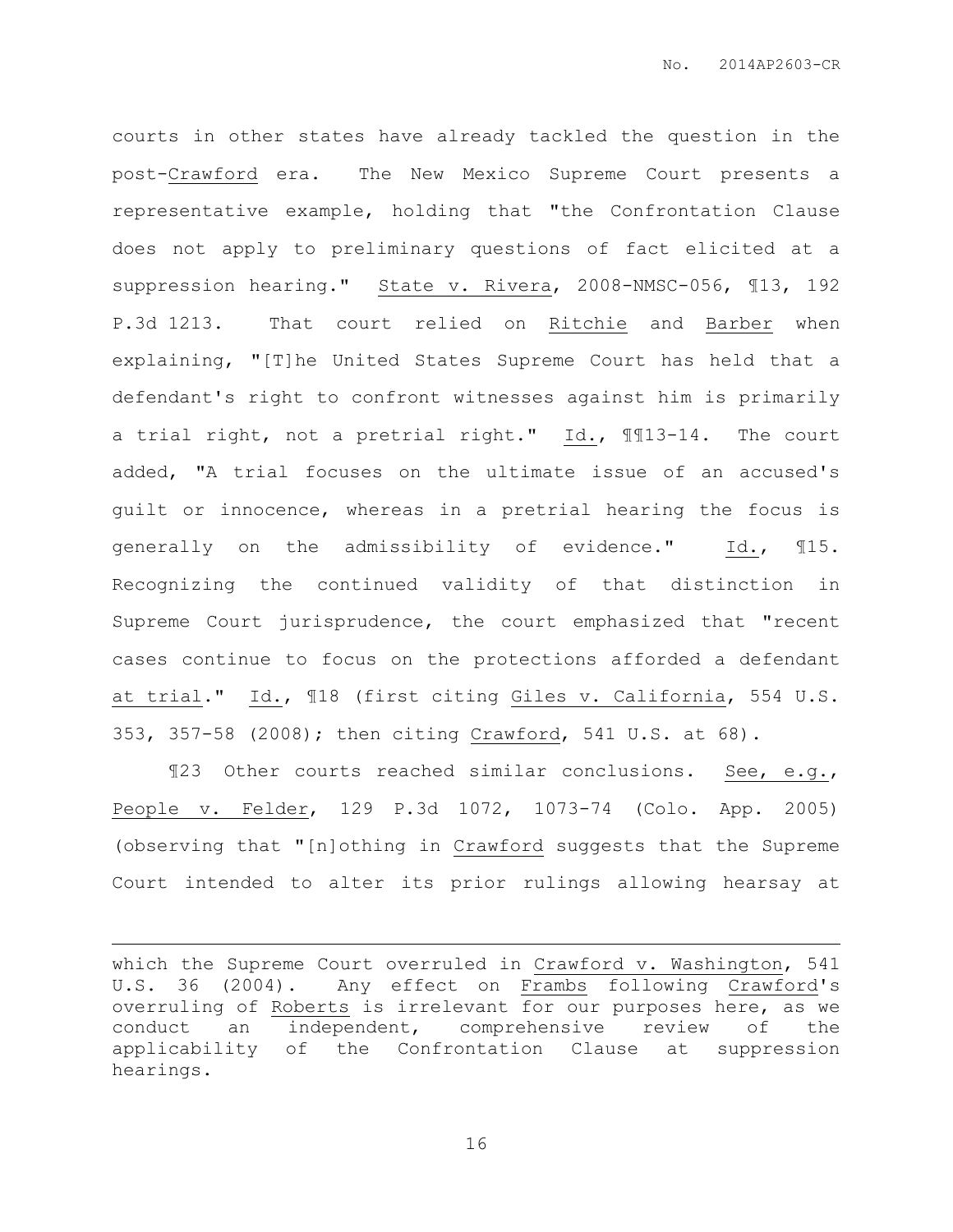courts in other states have already tackled the question in the post-Crawford era. The New Mexico Supreme Court presents a representative example, holding that "the Confrontation Clause does not apply to preliminary questions of fact elicited at a suppression hearing." State v. Rivera, 2008-NMSC-056, ¶13, 192 P.3d 1213. That court relied on Ritchie and Barber when explaining, "[T]he United States Supreme Court has held that a defendant's right to confront witnesses against him is primarily a trial right, not a pretrial right." Id., ¶¶13-14. The court added, "A trial focuses on the ultimate issue of an accused's guilt or innocence, whereas in a pretrial hearing the focus is generally on the admissibility of evidence." Id., ¶15. Recognizing the continued validity of that distinction in Supreme Court jurisprudence, the court emphasized that "recent cases continue to focus on the protections afforded a defendant at trial." Id., ¶18 (first citing Giles v. California, 554 U.S. 353, 357-58 (2008); then citing Crawford, 541 U.S. at 68).

¶23 Other courts reached similar conclusions. See, e.g., People v. Felder, 129 P.3d 1072, 1073-74 (Colo. App. 2005) (observing that "[n]othing in Crawford suggests that the Supreme Court intended to alter its prior rulings allowing hearsay at

---

which the Supreme Court overruled in Crawford v. Washington, 541 U.S. 36 (2004). Any effect on Frambs following Crawford's overruling of Roberts is irrelevant for our purposes here, as we conduct an independent, comprehensive review of the applicability of the Confrontation Clause at suppression hearings.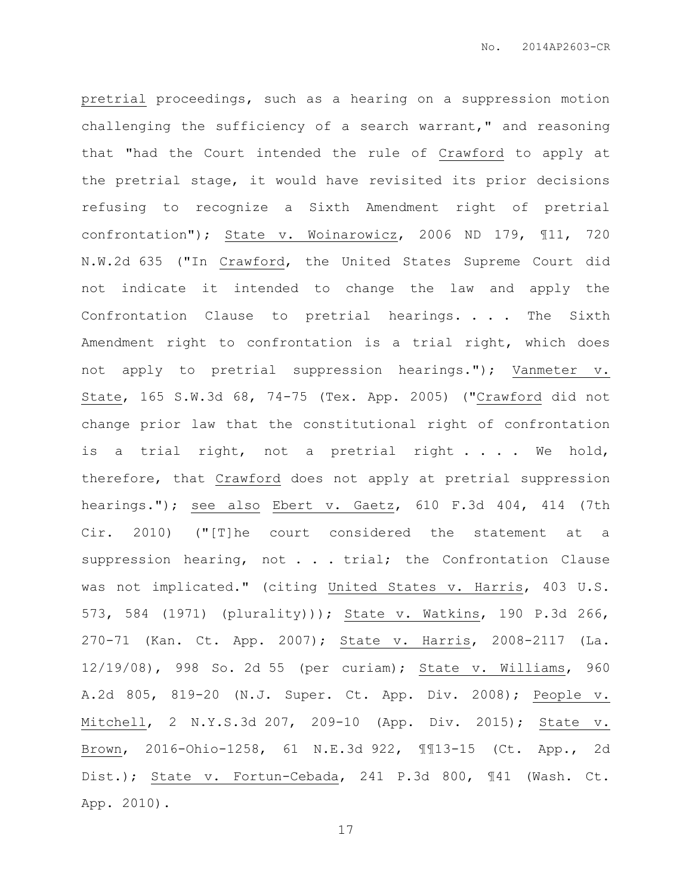pretrial proceedings, such as a hearing on a suppression motion challenging the sufficiency of a search warrant," and reasoning that "had the Court intended the rule of Crawford to apply at the pretrial stage, it would have revisited its prior decisions refusing to recognize a Sixth Amendment right of pretrial confrontation"); State v. Woinarowicz, 2006 ND 179, ¶11, 720 N.W.2d 635 ("In Crawford, the United States Supreme Court did not indicate it intended to change the law and apply the Confrontation Clause to pretrial hearings. . . . The Sixth Amendment right to confrontation is a trial right, which does not apply to pretrial suppression hearings."); Vanmeter v. State, 165 S.W.3d 68, 74-75 (Tex. App. 2005) ("Crawford did not change prior law that the constitutional right of confrontation is a trial right, not a pretrial right . . . . We hold, therefore, that Crawford does not apply at pretrial suppression hearings."); see also Ebert v. Gaetz, 610 F.3d 404, 414 (7th Cir. 2010) ("[T]he court considered the statement at a suppression hearing, not . . . trial; the Confrontation Clause was not implicated." (citing United States v. Harris, 403 U.S. 573, 584 (1971) (plurality))); State v. Watkins, 190 P.3d 266, 270-71 (Kan. Ct. App. 2007); State v. Harris, 2008-2117 (La. 12/19/08), 998 So. 2d 55 (per curiam); State v. Williams, 960 A.2d 805, 819-20 (N.J. Super. Ct. App. Div. 2008); People v. Mitchell, 2 N.Y.S.3d 207, 209-10 (App. Div. 2015); State v. Brown, 2016-Ohio-1258, 61 N.E.3d 922, ¶¶13-15 (Ct. App., 2d Dist.); State v. Fortun-Cebada, 241 P.3d 800, ¶41 (Wash. Ct. App. 2010).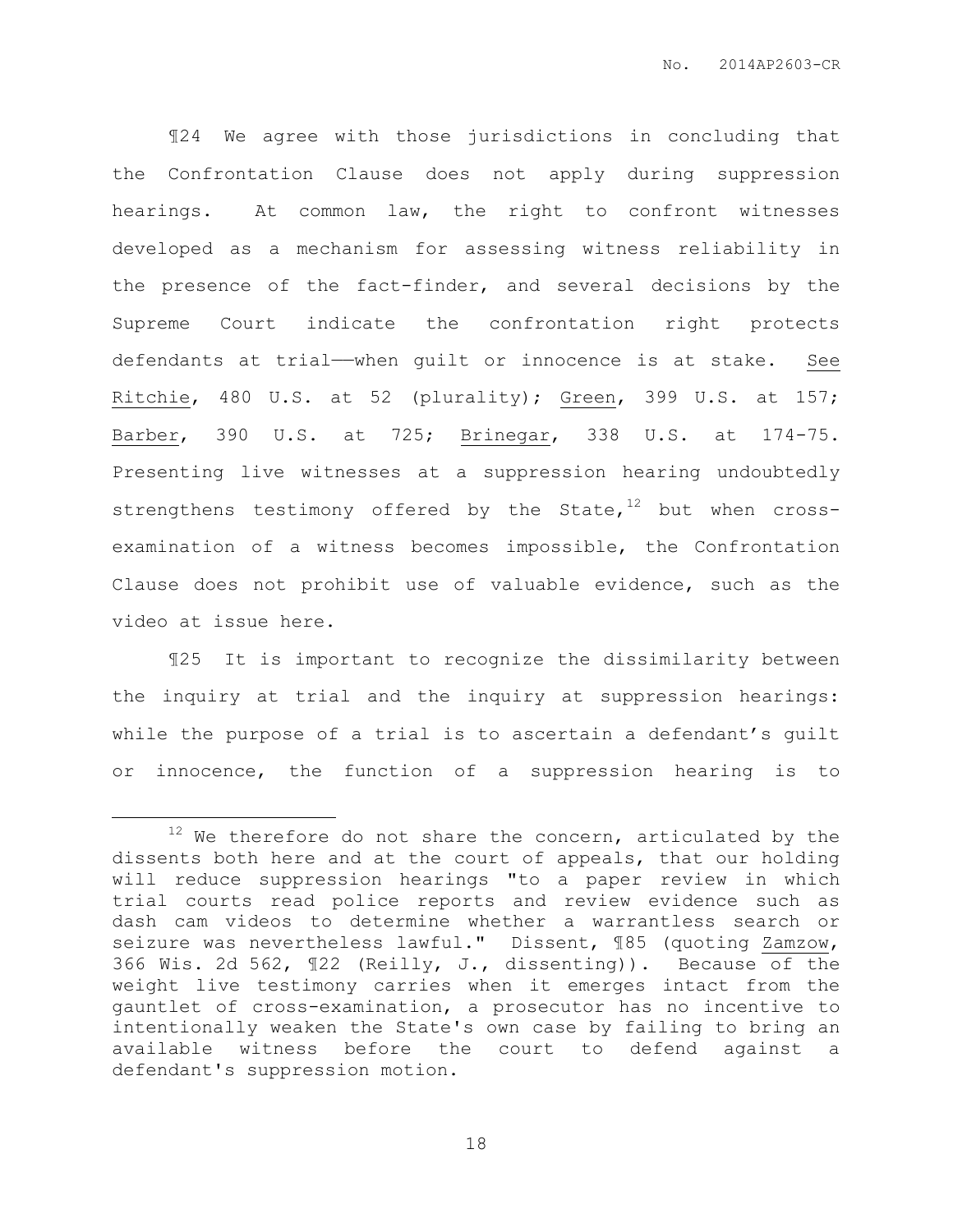¶24 We agree with those jurisdictions in concluding that the Confrontation Clause does not apply during suppression hearings. At common law, the right to confront witnesses developed as a mechanism for assessing witness reliability in the presence of the fact-finder, and several decisions by the Supreme Court indicate the confrontation right protects defendants at trial——when guilt or innocence is at stake. See Ritchie, 480 U.S. at 52 (plurality); Green, 399 U.S. at 157; Barber, 390 U.S. at 725; Brinegar, 338 U.S. at 174-75. Presenting live witnesses at a suppression hearing undoubtedly strengthens testimony offered by the State,[12] but when cross-examination of a witness becomes impossible, the Confrontation Clause does not prohibit use of valuable evidence, such as the video at issue here.

¶25 It is important to recognize the dissimilarity between the inquiry at trial and the inquiry at suppression hearings: while the purpose of a trial is to ascertain a defendant's guilt or innocence, the function of a suppression hearing is to

---

[12] We therefore do not share the concern, articulated by the dissents both here and at the court of appeals, that our holding will reduce suppression hearings "to a paper review in which trial courts read police reports and review evidence such as dash cam videos to determine whether a warrantless search or seizure was nevertheless lawful." Dissent, ¶85 (quoting Zamzow, 366 Wis. 2d 562, ¶22 (Reilly, J., dissenting)). Because of the weight live testimony carries when it emerges intact from the gauntlet of cross-examination, a prosecutor has no incentive to intentionally weaken the State's own case by failing to bring an available witness before the court to defend against a defendant's suppression motion.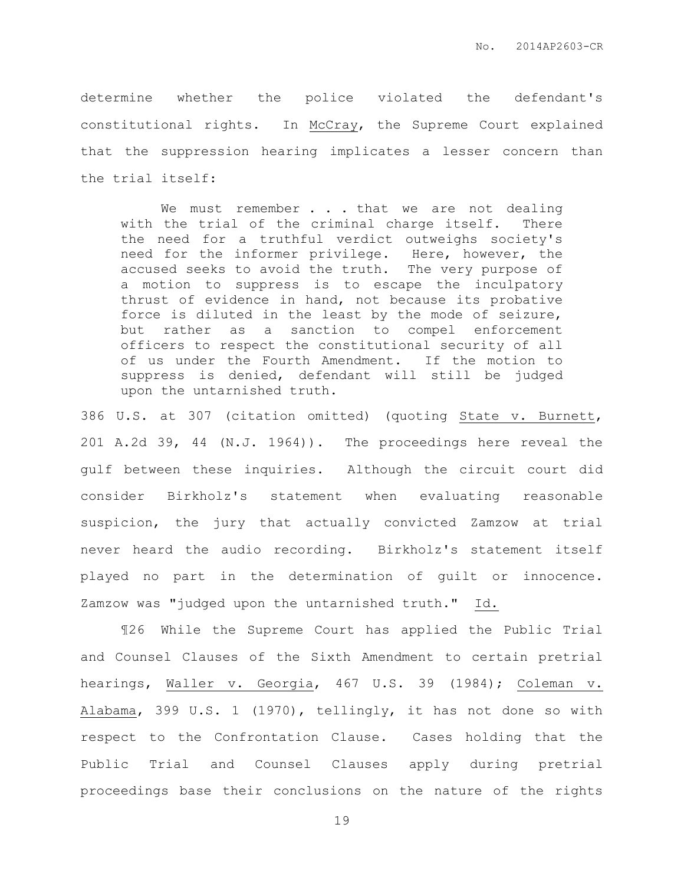determine whether the police violated the defendant's constitutional rights. In McCray, the Supreme Court explained that the suppression hearing implicates a lesser concern than the trial itself:

> We must remember . . . that we are not dealing with the trial of the criminal charge itself. There the need for a truthful verdict outweighs society's need for the informer privilege. Here, however, the accused seeks to avoid the truth. The very purpose of a motion to suppress is to escape the inculpatory thrust of evidence in hand, not because its probative force is diluted in the least by the mode of seizure, but rather as a sanction to compel enforcement officers to respect the constitutional security of all of us under the Fourth Amendment. If the motion to suppress is denied, defendant will still be judged upon the untarnished truth.

386 U.S. at 307 (citation omitted) (quoting State v. Burnett, 201 A.2d 39, 44 (N.J. 1964)). The proceedings here reveal the gulf between these inquiries. Although the circuit court did consider Birkholz's statement when evaluating reasonable suspicion, the jury that actually convicted Zamzow at trial never heard the audio recording. Birkholz's statement itself played no part in the determination of guilt or innocence. Zamzow was "judged upon the untarnished truth." Id.

¶26 While the Supreme Court has applied the Public Trial and Counsel Clauses of the Sixth Amendment to certain pretrial hearings, Waller v. Georgia, 467 U.S. 39 (1984); Coleman v. Alabama, 399 U.S. 1 (1970), tellingly, it has not done so with respect to the Confrontation Clause. Cases holding that the Public Trial and Counsel Clauses apply during pretrial proceedings base their conclusions on the nature of the rights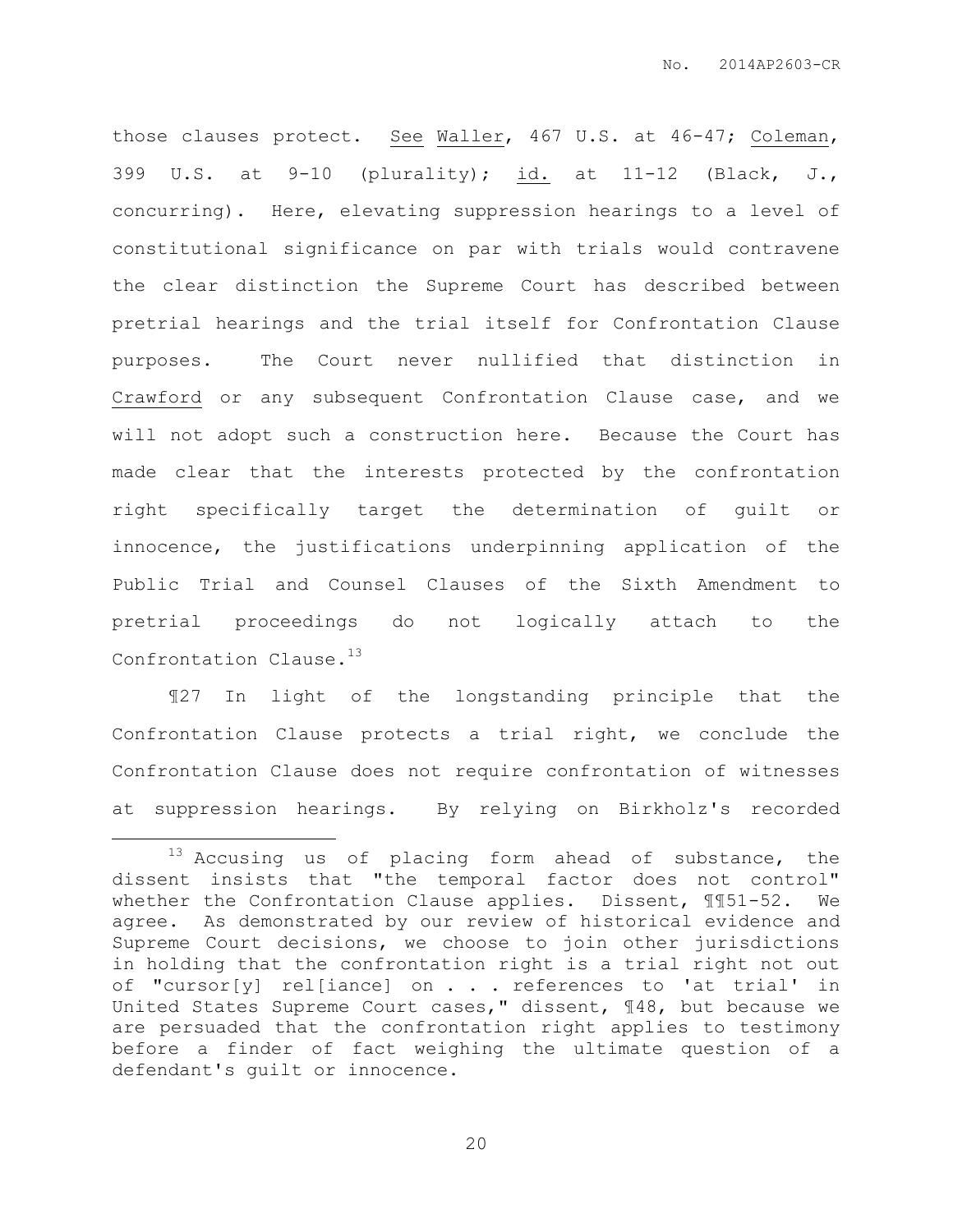those clauses protect. See Waller, 467 U.S. at 46-47; Coleman, 399 U.S. at 9-10 (plurality); id. at 11-12 (Black, J., concurring). Here, elevating suppression hearings to a level of constitutional significance on par with trials would contravene the clear distinction the Supreme Court has described between pretrial hearings and the trial itself for Confrontation Clause purposes. The Court never nullified that distinction in Crawford or any subsequent Confrontation Clause case, and we will not adopt such a construction here. Because the Court has made clear that the interests protected by the confrontation right specifically target the determination of guilt or innocence, the justifications underpinning application of the Public Trial and Counsel Clauses of the Sixth Amendment to pretrial proceedings do not logically attach to the Confrontation Clause.[13]

¶27 In light of the longstanding principle that the Confrontation Clause protects a trial right, we conclude the Confrontation Clause does not require confrontation of witnesses at suppression hearings. By relying on Birkholz's recorded

---

[13] Accusing us of placing form ahead of substance, the dissent insists that "the temporal factor does not control" whether the Confrontation Clause applies. Dissent, ¶¶51-52. We agree. As demonstrated by our review of historical evidence and Supreme Court decisions, we choose to join other jurisdictions in holding that the confrontation right is a trial right not out of "cursor[y] rel[iance] on . . . references to 'at trial' in United States Supreme Court cases," dissent, ¶48, but because we are persuaded that the confrontation right applies to testimony before a finder of fact weighing the ultimate question of a defendant's guilt or innocence.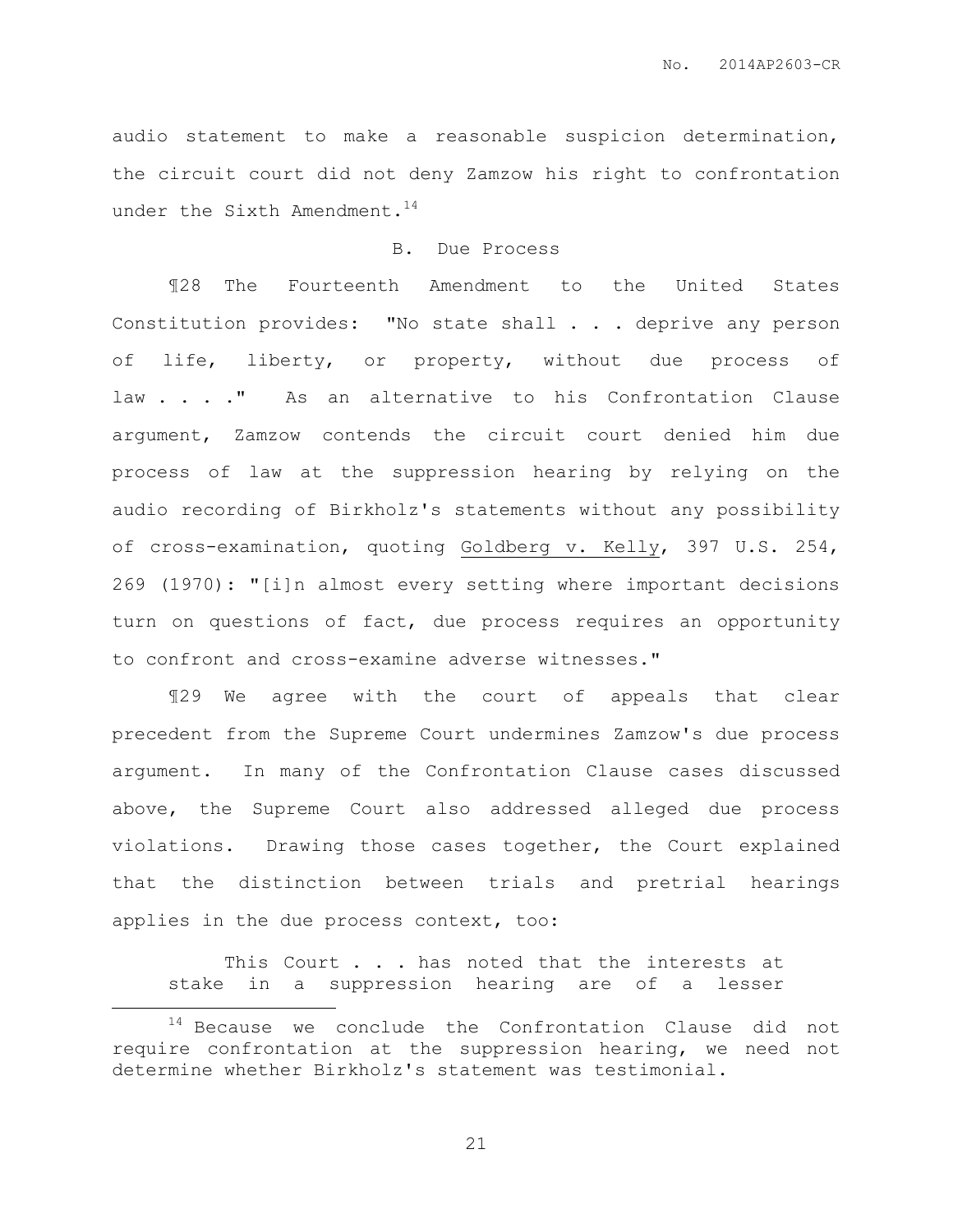audio statement to make a reasonable suspicion determination, the circuit court did not deny Zamzow his right to confrontation under the Sixth Amendment.[14]

### B. Due Process

¶28 The Fourteenth Amendment to the United States Constitution provides: "No state shall . . . deprive any person of life, liberty, or property, without due process of law . . . ." As an alternative to his Confrontation Clause argument, Zamzow contends the circuit court denied him due process of law at the suppression hearing by relying on the audio recording of Birkholz's statements without any possibility of cross-examination, quoting Goldberg v. Kelly, 397 U.S. 254, 269 (1970): "[i]n almost every setting where important decisions turn on questions of fact, due process requires an opportunity to confront and cross-examine adverse witnesses."

¶29 We agree with the court of appeals that clear precedent from the Supreme Court undermines Zamzow's due process argument. In many of the Confrontation Clause cases discussed above, the Supreme Court also addressed alleged due process violations. Drawing those cases together, the Court explained that the distinction between trials and pretrial hearings applies in the due process context, too:

> This Court . . . has noted that the interests at stake in a suppression hearing are of a lesser

---

[14] Because we conclude the Confrontation Clause did not require confrontation at the suppression hearing, we need not determine whether Birkholz's statement was testimonial.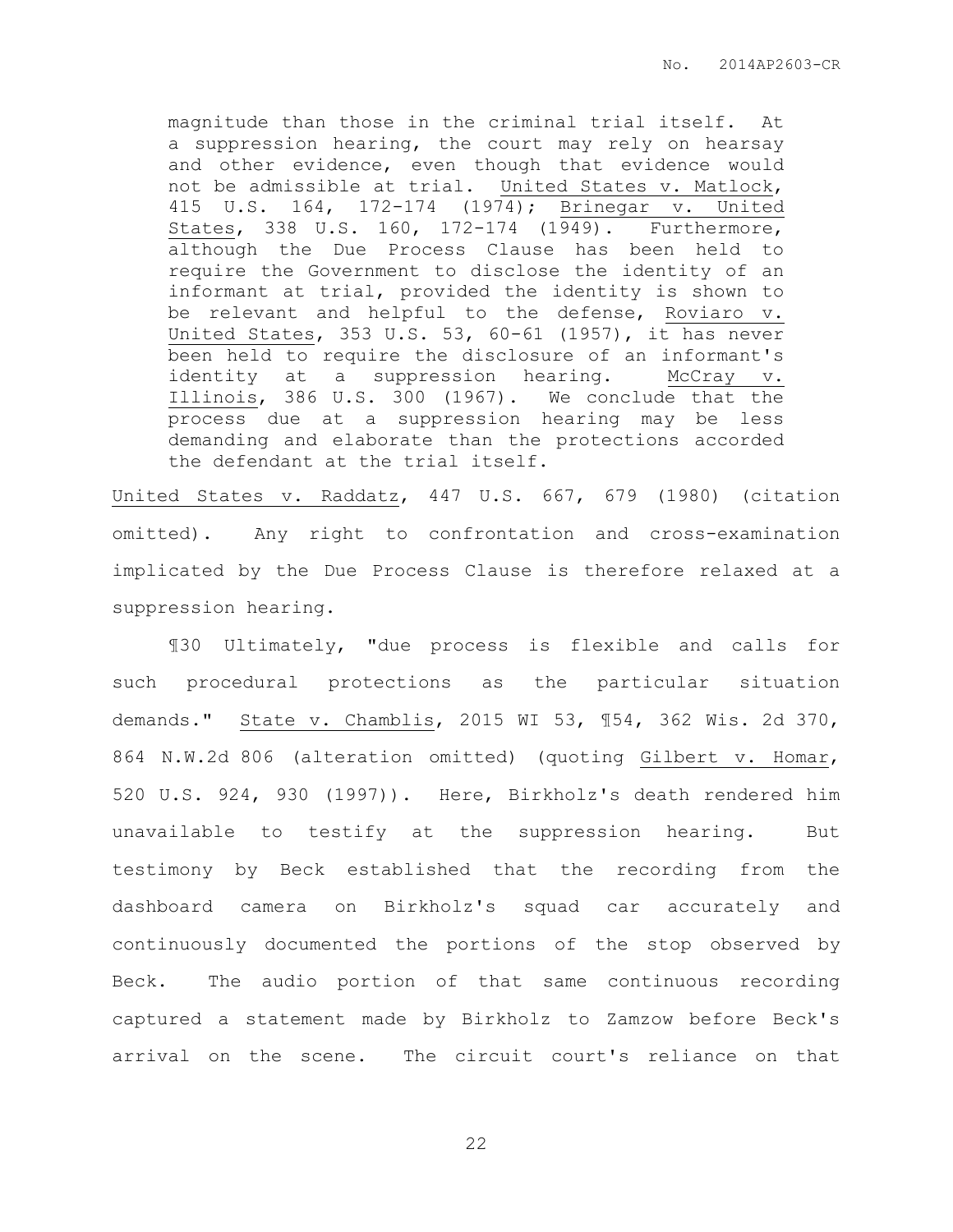> magnitude than those in the criminal trial itself. At a suppression hearing, the court may rely on hearsay and other evidence, even though that evidence would not be admissible at trial. United States v. Matlock, 415 U.S. 164, 172-174 (1974); Brinegar v. United States, 338 U.S. 160, 172-174 (1949). Furthermore, although the Due Process Clause has been held to require the Government to disclose the identity of an informant at trial, provided the identity is shown to be relevant and helpful to the defense, Roviaro v. United States, 353 U.S. 53, 60-61 (1957), it has never been held to require the disclosure of an informant's identity at a suppression hearing. McCray v. Illinois, 386 U.S. 300 (1967). We conclude that the process due at a suppression hearing may be less demanding and elaborate than the protections accorded the defendant at the trial itself.

United States v. Raddatz, 447 U.S. 667, 679 (1980) (citation omitted). Any right to confrontation and cross-examination implicated by the Due Process Clause is therefore relaxed at a suppression hearing.

¶30 Ultimately, "due process is flexible and calls for such procedural protections as the particular situation demands." State v. Chamblis, 2015 WI 53, ¶54, 362 Wis. 2d 370, 864 N.W.2d 806 (alteration omitted) (quoting Gilbert v. Homar, 520 U.S. 924, 930 (1997)). Here, Birkholz's death rendered him unavailable to testify at the suppression hearing. But testimony by Beck established that the recording from the dashboard camera on Birkholz's squad car accurately and continuously documented the portions of the stop observed by Beck. The audio portion of that same continuous recording captured a statement made by Birkholz to Zamzow before Beck's arrival on the scene. The circuit court's reliance on that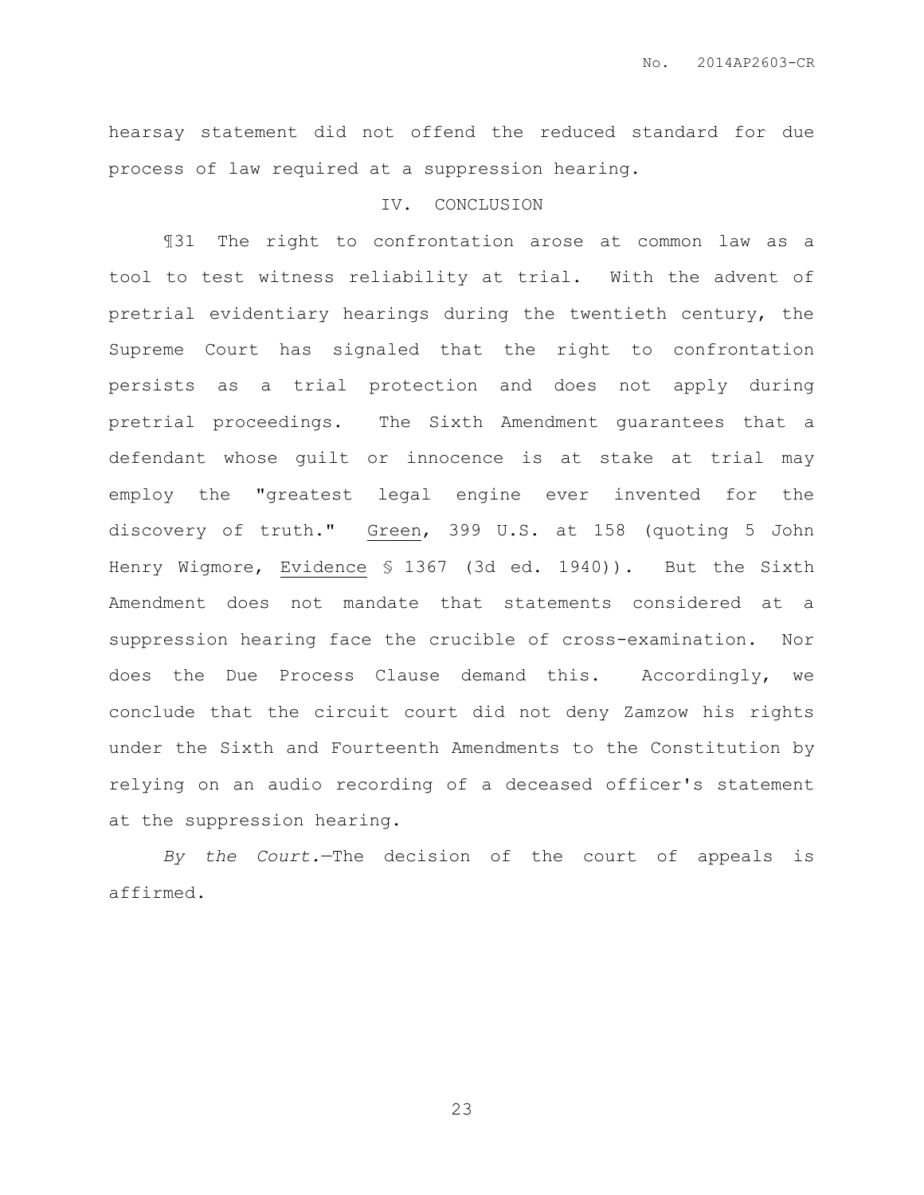hearsay statement did not offend the reduced standard for due process of law required at a suppression hearing.

## IV. CONCLUSION

¶31 The right to confrontation arose at common law as a tool to test witness reliability at trial. With the advent of pretrial evidentiary hearings during the twentieth century, the Supreme Court has signaled that the right to confrontation persists as a trial protection and does not apply during pretrial proceedings. The Sixth Amendment guarantees that a defendant whose guilt or innocence is at stake at trial may employ the "greatest legal engine ever invented for the discovery of truth." Green, 399 U.S. at 158 (quoting 5 John Henry Wigmore, Evidence § 1367 (3d ed. 1940)). But the Sixth Amendment does not mandate that statements considered at a suppression hearing face the crucible of cross-examination. Nor does the Due Process Clause demand this. Accordingly, we conclude that the circuit court did not deny Zamzow his rights under the Sixth and Fourteenth Amendments to the Constitution by relying on an audio recording of a deceased officer's statement at the suppression hearing.

*By the Court.*—The decision of the court of appeals is affirmed.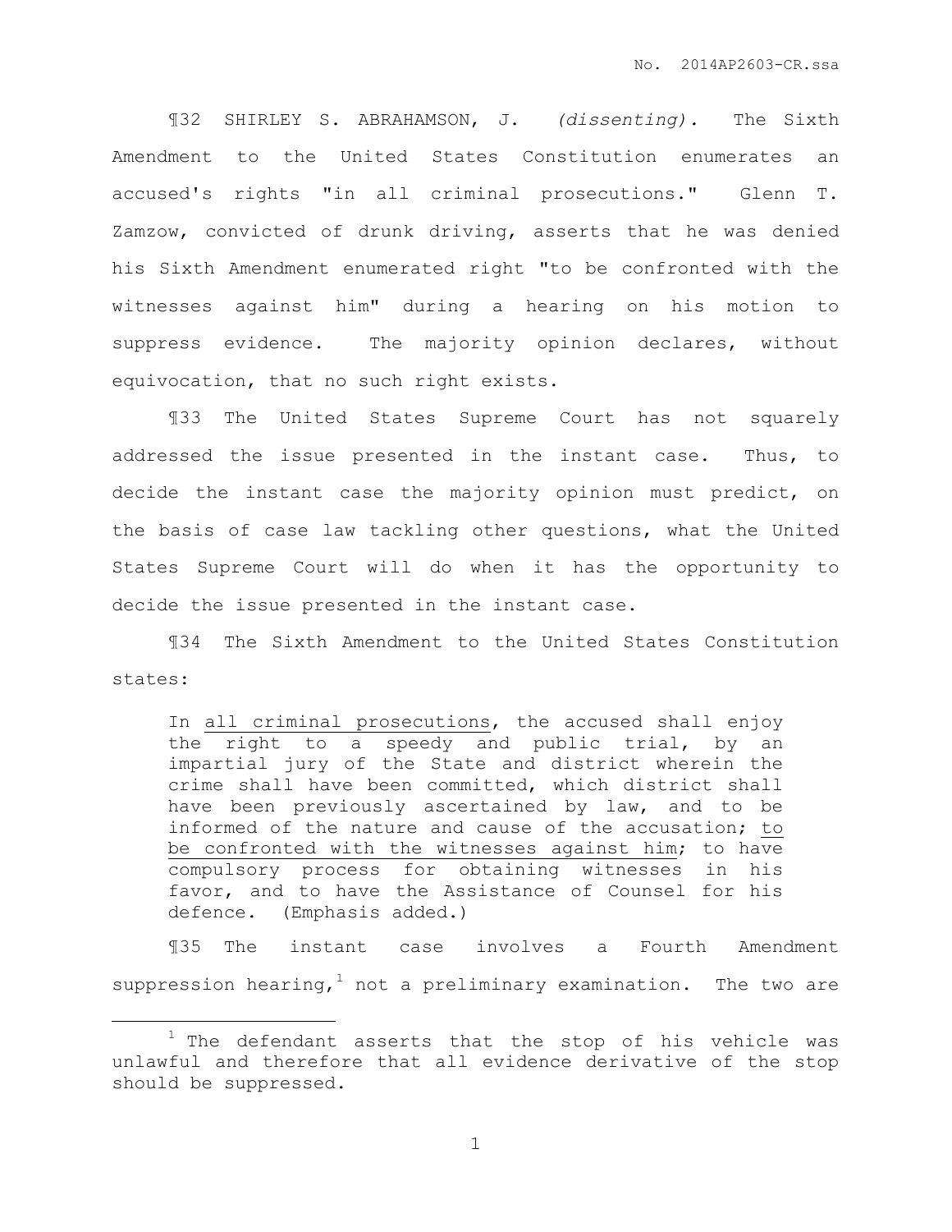¶32 SHIRLEY S. ABRAHAMSON, J. *(dissenting).* The Sixth Amendment to the United States Constitution enumerates an accused's rights "in all criminal prosecutions." Glenn T. Zamzow, convicted of drunk driving, asserts that he was denied his Sixth Amendment enumerated right "to be confronted with the witnesses against him" during a hearing on his motion to suppress evidence. The majority opinion declares, without equivocation, that no such right exists.

¶33 The United States Supreme Court has not squarely addressed the issue presented in the instant case. Thus, to decide the instant case the majority opinion must predict, on the basis of case law tackling other questions, what the United States Supreme Court will do when it has the opportunity to decide the issue presented in the instant case.

¶34 The Sixth Amendment to the United States Constitution states:

> In <u>all criminal prosecutions</u>, the accused shall enjoy the right to a speedy and public trial, by an impartial jury of the State and district wherein the crime shall have been committed, which district shall have been previously ascertained by law, and to be informed of the nature and cause of the accusation; <u>to be confronted with the witnesses against him</u>; to have compulsory process for obtaining witnesses in his favor, and to have the Assistance of Counsel for his defence. (Emphasis added.)

¶35 The instant case involves a Fourth Amendment suppression hearing,[1] not a preliminary examination. The two are

---

[1] The defendant asserts that the stop of his vehicle was unlawful and therefore that all evidence derivative of the stop should be suppressed.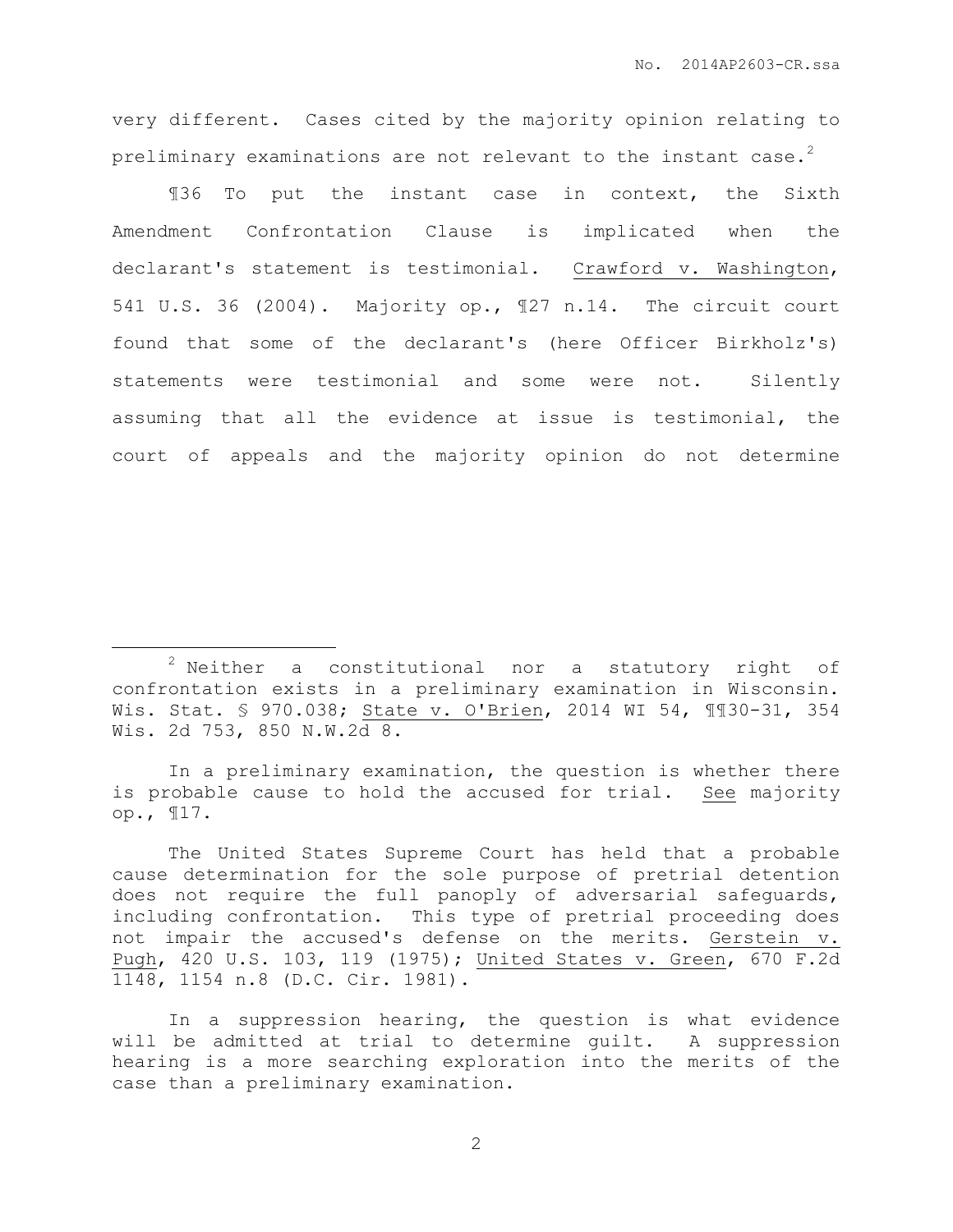very different. Cases cited by the majority opinion relating to preliminary examinations are not relevant to the instant case.[2]

¶36 To put the instant case in context, the Sixth Amendment Confrontation Clause is implicated when the declarant's statement is testimonial. Crawford v. Washington, 541 U.S. 36 (2004). Majority op., ¶27 n.14. The circuit court found that some of the declarant's (here Officer Birkholz's) statements were testimonial and some were not. Silently assuming that all the evidence at issue is testimonial, the court of appeals and the majority opinion do not determine

---

[2] Neither a constitutional nor a statutory right of confrontation exists in a preliminary examination in Wisconsin. Wis. Stat. § 970.038; State v. O'Brien, 2014 WI 54, ¶¶30-31, 354 Wis. 2d 753, 850 N.W.2d 8.

In a preliminary examination, the question is whether there is probable cause to hold the accused for trial. See majority op., ¶17.

The United States Supreme Court has held that a probable cause determination for the sole purpose of pretrial detention does not require the full panoply of adversarial safeguards, including confrontation. This type of pretrial proceeding does not impair the accused's defense on the merits. Gerstein v. Pugh, 420 U.S. 103, 119 (1975); United States v. Green, 670 F.2d 1148, 1154 n.8 (D.C. Cir. 1981).

In a suppression hearing, the question is what evidence will be admitted at trial to determine guilt. A suppression hearing is a more searching exploration into the merits of the case than a preliminary examination.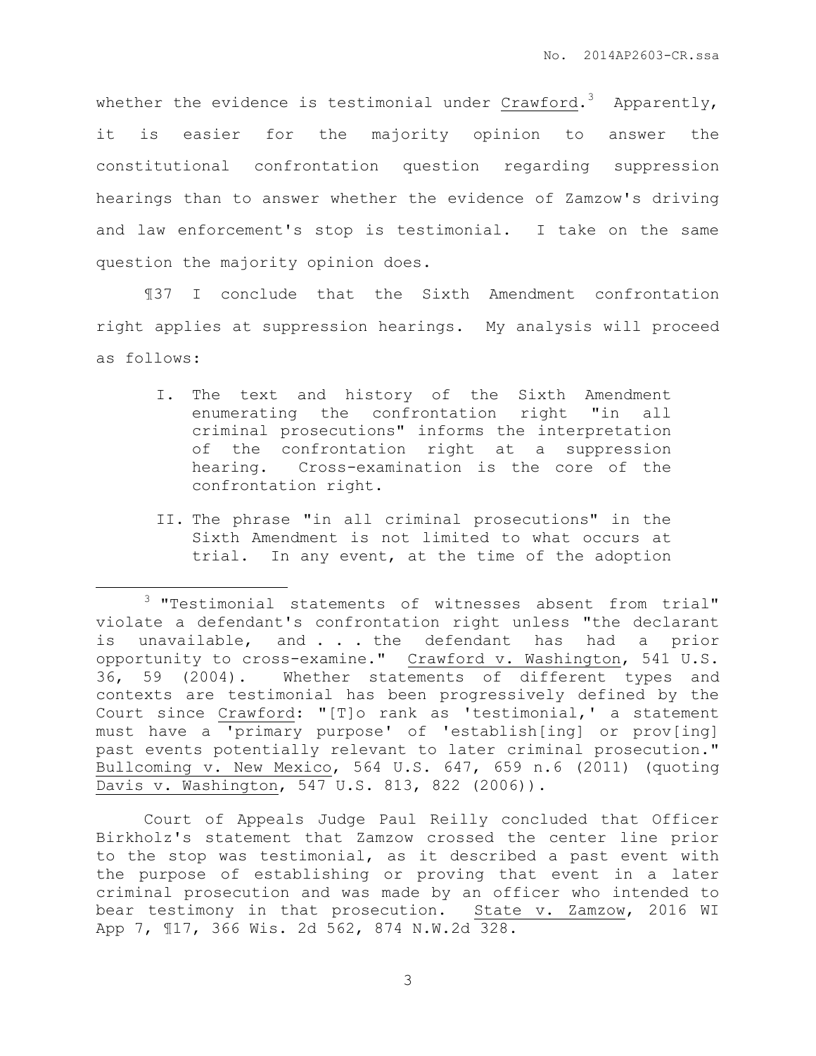whether the evidence is testimonial under Crawford.[3] Apparently, it is easier for the majority opinion to answer the constitutional confrontation question regarding suppression hearings than to answer whether the evidence of Zamzow's driving and law enforcement's stop is testimonial. I take on the same question the majority opinion does.

¶37 I conclude that the Sixth Amendment confrontation right applies at suppression hearings. My analysis will proceed as follows:

> I. The text and history of the Sixth Amendment enumerating the confrontation right "in all criminal prosecutions" informs the interpretation of the confrontation right at a suppression hearing. Cross-examination is the core of the confrontation right.
>
> II. The phrase "in all criminal prosecutions" in the Sixth Amendment is not limited to what occurs at trial. In any event, at the time of the adoption

---

[3] "Testimonial statements of witnesses absent from trial" violate a defendant's confrontation right unless "the declarant is unavailable, and . . . the defendant has had a prior opportunity to cross-examine." Crawford v. Washington, 541 U.S. 36, 59 (2004). Whether statements of different types and contexts are testimonial has been progressively defined by the Court since Crawford: "[T]o rank as 'testimonial,' a statement must have a 'primary purpose' of 'establish[ing] or prov[ing] past events potentially relevant to later criminal prosecution." Bullcoming v. New Mexico, 564 U.S. 647, 659 n.6 (2011) (quoting Davis v. Washington, 547 U.S. 813, 822 (2006)).

Court of Appeals Judge Paul Reilly concluded that Officer Birkholz's statement that Zamzow crossed the center line prior to the stop was testimonial, as it described a past event with the purpose of establishing or proving that event in a later criminal prosecution and was made by an officer who intended to bear testimony in that prosecution. State v. Zamzow, 2016 WI App 7, ¶17, 366 Wis. 2d 562, 874 N.W.2d 328.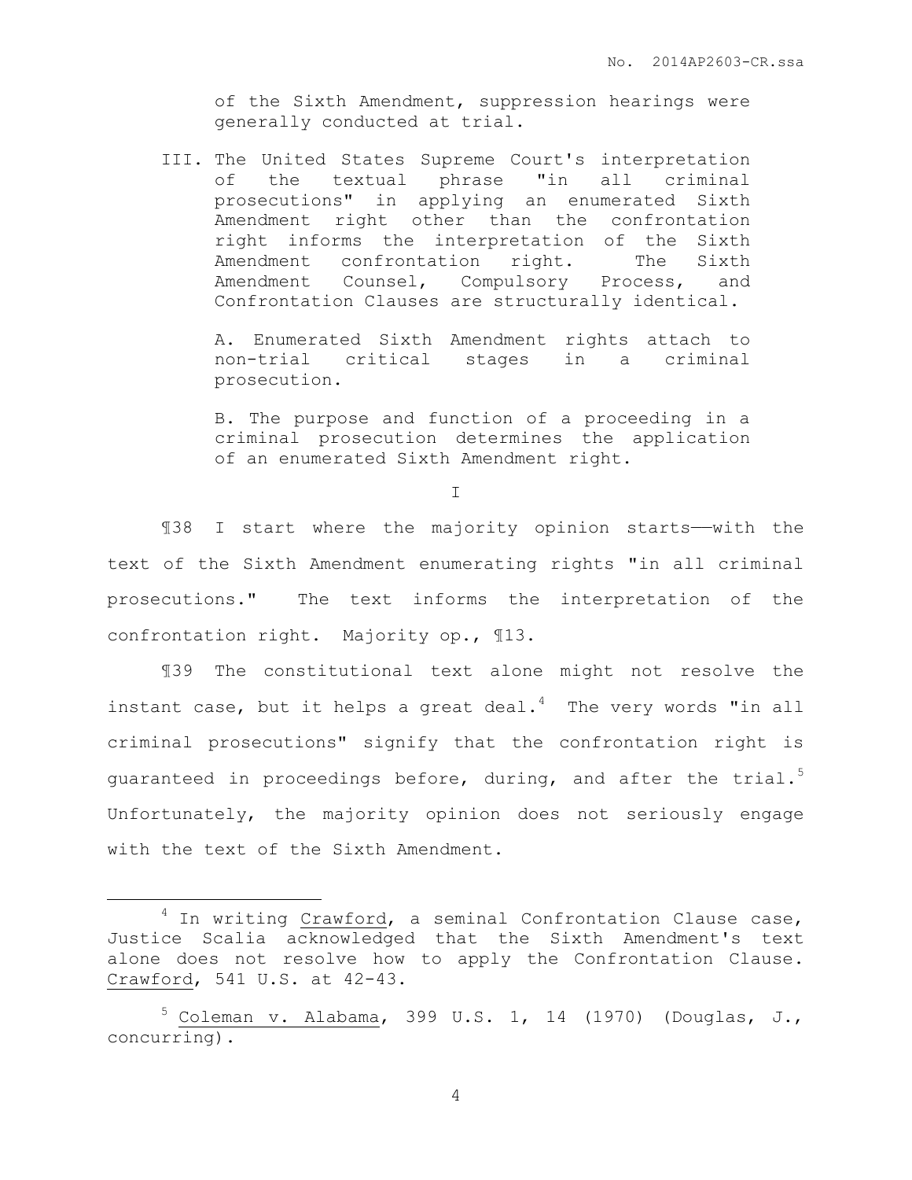of the Sixth Amendment, suppression hearings were generally conducted at trial.

III. The United States Supreme Court's interpretation of the textual phrase "in all criminal prosecutions" in applying an enumerated Sixth Amendment right other than the confrontation right informs the interpretation of the Sixth Amendment confrontation right. The Sixth Amendment Counsel, Compulsory Process, and Confrontation Clauses are structurally identical.

A. Enumerated Sixth Amendment rights attach to non-trial critical stages in a criminal prosecution.

B. The purpose and function of a proceeding in a criminal prosecution determines the application of an enumerated Sixth Amendment right.

I

¶38 I start where the majority opinion starts——with the text of the Sixth Amendment enumerating rights "in all criminal prosecutions." The text informs the interpretation of the confrontation right. Majority op., ¶13.

¶39 The constitutional text alone might not resolve the instant case, but it helps a great deal.[4] The very words "in all criminal prosecutions" signify that the confrontation right is guaranteed in proceedings before, during, and after the trial.[5] Unfortunately, the majority opinion does not seriously engage with the text of the Sixth Amendment.

---

[4] In writing Crawford, a seminal Confrontation Clause case, Justice Scalia acknowledged that the Sixth Amendment's text alone does not resolve how to apply the Confrontation Clause. Crawford, 541 U.S. at 42-43.

[5] Coleman v. Alabama, 399 U.S. 1, 14 (1970) (Douglas, J., concurring).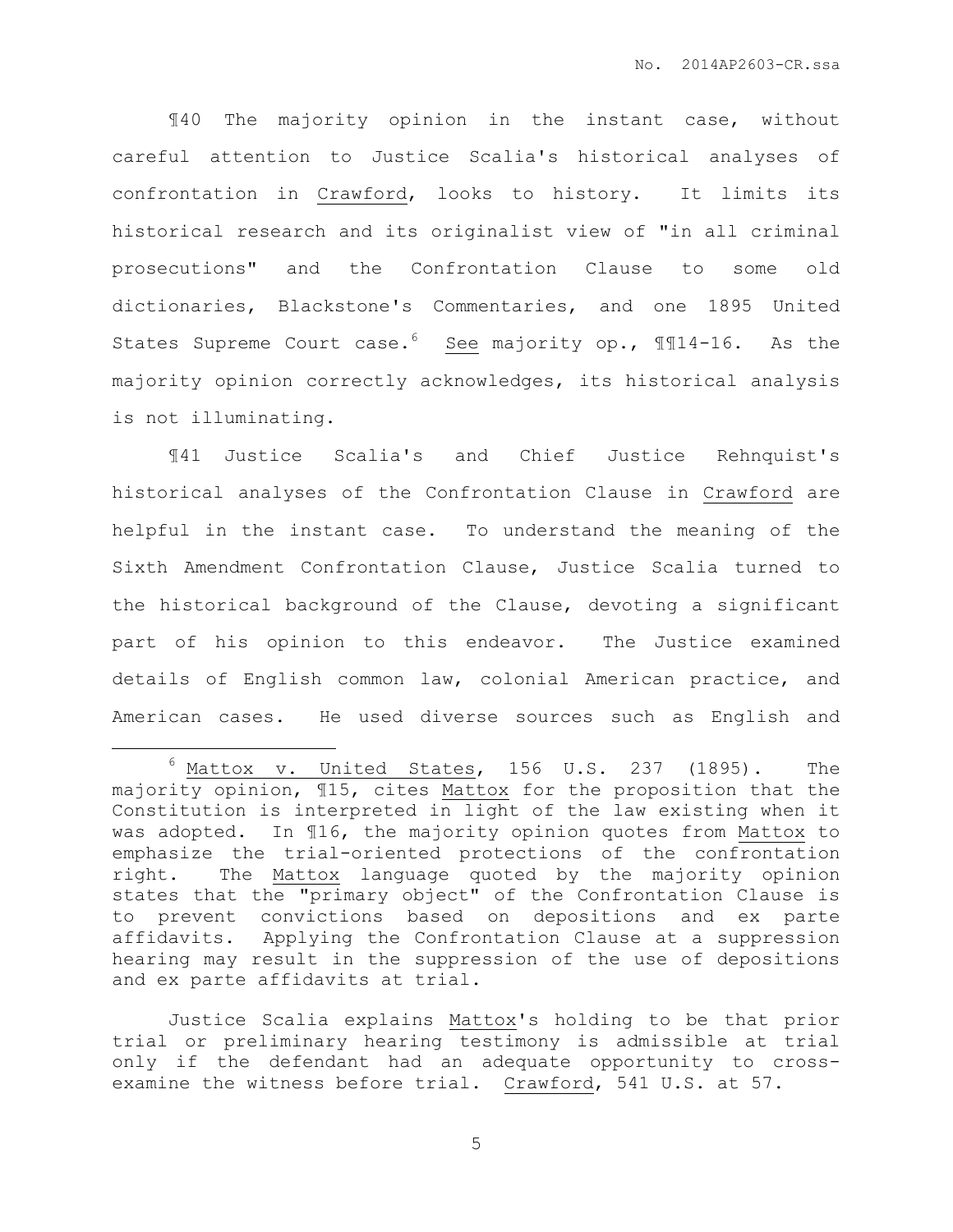¶40 The majority opinion in the instant case, without careful attention to Justice Scalia's historical analyses of confrontation in Crawford, looks to history. It limits its historical research and its originalist view of "in all criminal prosecutions" and the Confrontation Clause to some old dictionaries, Blackstone's Commentaries, and one 1895 United States Supreme Court case.[6] See majority op., ¶¶14-16. As the majority opinion correctly acknowledges, its historical analysis is not illuminating.

¶41 Justice Scalia's and Chief Justice Rehnquist's historical analyses of the Confrontation Clause in Crawford are helpful in the instant case. To understand the meaning of the Sixth Amendment Confrontation Clause, Justice Scalia turned to the historical background of the Clause, devoting a significant part of his opinion to this endeavor. The Justice examined details of English common law, colonial American practice, and American cases. He used diverse sources such as English and

---

[6] Mattox v. United States, 156 U.S. 237 (1895). The majority opinion, ¶15, cites Mattox for the proposition that the Constitution is interpreted in light of the law existing when it was adopted. In ¶16, the majority opinion quotes from Mattox to emphasize the trial-oriented protections of the confrontation right. The Mattox language quoted by the majority opinion states that the "primary object" of the Confrontation Clause is to prevent convictions based on depositions and ex parte affidavits. Applying the Confrontation Clause at a suppression hearing may result in the suppression of the use of depositions and ex parte affidavits at trial.

Justice Scalia explains Mattox's holding to be that prior trial or preliminary hearing testimony is admissible at trial only if the defendant had an adequate opportunity to cross-examine the witness before trial. Crawford, 541 U.S. at 57.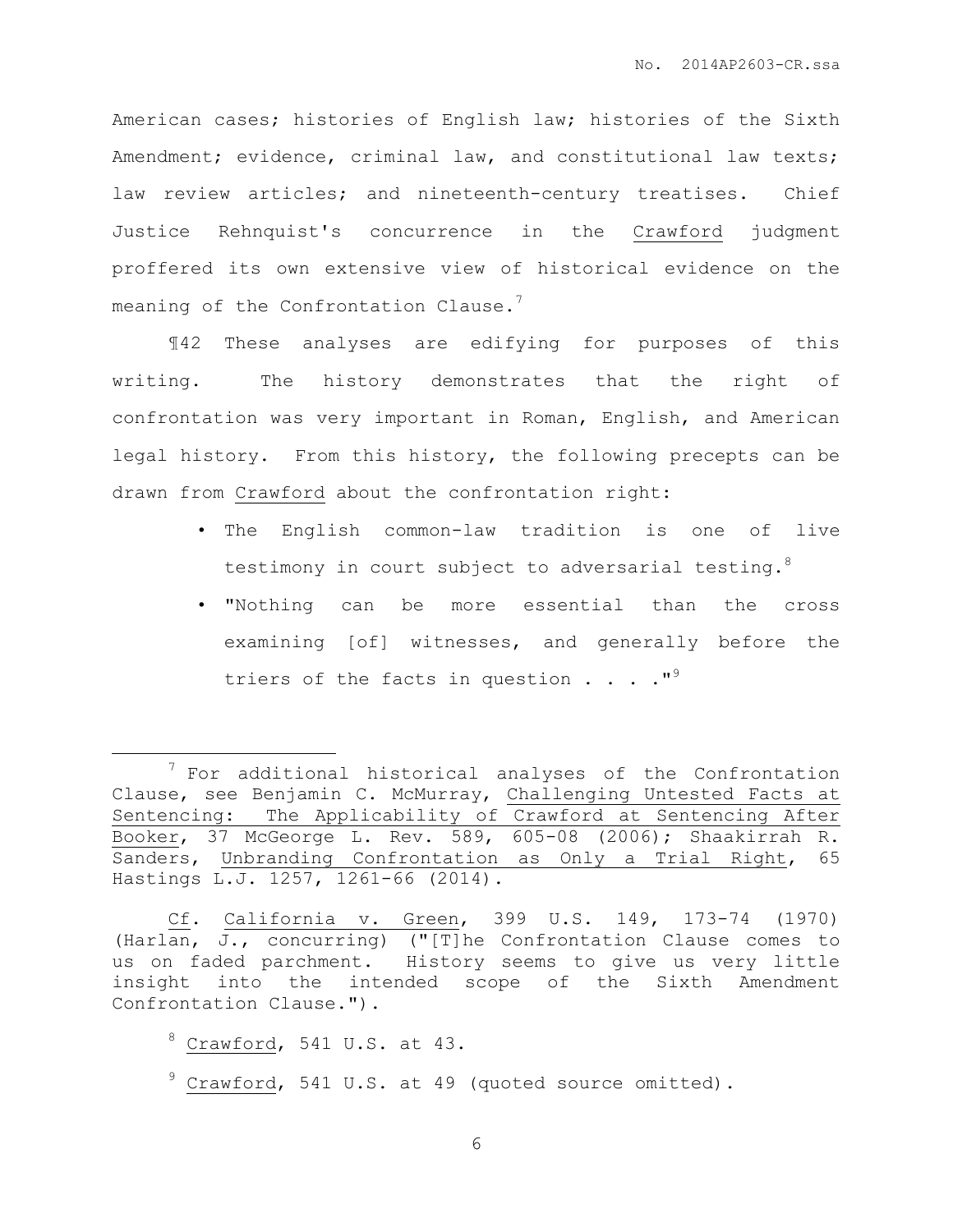American cases; histories of English law; histories of the Sixth Amendment; evidence, criminal law, and constitutional law texts; law review articles; and nineteenth-century treatises. Chief Justice Rehnquist's concurrence in the Crawford judgment proffered its own extensive view of historical evidence on the meaning of the Confrontation Clause.[7]

¶42 These analyses are edifying for purposes of this writing. The history demonstrates that the right of confrontation was very important in Roman, English, and American legal history. From this history, the following precepts can be drawn from Crawford about the confrontation right:

- The English common-law tradition is one of live testimony in court subject to adversarial testing.[8]
- "Nothing can be more essential than the cross examining [of] witnesses, and generally before the triers of the facts in question . . . ."[9]

---

[7] For additional historical analyses of the Confrontation Clause, see Benjamin C. McMurray, Challenging Untested Facts at Sentencing: The Applicability of Crawford at Sentencing After Booker, 37 McGeorge L. Rev. 589, 605-08 (2006); Shaakirrah R. Sanders, Unbranding Confrontation as Only a Trial Right, 65 Hastings L.J. 1257, 1261-66 (2014).

Cf. California v. Green, 399 U.S. 149, 173-74 (1970) (Harlan, J., concurring) ("[T]he Confrontation Clause comes to us on faded parchment. History seems to give us very little insight into the intended scope of the Sixth Amendment Confrontation Clause.").

[8] Crawford, 541 U.S. at 43.

[9] Crawford, 541 U.S. at 49 (quoted source omitted).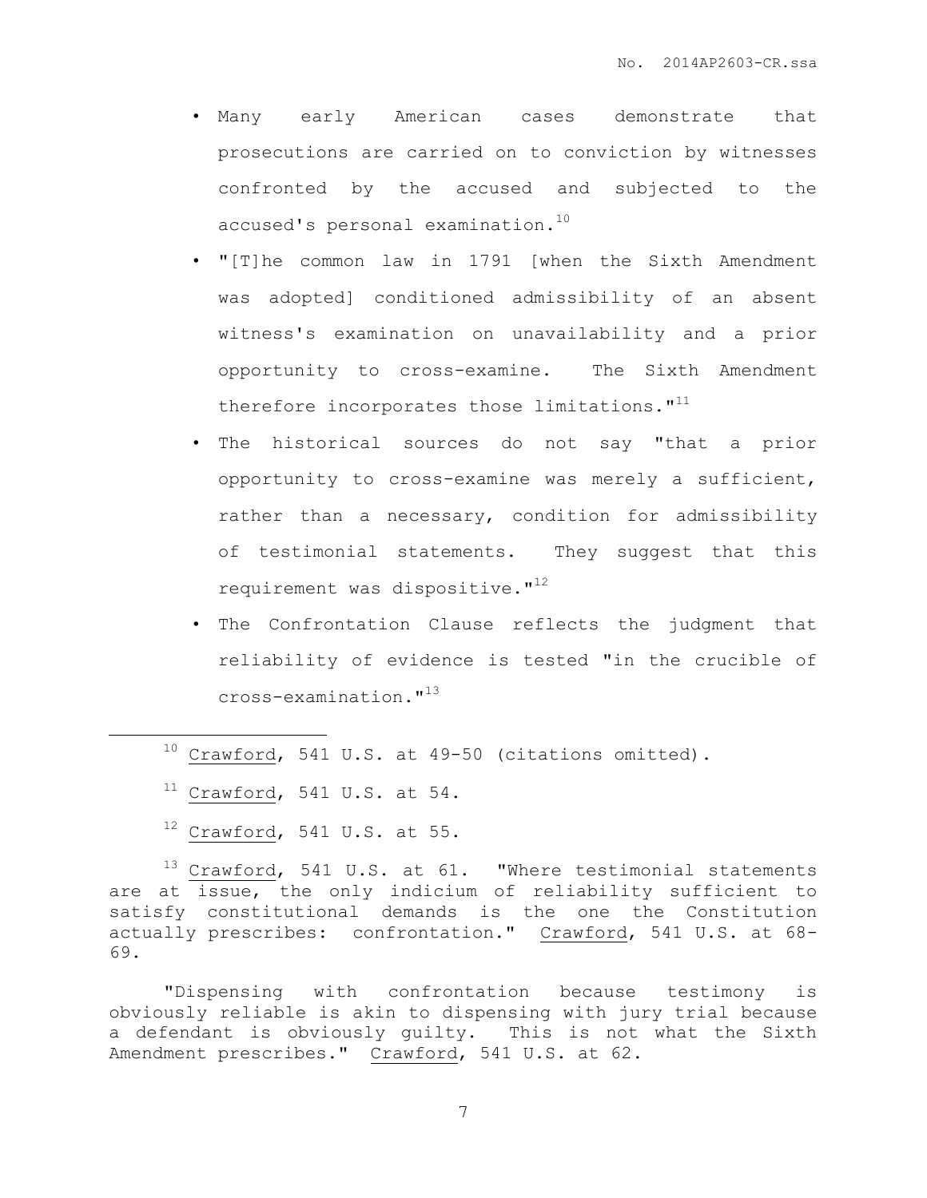- Many early American cases demonstrate that prosecutions are carried on to conviction by witnesses confronted by the accused and subjected to the accused's personal examination.[10]
- "[T]he common law in 1791 [when the Sixth Amendment was adopted] conditioned admissibility of an absent witness's examination on unavailability and a prior opportunity to cross-examine. The Sixth Amendment therefore incorporates those limitations."[11]
- The historical sources do not say "that a prior opportunity to cross-examine was merely a sufficient, rather than a necessary, condition for admissibility of testimonial statements. They suggest that this requirement was dispositive."[12]
- The Confrontation Clause reflects the judgment that reliability of evidence is tested "in the crucible of cross-examination."[13]

---

[10] Crawford, 541 U.S. at 49-50 (citations omitted).

[11] Crawford, 541 U.S. at 54.

[12] Crawford, 541 U.S. at 55.

[13] Crawford, 541 U.S. at 61. "Where testimonial statements are at issue, the only indicium of reliability sufficient to satisfy constitutional demands is the one the Constitution actually prescribes: confrontation." Crawford, 541 U.S. at 68-69.

"Dispensing with confrontation because testimony is obviously reliable is akin to dispensing with jury trial because a defendant is obviously guilty. This is not what the Sixth Amendment prescribes." Crawford, 541 U.S. at 62.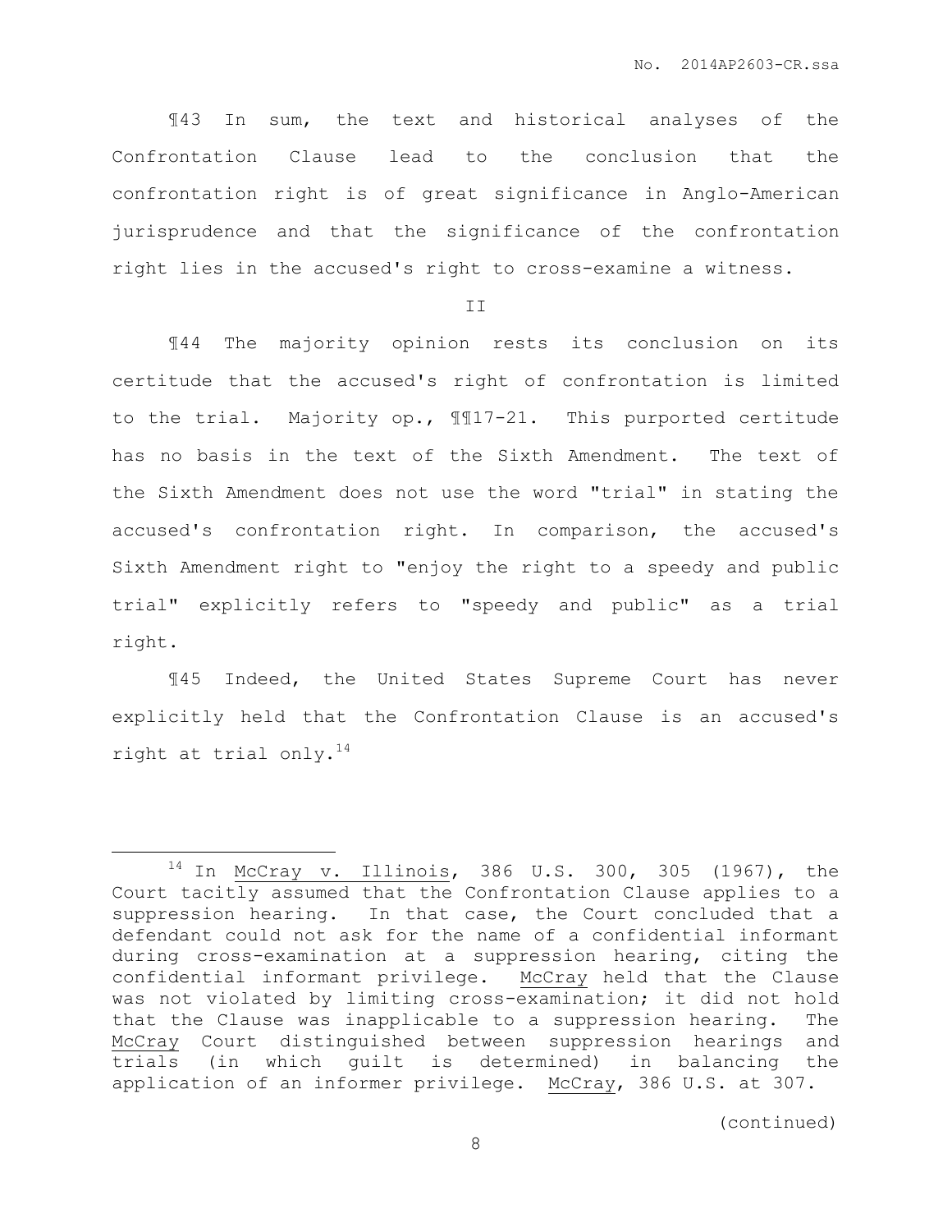¶43 In sum, the text and historical analyses of the Confrontation Clause lead to the conclusion that the confrontation right is of great significance in Anglo-American jurisprudence and that the significance of the confrontation right lies in the accused's right to cross-examine a witness.

II

¶44 The majority opinion rests its conclusion on its certitude that the accused's right of confrontation is limited to the trial. Majority op., ¶¶17-21. This purported certitude has no basis in the text of the Sixth Amendment. The text of the Sixth Amendment does not use the word "trial" in stating the accused's confrontation right. In comparison, the accused's Sixth Amendment right to "enjoy the right to a speedy and public trial" explicitly refers to "speedy and public" as a trial right.

¶45 Indeed, the United States Supreme Court has never explicitly held that the Confrontation Clause is an accused's right at trial only.[14]

---

[14] In McCray v. Illinois, 386 U.S. 300, 305 (1967), the Court tacitly assumed that the Confrontation Clause applies to a suppression hearing. In that case, the Court concluded that a defendant could not ask for the name of a confidential informant during cross-examination at a suppression hearing, citing the confidential informant privilege. McCray held that the Clause was not violated by limiting cross-examination; it did not hold that the Clause was inapplicable to a suppression hearing. The McCray Court distinguished between suppression hearings and trials (in which guilt is determined) in balancing the application of an informer privilege. McCray, 386 U.S. at 307.

(continued)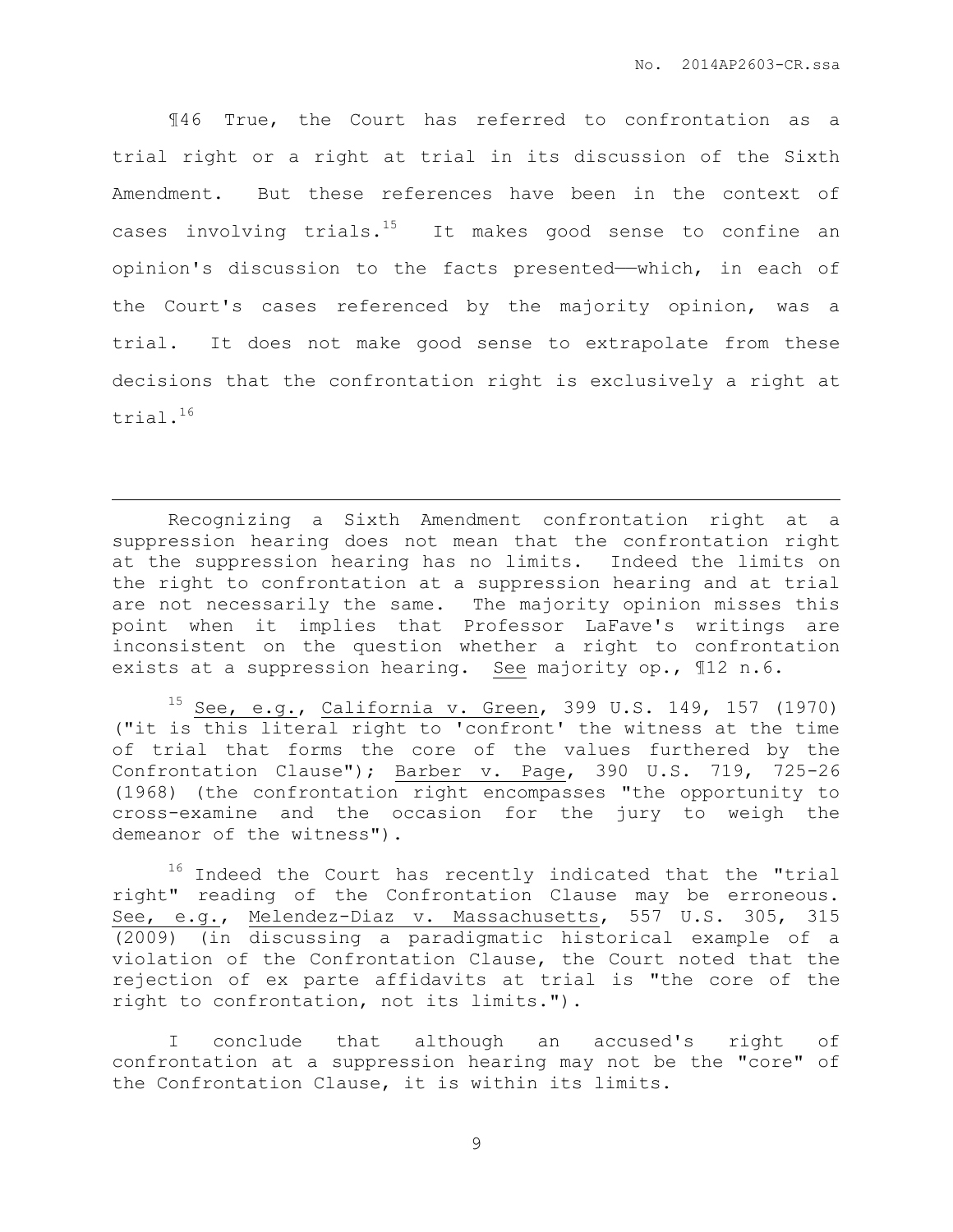¶46 True, the Court has referred to confrontation as a trial right or a right at trial in its discussion of the Sixth Amendment. But these references have been in the context of cases involving trials.[15] It makes good sense to confine an opinion's discussion to the facts presented——which, in each of the Court's cases referenced by the majority opinion, was a trial. It does not make good sense to extrapolate from these decisions that the confrontation right is exclusively a right at trial.[16]

---

Recognizing a Sixth Amendment confrontation right at a suppression hearing does not mean that the confrontation right at the suppression hearing has no limits. Indeed the limits on the right to confrontation at a suppression hearing and at trial are not necessarily the same. The majority opinion misses this point when it implies that Professor LaFave's writings are inconsistent on the question whether a right to confrontation exists at a suppression hearing. See majority op., ¶12 n.6.

[15] See, e.g., California v. Green, 399 U.S. 149, 157 (1970) ("it is this literal right to 'confront' the witness at the time of trial that forms the core of the values furthered by the Confrontation Clause"); Barber v. Page, 390 U.S. 719, 725-26 (1968) (the confrontation right encompasses "the opportunity to cross-examine and the occasion for the jury to weigh the demeanor of the witness").

[16] Indeed the Court has recently indicated that the "trial right" reading of the Confrontation Clause may be erroneous. See, e.g., Melendez-Diaz v. Massachusetts, 557 U.S. 305, 315 (2009) (in discussing a paradigmatic historical example of a violation of the Confrontation Clause, the Court noted that the rejection of ex parte affidavits at trial is "the core of the right to confrontation, not its limits.").

I conclude that although an accused's right of confrontation at a suppression hearing may not be the "core" of the Confrontation Clause, it is within its limits.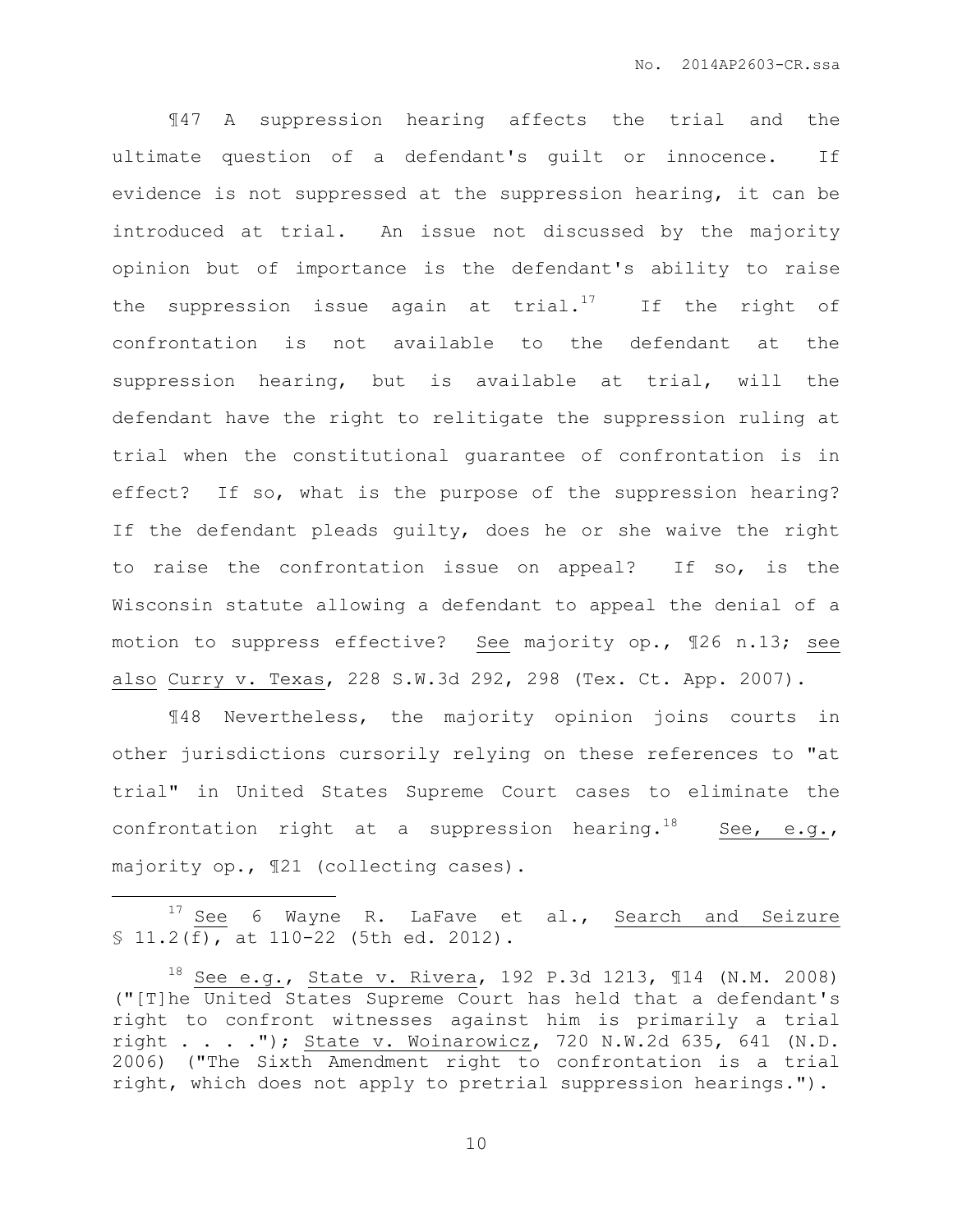¶47 A suppression hearing affects the trial and the ultimate question of a defendant's guilt or innocence. If evidence is not suppressed at the suppression hearing, it can be introduced at trial. An issue not discussed by the majority opinion but of importance is the defendant's ability to raise the suppression issue again at trial.[17] If the right of confrontation is not available to the defendant at the suppression hearing, but is available at trial, will the defendant have the right to relitigate the suppression ruling at trial when the constitutional guarantee of confrontation is in effect? If so, what is the purpose of the suppression hearing? If the defendant pleads guilty, does he or she waive the right to raise the confrontation issue on appeal? If so, is the Wisconsin statute allowing a defendant to appeal the denial of a motion to suppress effective? See majority op., ¶26 n.13; see also Curry v. Texas, 228 S.W.3d 292, 298 (Tex. Ct. App. 2007).

¶48 Nevertheless, the majority opinion joins courts in other jurisdictions cursorily relying on these references to "at trial" in United States Supreme Court cases to eliminate the confrontation right at a suppression hearing.[18] See, e.g., majority op., ¶21 (collecting cases).

---

[17] See 6 Wayne R. LaFave et al., Search and Seizure § 11.2(f), at 110-22 (5th ed. 2012).

[18] See e.g., State v. Rivera, 192 P.3d 1213, ¶14 (N.M. 2008) ("[T]he United States Supreme Court has held that a defendant's right to confront witnesses against him is primarily a trial right . . . ."); State v. Woinarowicz, 720 N.W.2d 635, 641 (N.D. 2006) ("The Sixth Amendment right to confrontation is a trial right, which does not apply to pretrial suppression hearings.").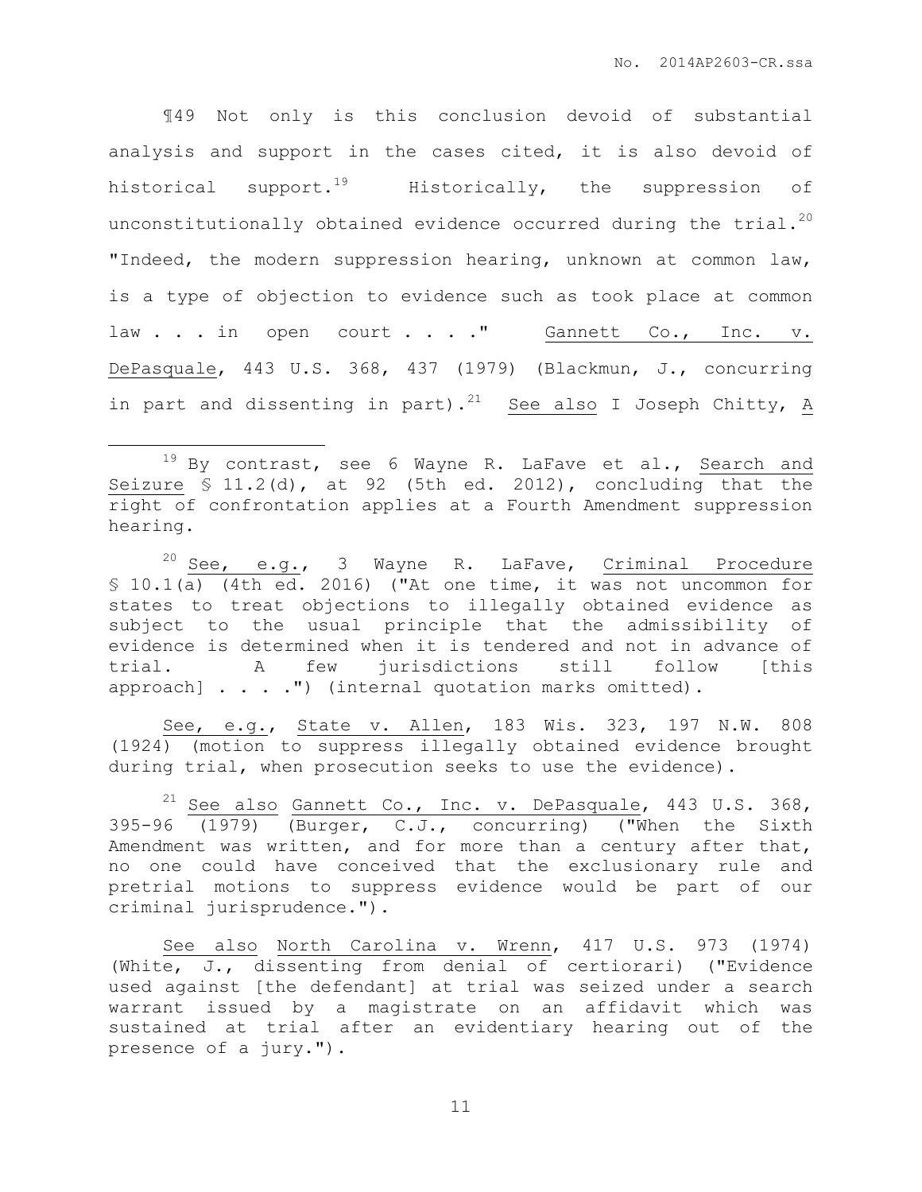¶49 Not only is this conclusion devoid of substantial analysis and support in the cases cited, it is also devoid of historical support.[19] Historically, the suppression of unconstitutionally obtained evidence occurred during the trial.[20] "Indeed, the modern suppression hearing, unknown at common law, is a type of objection to evidence such as took place at common law . . . in open court . . . ." Gannett Co., Inc. v. DePasquale, 443 U.S. 368, 437 (1979) (Blackmun, J., concurring in part and dissenting in part).[21] See also I Joseph Chitty, A

---

[19] By contrast, see 6 Wayne R. LaFave et al., Search and Seizure § 11.2(d), at 92 (5th ed. 2012), concluding that the right of confrontation applies at a Fourth Amendment suppression hearing.

[20] See, e.g., 3 Wayne R. LaFave, Criminal Procedure § 10.1(a) (4th ed. 2016) ("At one time, it was not uncommon for states to treat objections to illegally obtained evidence as subject to the usual principle that the admissibility of evidence is determined when it is tendered and not in advance of trial. A few jurisdictions still follow [this approach] . . . .") (internal quotation marks omitted).

See, e.g., State v. Allen, 183 Wis. 323, 197 N.W. 808 (1924) (motion to suppress illegally obtained evidence brought during trial, when prosecution seeks to use the evidence).

[21] See also Gannett Co., Inc. v. DePasquale, 443 U.S. 368, 395-96 (1979) (Burger, C.J., concurring) ("When the Sixth Amendment was written, and for more than a century after that, no one could have conceived that the exclusionary rule and pretrial motions to suppress evidence would be part of our criminal jurisprudence.").

See also North Carolina v. Wrenn, 417 U.S. 973 (1974) (White, J., dissenting from denial of certiorari) ("Evidence used against [the defendant] at trial was seized under a search warrant issued by a magistrate on an affidavit which was sustained at trial after an evidentiary hearing out of the presence of a jury.").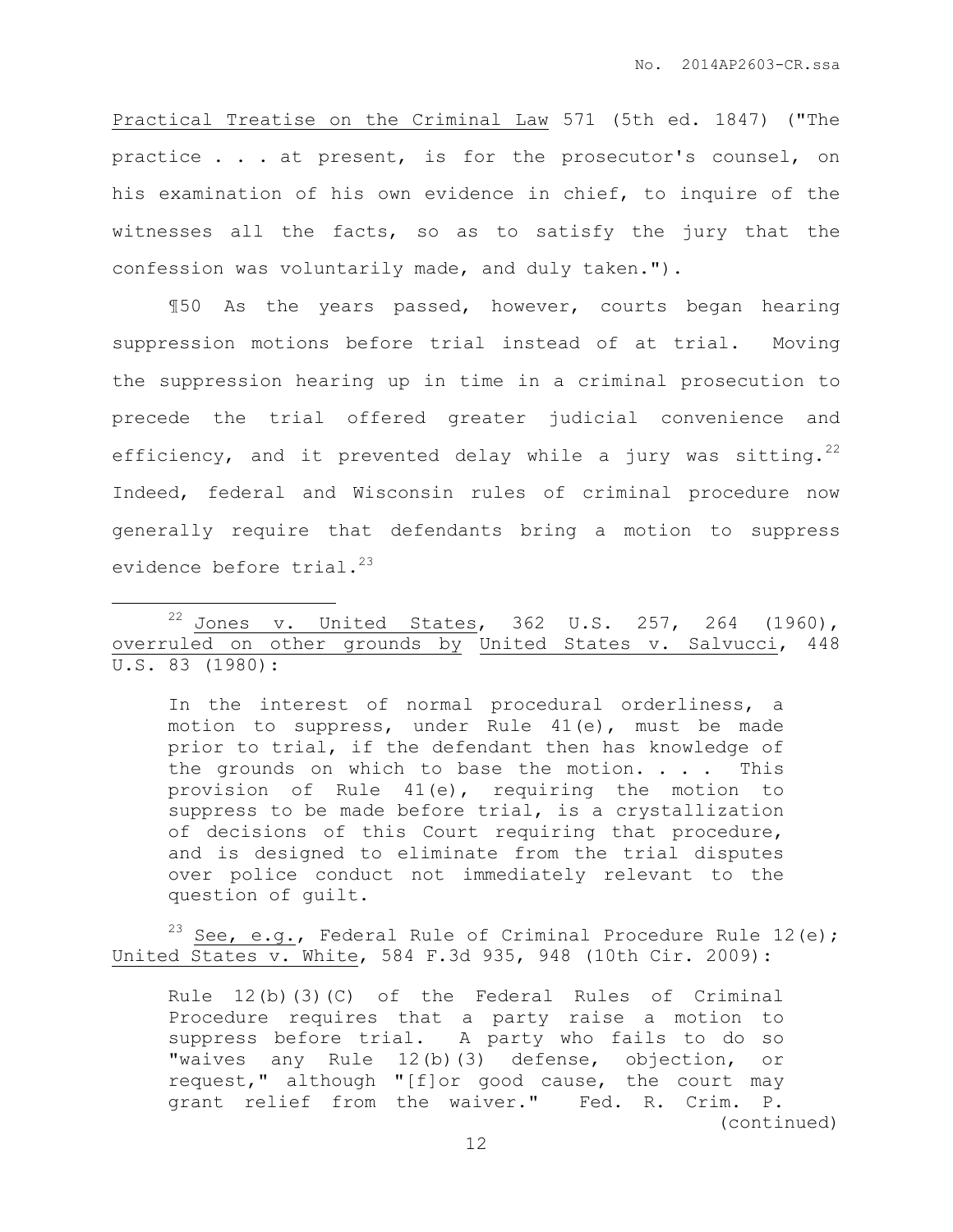Practical Treatise on the Criminal Law 571 (5th ed. 1847) ("The practice . . . at present, is for the prosecutor's counsel, on his examination of his own evidence in chief, to inquire of the witnesses all the facts, so as to satisfy the jury that the confession was voluntarily made, and duly taken.").

¶50 As the years passed, however, courts began hearing suppression motions before trial instead of at trial. Moving the suppression hearing up in time in a criminal prosecution to precede the trial offered greater judicial convenience and efficiency, and it prevented delay while a jury was sitting.[22] Indeed, federal and Wisconsin rules of criminal procedure now generally require that defendants bring a motion to suppress evidence before trial.[23]

---

[22] Jones v. United States, 362 U.S. 257, 264 (1960), overruled on other grounds by United States v. Salvucci, 448 U.S. 83 (1980):

> In the interest of normal procedural orderliness, a motion to suppress, under Rule 41(e), must be made prior to trial, if the defendant then has knowledge of the grounds on which to base the motion. . . . This provision of Rule 41(e), requiring the motion to suppress to be made before trial, is a crystallization of decisions of this Court requiring that procedure, and is designed to eliminate from the trial disputes over police conduct not immediately relevant to the question of guilt.

[23] See, e.g., Federal Rule of Criminal Procedure Rule 12(e); United States v. White, 584 F.3d 935, 948 (10th Cir. 2009):

> Rule 12(b)(3)(C) of the Federal Rules of Criminal Procedure requires that a party raise a motion to suppress before trial. A party who fails to do so "waives any Rule 12(b)(3) defense, objection, or request," although "[f]or good cause, the court may grant relief from the waiver." Fed. R. Crim. P.

(continued)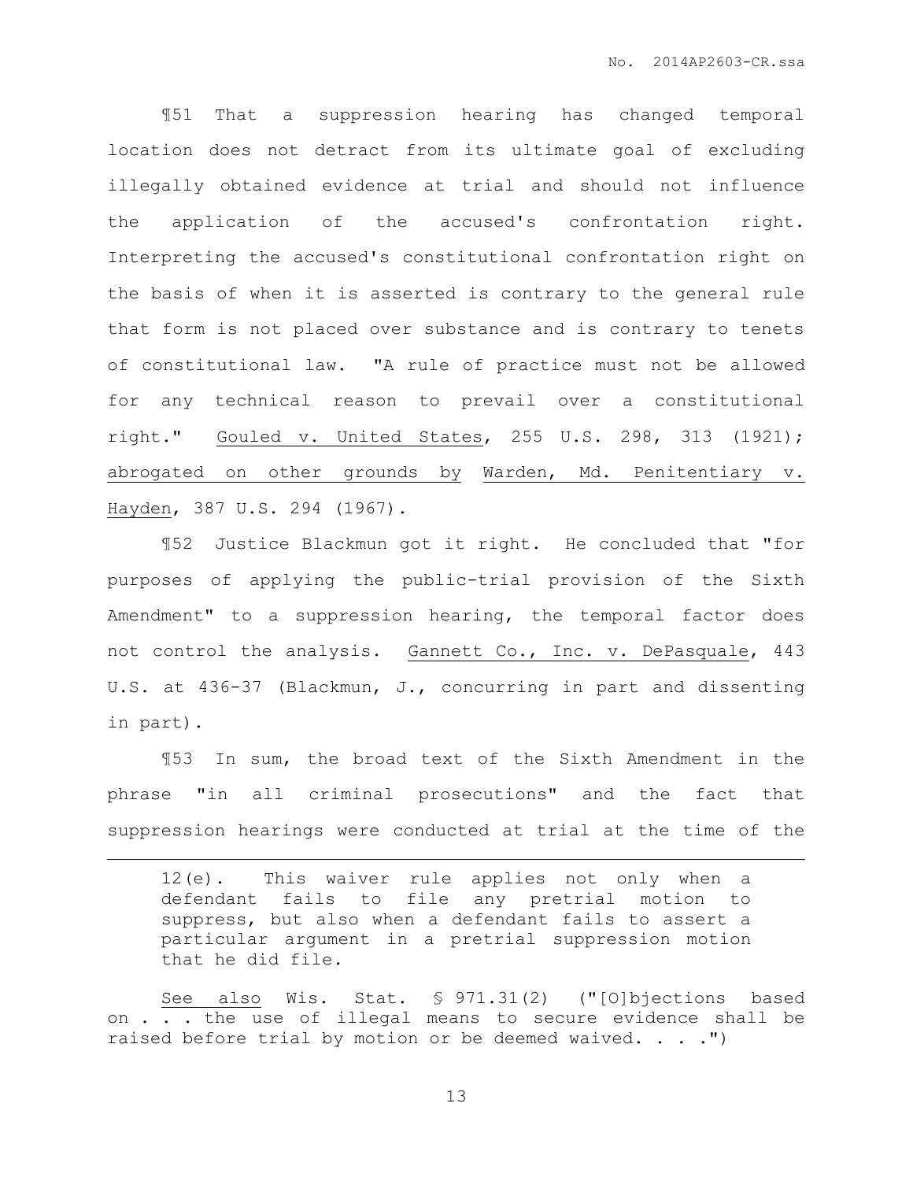¶51 That a suppression hearing has changed temporal location does not detract from its ultimate goal of excluding illegally obtained evidence at trial and should not influence the application of the accused's confrontation right. Interpreting the accused's constitutional confrontation right on the basis of when it is asserted is contrary to the general rule that form is not placed over substance and is contrary to tenets of constitutional law. "A rule of practice must not be allowed for any technical reason to prevail over a constitutional right." Gouled v. United States, 255 U.S. 298, 313 (1921); abrogated on other grounds by Warden, Md. Penitentiary v. Hayden, 387 U.S. 294 (1967).

¶52 Justice Blackmun got it right. He concluded that "for purposes of applying the public-trial provision of the Sixth Amendment" to a suppression hearing, the temporal factor does not control the analysis. Gannett Co., Inc. v. DePasquale, 443 U.S. at 436-37 (Blackmun, J., concurring in part and dissenting in part).

¶53 In sum, the broad text of the Sixth Amendment in the phrase "in all criminal prosecutions" and the fact that suppression hearings were conducted at trial at the time of the

---

> 12(e). This waiver rule applies not only when a defendant fails to file any pretrial motion to suppress, but also when a defendant fails to assert a particular argument in a pretrial suppression motion that he did file.

See also Wis. Stat. § 971.31(2) ("[O]bjections based on . . . the use of illegal means to secure evidence shall be raised before trial by motion or be deemed waived. . . .")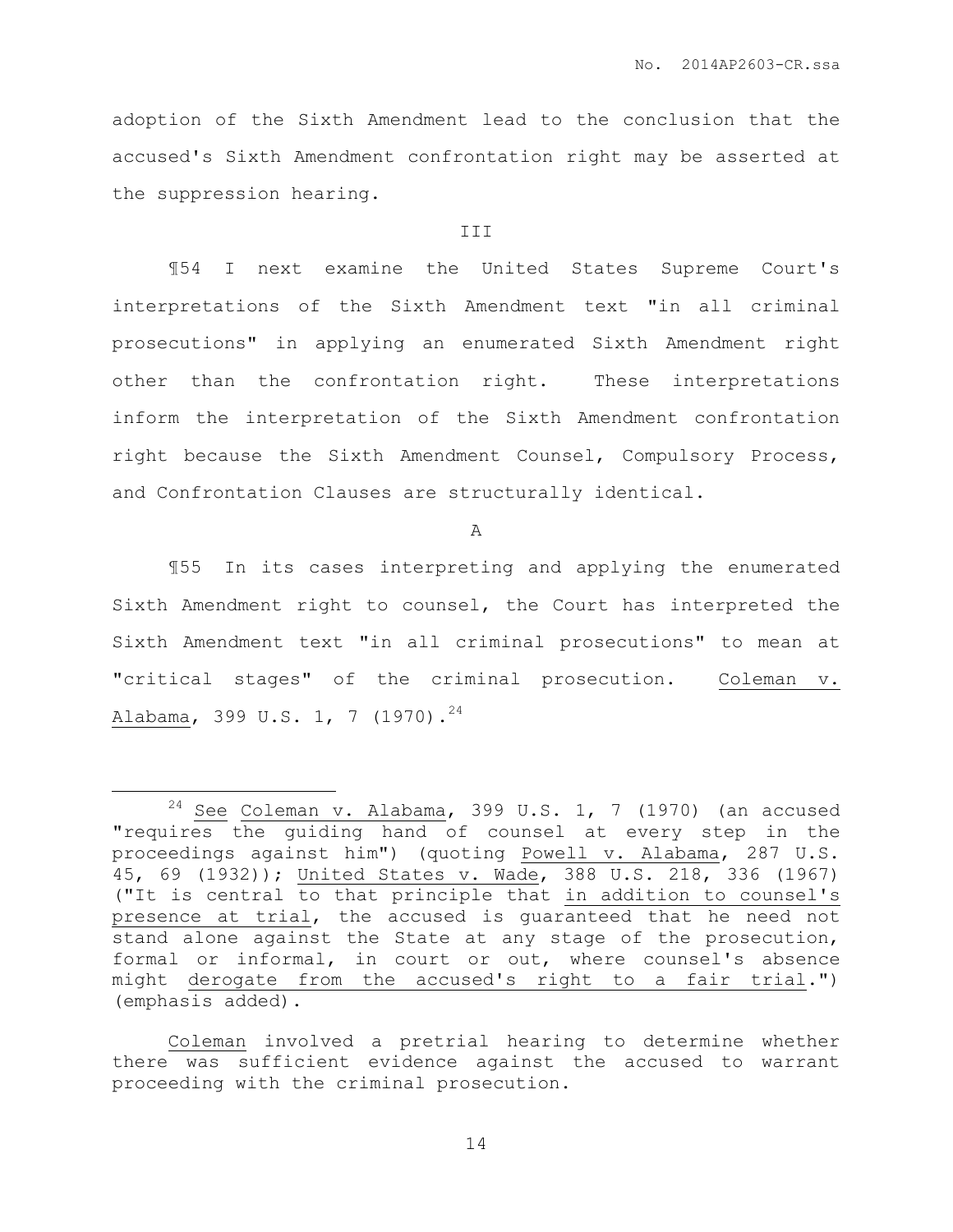adoption of the Sixth Amendment lead to the conclusion that the accused's Sixth Amendment confrontation right may be asserted at the suppression hearing.

## III

¶54 I next examine the United States Supreme Court's interpretations of the Sixth Amendment text "in all criminal prosecutions" in applying an enumerated Sixth Amendment right other than the confrontation right. These interpretations inform the interpretation of the Sixth Amendment confrontation right because the Sixth Amendment Counsel, Compulsory Process, and Confrontation Clauses are structurally identical.

### A

¶55 In its cases interpreting and applying the enumerated Sixth Amendment right to counsel, the Court has interpreted the Sixth Amendment text "in all criminal prosecutions" to mean at "critical stages" of the criminal prosecution. Coleman v. Alabama, 399 U.S. 1, 7 (1970).[24]

---

[24] See Coleman v. Alabama, 399 U.S. 1, 7 (1970) (an accused "requires the guiding hand of counsel at every step in the proceedings against him") (quoting Powell v. Alabama, 287 U.S. 45, 69 (1932)); United States v. Wade, 388 U.S. 218, 336 (1967) ("It is central to that principle that in addition to counsel's presence at trial, the accused is guaranteed that he need not stand alone against the State at any stage of the prosecution, formal or informal, in court or out, where counsel's absence might derogate from the accused's right to a fair trial.") (emphasis added).

Coleman involved a pretrial hearing to determine whether there was sufficient evidence against the accused to warrant proceeding with the criminal prosecution.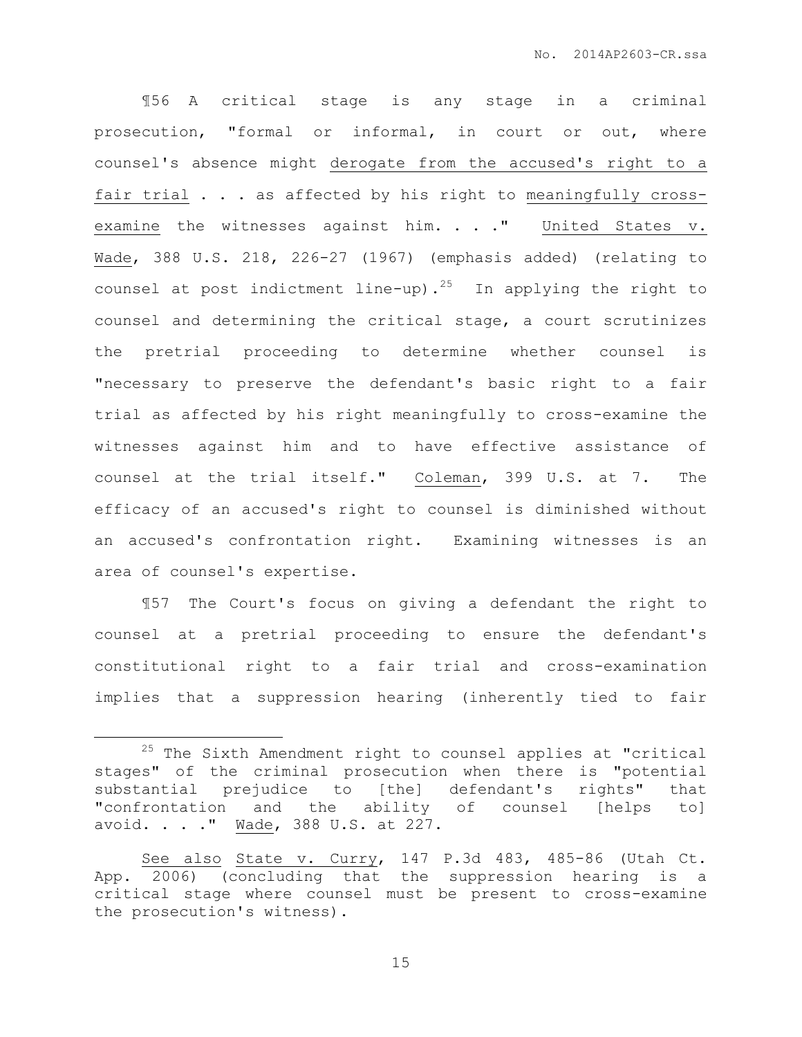¶56 A critical stage is any stage in a criminal prosecution, "formal or informal, in court or out, where counsel's absence might <u>derogate from the accused's right to a fair trial</u> . . . as affected by his right to <u>meaningfully cross-examine</u> the witnesses against him. . . ." <u>United States v. Wade</u>, 388 U.S. 218, 226-27 (1967) (emphasis added) (relating to counsel at post indictment line-up).[25] In applying the right to counsel and determining the critical stage, a court scrutinizes the pretrial proceeding to determine whether counsel is "necessary to preserve the defendant's basic right to a fair trial as affected by his right meaningfully to cross-examine the witnesses against him and to have effective assistance of counsel at the trial itself." <u>Coleman</u>, 399 U.S. at 7. The efficacy of an accused's right to counsel is diminished without an accused's confrontation right. Examining witnesses is an area of counsel's expertise.

¶57 The Court's focus on giving a defendant the right to counsel at a pretrial proceeding to ensure the defendant's constitutional right to a fair trial and cross-examination implies that a suppression hearing (inherently tied to fair

---

[25] The Sixth Amendment right to counsel applies at "critical stages" of the criminal prosecution when there is "potential substantial prejudice to [the] defendant's rights" that "confrontation and the ability of counsel [helps to] avoid. . . ." <u>Wade</u>, 388 U.S. at 227.

<u>See also</u> <u>State v. Curry</u>, 147 P.3d 483, 485-86 (Utah Ct. App. 2006) (concluding that the suppression hearing is a critical stage where counsel must be present to cross-examine the prosecution's witness).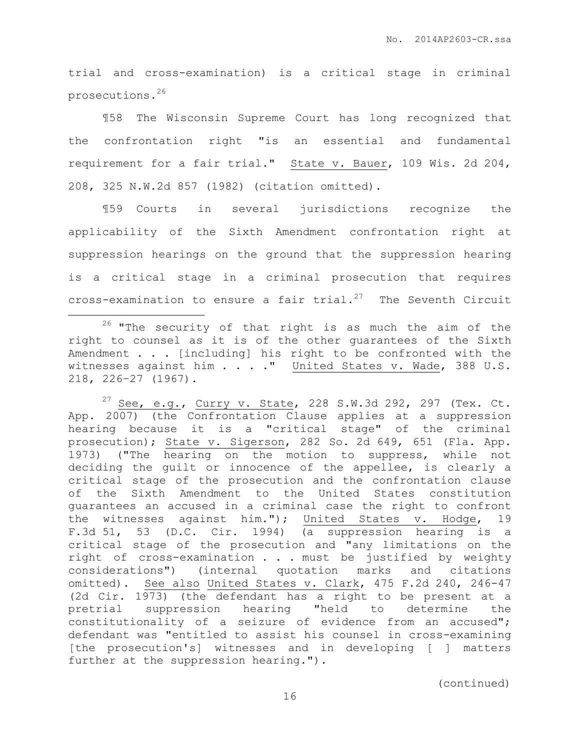trial and cross-examination) is a critical stage in criminal prosecutions.[26]

¶58 The Wisconsin Supreme Court has long recognized that the confrontation right "is an essential and fundamental requirement for a fair trial." State v. Bauer, 109 Wis. 2d 204, 208, 325 N.W.2d 857 (1982) (citation omitted).

¶59 Courts in several jurisdictions recognize the applicability of the Sixth Amendment confrontation right at suppression hearings on the ground that the suppression hearing is a critical stage in a criminal prosecution that requires cross-examination to ensure a fair trial.[27] The Seventh Circuit

---

[26] "The security of that right is as much the aim of the right to counsel as it is of the other guarantees of the Sixth Amendment . . . [including] his right to be confronted with the witnesses against him . . . ." United States v. Wade, 388 U.S. 218, 226-27 (1967).

[27] See, e.g., Curry v. State, 228 S.W.3d 292, 297 (Tex. Ct. App. 2007) (the Confrontation Clause applies at a suppression hearing because it is a "critical stage" of the criminal prosecution); State v. Sigerson, 282 So. 2d 649, 651 (Fla. App. 1973) ("The hearing on the motion to suppress, while not deciding the guilt or innocence of the appellee, is clearly a critical stage of the prosecution and the confrontation clause of the Sixth Amendment to the United States constitution guarantees an accused in a criminal case the right to confront the witnesses against him."); United States v. Hodge, 19 F.3d 51, 53 (D.C. Cir. 1994) (a suppression hearing is a critical stage of the prosecution and "any limitations on the right of cross-examination . . . must be justified by weighty considerations") (internal quotation marks and citations omitted). See also United States v. Clark, 475 F.2d 240, 246-47 (2d Cir. 1973) (the defendant has a right to be present at a pretrial suppression hearing "held to determine the constitutionality of a seizure of evidence from an accused"; defendant was "entitled to assist his counsel in cross-examining [the prosecution's] witnesses and in developing [ ] matters further at the suppression hearing.").

(continued)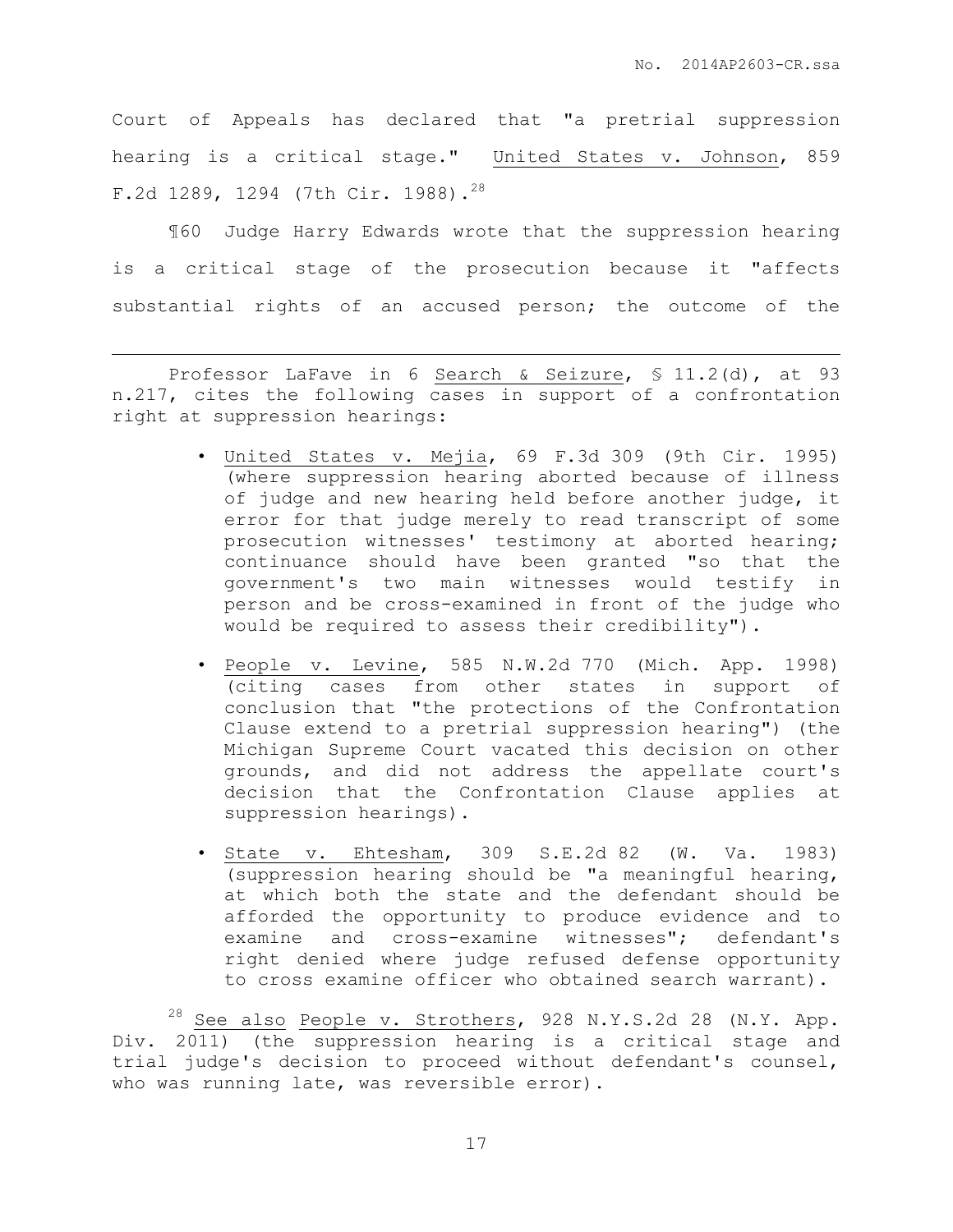Court of Appeals has declared that "a pretrial suppression hearing is a critical stage." United States v. Johnson, 859 F.2d 1289, 1294 (7th Cir. 1988).[28]

¶60 Judge Harry Edwards wrote that the suppression hearing is a critical stage of the prosecution because it "affects substantial rights of an accused person; the outcome of the

---

Professor LaFave in 6 Search & Seizure, § 11.2(d), at 93 n.217, cites the following cases in support of a confrontation right at suppression hearings:

- United States v. Mejia, 69 F.3d 309 (9th Cir. 1995) (where suppression hearing aborted because of illness of judge and new hearing held before another judge, it error for that judge merely to read transcript of some prosecution witnesses' testimony at aborted hearing; continuance should have been granted "so that the government's two main witnesses would testify in person and be cross-examined in front of the judge who would be required to assess their credibility").

- People v. Levine, 585 N.W.2d 770 (Mich. App. 1998) (citing cases from other states in support of conclusion that "the protections of the Confrontation Clause extend to a pretrial suppression hearing") (the Michigan Supreme Court vacated this decision on other grounds, and did not address the appellate court's decision that the Confrontation Clause applies at suppression hearings).

- State v. Ehtesham, 309 S.E.2d 82 (W. Va. 1983) (suppression hearing should be "a meaningful hearing, at which both the state and the defendant should be afforded the opportunity to produce evidence and to examine and cross-examine witnesses"; defendant's right denied where judge refused defense opportunity to cross examine officer who obtained search warrant).

[28] See also People v. Strothers, 928 N.Y.S.2d 28 (N.Y. App. Div. 2011) (the suppression hearing is a critical stage and trial judge's decision to proceed without defendant's counsel, who was running late, was reversible error).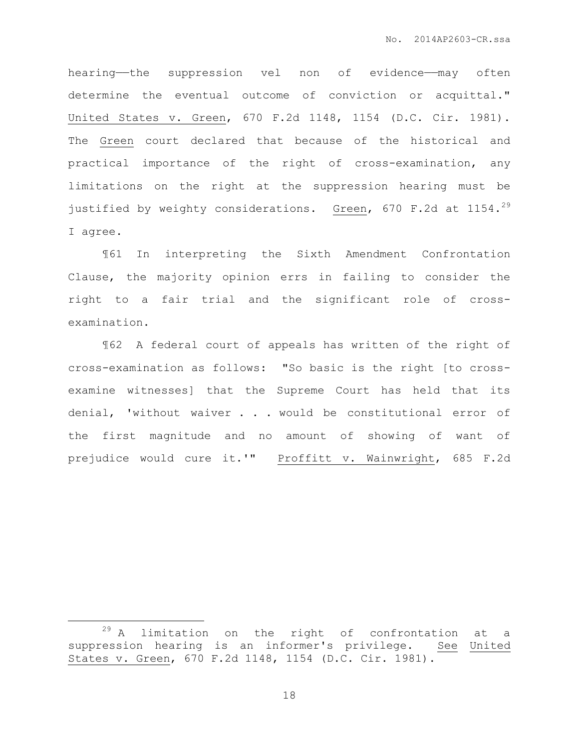hearing——the suppression vel non of evidence——may often determine the eventual outcome of conviction or acquittal." United States v. Green, 670 F.2d 1148, 1154 (D.C. Cir. 1981). The Green court declared that because of the historical and practical importance of the right of cross-examination, any limitations on the right at the suppression hearing must be justified by weighty considerations. Green, 670 F.2d at 1154.[29] I agree.

¶61 In interpreting the Sixth Amendment Confrontation Clause, the majority opinion errs in failing to consider the right to a fair trial and the significant role of cross-examination.

¶62 A federal court of appeals has written of the right of cross-examination as follows: "So basic is the right [to cross-examine witnesses] that the Supreme Court has held that its denial, 'without waiver . . . would be constitutional error of the first magnitude and no amount of showing of want of prejudice would cure it.'" Proffitt v. Wainwright, 685 F.2d

---

[29] A limitation on the right of confrontation at a suppression hearing is an informer's privilege. See United States v. Green, 670 F.2d 1148, 1154 (D.C. Cir. 1981).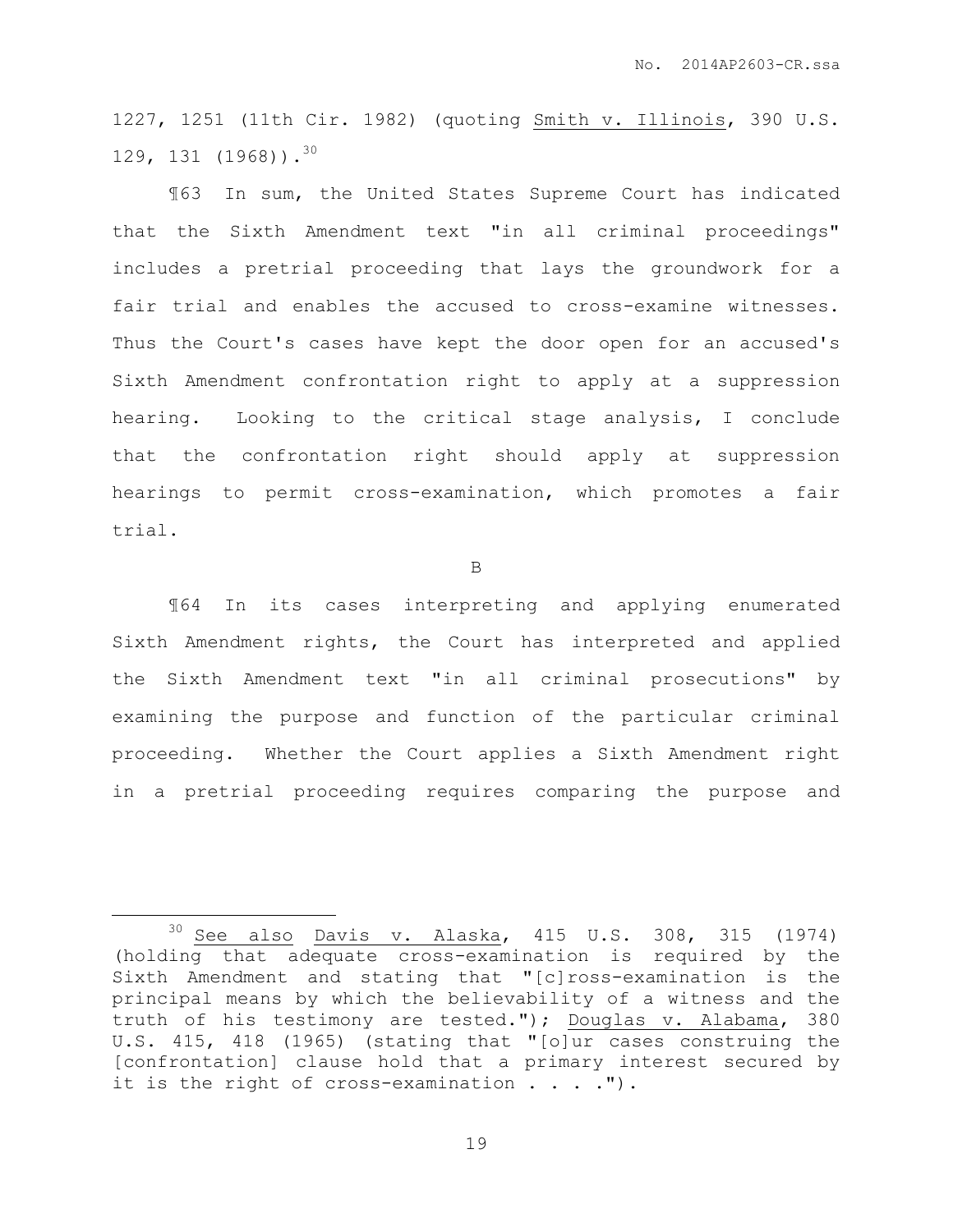1227, 1251 (11th Cir. 1982) (quoting Smith v. Illinois, 390 U.S. 129, 131 (1968)).[30]

¶63 In sum, the United States Supreme Court has indicated that the Sixth Amendment text "in all criminal proceedings" includes a pretrial proceeding that lays the groundwork for a fair trial and enables the accused to cross-examine witnesses. Thus the Court's cases have kept the door open for an accused's Sixth Amendment confrontation right to apply at a suppression hearing. Looking to the critical stage analysis, I conclude that the confrontation right should apply at suppression hearings to permit cross-examination, which promotes a fair trial.

B

¶64 In its cases interpreting and applying enumerated Sixth Amendment rights, the Court has interpreted and applied the Sixth Amendment text "in all criminal prosecutions" by examining the purpose and function of the particular criminal proceeding. Whether the Court applies a Sixth Amendment right in a pretrial proceeding requires comparing the purpose and

---

[30] See also Davis v. Alaska, 415 U.S. 308, 315 (1974) (holding that adequate cross-examination is required by the Sixth Amendment and stating that "[c]ross-examination is the principal means by which the believability of a witness and the truth of his testimony are tested."); Douglas v. Alabama, 380 U.S. 415, 418 (1965) (stating that "[o]ur cases construing the [confrontation] clause hold that a primary interest secured by it is the right of cross-examination . . . .").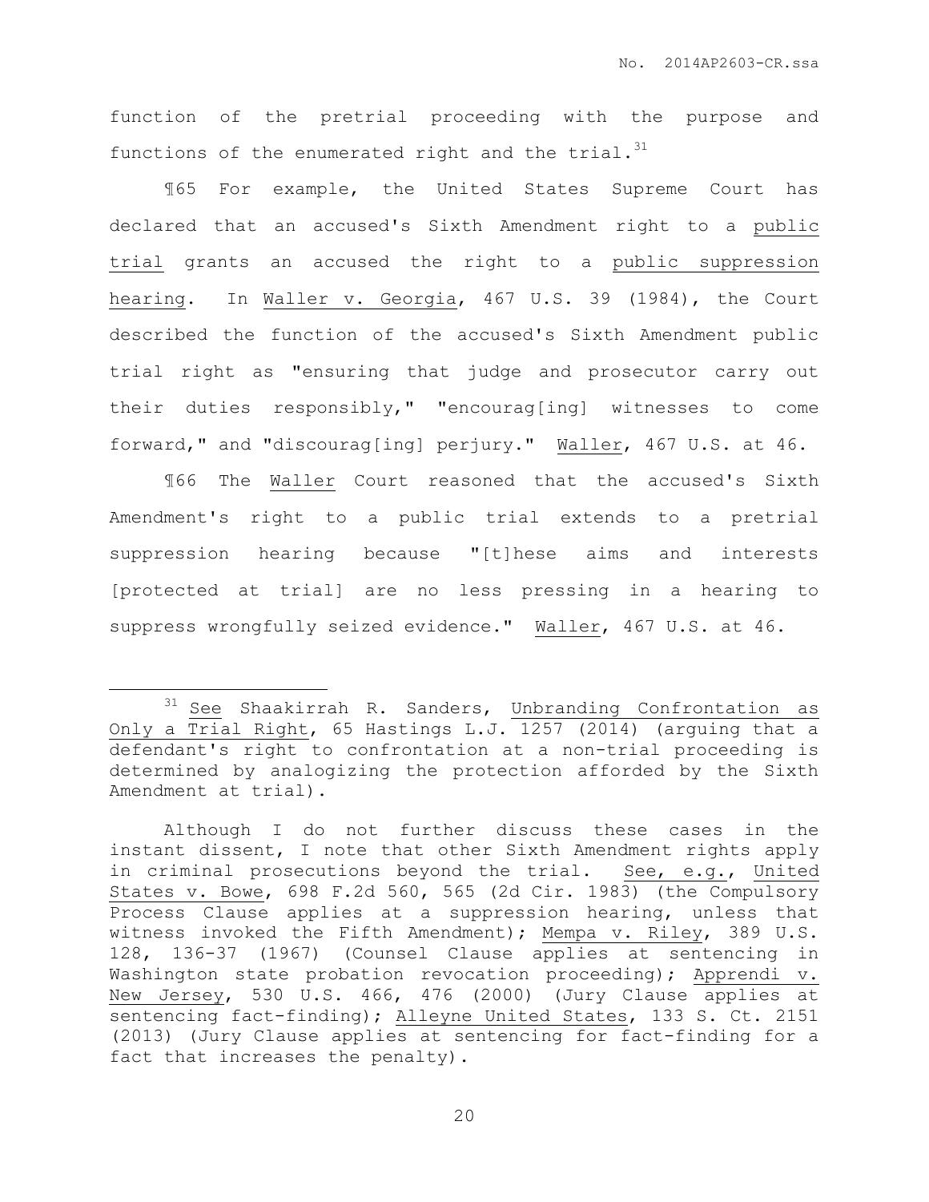function of the pretrial proceeding with the purpose and functions of the enumerated right and the trial.[31]

¶65 For example, the United States Supreme Court has declared that an accused's Sixth Amendment right to a public trial grants an accused the right to a public suppression hearing. In Waller v. Georgia, 467 U.S. 39 (1984), the Court described the function of the accused's Sixth Amendment public trial right as "ensuring that judge and prosecutor carry out their duties responsibly," "encourag[ing] witnesses to come forward," and "discourag[ing] perjury." Waller, 467 U.S. at 46.

¶66 The Waller Court reasoned that the accused's Sixth Amendment's right to a public trial extends to a pretrial suppression hearing because "[t]hese aims and interests [protected at trial] are no less pressing in a hearing to suppress wrongfully seized evidence." Waller, 467 U.S. at 46.

---

[31] See Shaakirrah R. Sanders, Unbranding Confrontation as Only a Trial Right, 65 Hastings L.J. 1257 (2014) (arguing that a defendant's right to confrontation at a non-trial proceeding is determined by analogizing the protection afforded by the Sixth Amendment at trial).

Although I do not further discuss these cases in the instant dissent, I note that other Sixth Amendment rights apply in criminal prosecutions beyond the trial. See, e.g., United States v. Bowe, 698 F.2d 560, 565 (2d Cir. 1983) (the Compulsory Process Clause applies at a suppression hearing, unless that witness invoked the Fifth Amendment); Mempa v. Riley, 389 U.S. 128, 136-37 (1967) (Counsel Clause applies at sentencing in Washington state probation revocation proceeding); Apprendi v. New Jersey, 530 U.S. 466, 476 (2000) (Jury Clause applies at sentencing fact-finding); Alleyne United States, 133 S. Ct. 2151 (2013) (Jury Clause applies at sentencing for fact-finding for a fact that increases the penalty).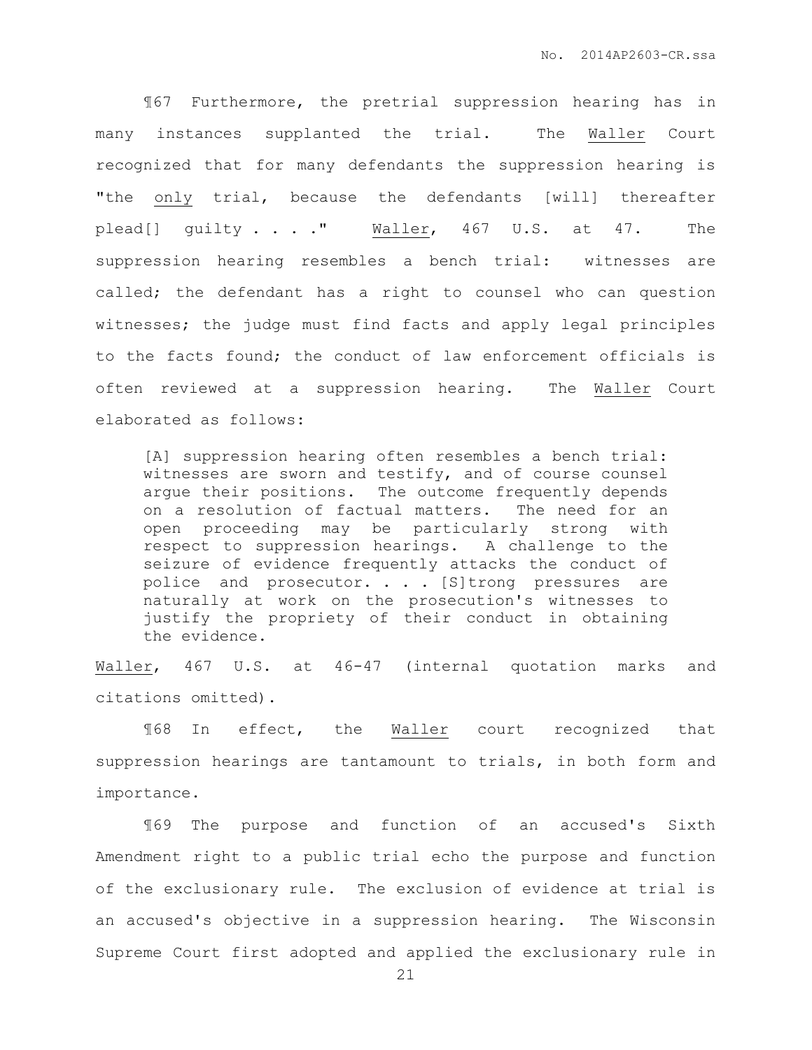¶67 Furthermore, the pretrial suppression hearing has in many instances supplanted the trial. The Waller Court recognized that for many defendants the suppression hearing is "the only trial, because the defendants [will] thereafter plead[] guilty . . . ." Waller, 467 U.S. at 47. The suppression hearing resembles a bench trial: witnesses are called; the defendant has a right to counsel who can question witnesses; the judge must find facts and apply legal principles to the facts found; the conduct of law enforcement officials is often reviewed at a suppression hearing. The Waller Court elaborated as follows:

> [A] suppression hearing often resembles a bench trial: witnesses are sworn and testify, and of course counsel argue their positions. The outcome frequently depends on a resolution of factual matters. The need for an open proceeding may be particularly strong with respect to suppression hearings. A challenge to the seizure of evidence frequently attacks the conduct of police and prosecutor. . . . [S]trong pressures are naturally at work on the prosecution's witnesses to justify the propriety of their conduct in obtaining the evidence.

Waller, 467 U.S. at 46-47 (internal quotation marks and citations omitted).

¶68 In effect, the Waller court recognized that suppression hearings are tantamount to trials, in both form and importance.

¶69 The purpose and function of an accused's Sixth Amendment right to a public trial echo the purpose and function of the exclusionary rule. The exclusion of evidence at trial is an accused's objective in a suppression hearing. The Wisconsin Supreme Court first adopted and applied the exclusionary rule in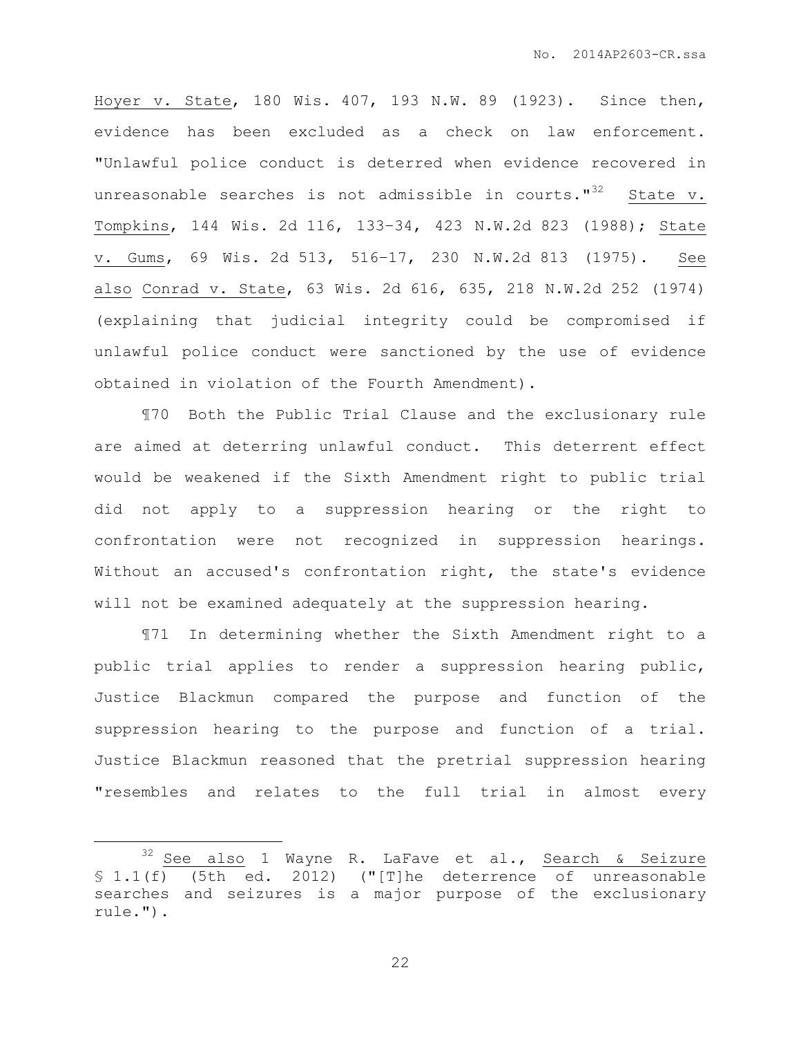Hoyer v. State, 180 Wis. 407, 193 N.W. 89 (1923). Since then, evidence has been excluded as a check on law enforcement. "Unlawful police conduct is deterred when evidence recovered in unreasonable searches is not admissible in courts."[32] State v. Tompkins, 144 Wis. 2d 116, 133–34, 423 N.W.2d 823 (1988); State v. Gums, 69 Wis. 2d 513, 516–17, 230 N.W.2d 813 (1975). See also Conrad v. State, 63 Wis. 2d 616, 635, 218 N.W.2d 252 (1974) (explaining that judicial integrity could be compromised if unlawful police conduct were sanctioned by the use of evidence obtained in violation of the Fourth Amendment).

¶70 Both the Public Trial Clause and the exclusionary rule are aimed at deterring unlawful conduct. This deterrent effect would be weakened if the Sixth Amendment right to public trial did not apply to a suppression hearing or the right to confrontation were not recognized in suppression hearings. Without an accused's confrontation right, the state's evidence will not be examined adequately at the suppression hearing.

¶71 In determining whether the Sixth Amendment right to a public trial applies to render a suppression hearing public, Justice Blackmun compared the purpose and function of the suppression hearing to the purpose and function of a trial. Justice Blackmun reasoned that the pretrial suppression hearing "resembles and relates to the full trial in almost every

---

[32] See also 1 Wayne R. LaFave et al., Search & Seizure § 1.1(f) (5th ed. 2012) ("[T]he deterrence of unreasonable searches and seizures is a major purpose of the exclusionary rule.").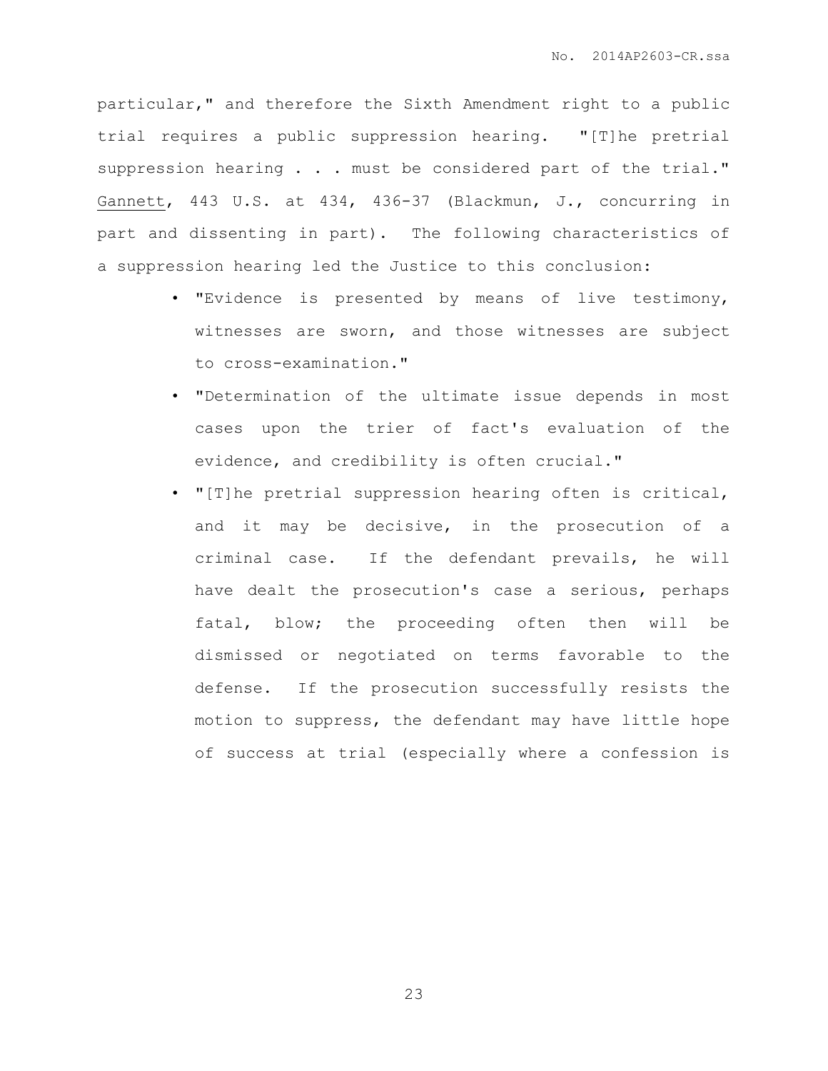particular," and therefore the Sixth Amendment right to a public trial requires a public suppression hearing. "[T]he pretrial suppression hearing . . . must be considered part of the trial." Gannett, 443 U.S. at 434, 436-37 (Blackmun, J., concurring in part and dissenting in part). The following characteristics of a suppression hearing led the Justice to this conclusion:

- "Evidence is presented by means of live testimony, witnesses are sworn, and those witnesses are subject to cross-examination."
- "Determination of the ultimate issue depends in most cases upon the trier of fact's evaluation of the evidence, and credibility is often crucial."
- "[T]he pretrial suppression hearing often is critical, and it may be decisive, in the prosecution of a criminal case. If the defendant prevails, he will have dealt the prosecution's case a serious, perhaps fatal, blow; the proceeding often then will be dismissed or negotiated on terms favorable to the defense. If the prosecution successfully resists the motion to suppress, the defendant may have little hope of success at trial (especially where a confession is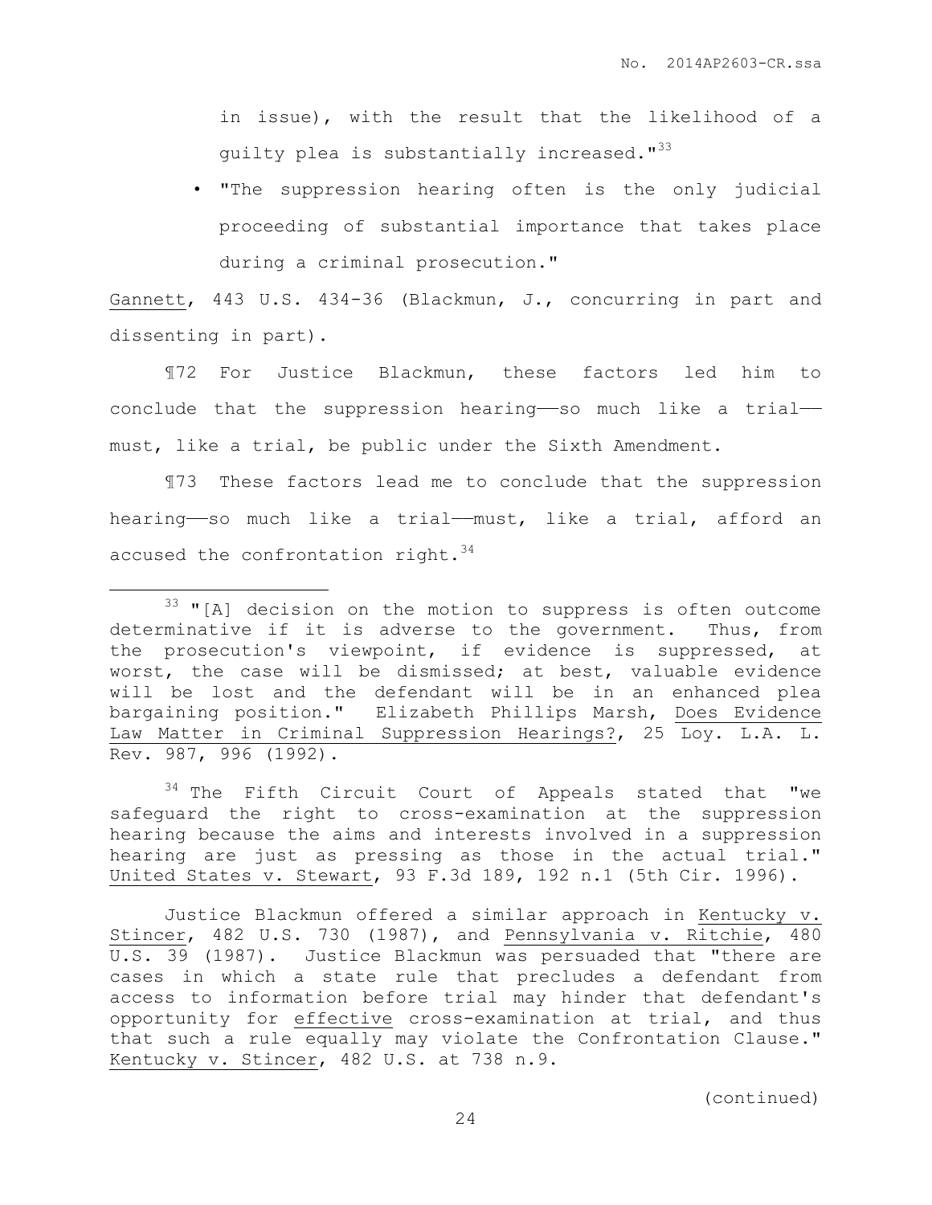in issue), with the result that the likelihood of a guilty plea is substantially increased."[33]

- "The suppression hearing often is the only judicial proceeding of substantial importance that takes place during a criminal prosecution."

Gannett, 443 U.S. 434-36 (Blackmun, J., concurring in part and dissenting in part).

¶72 For Justice Blackmun, these factors led him to conclude that the suppression hearing——so much like a trial——must, like a trial, be public under the Sixth Amendment.

¶73 These factors lead me to conclude that the suppression hearing——so much like a trial——must, like a trial, afford an accused the confrontation right.[34]

---

[33] "[A] decision on the motion to suppress is often outcome determinative if it is adverse to the government. Thus, from the prosecution's viewpoint, if evidence is suppressed, at worst, the case will be dismissed; at best, valuable evidence will be lost and the defendant will be in an enhanced plea bargaining position." Elizabeth Phillips Marsh, Does Evidence Law Matter in Criminal Suppression Hearings?, 25 Loy. L.A. L. Rev. 987, 996 (1992).

[34] The Fifth Circuit Court of Appeals stated that "we safeguard the right to cross-examination at the suppression hearing because the aims and interests involved in a suppression hearing are just as pressing as those in the actual trial." United States v. Stewart, 93 F.3d 189, 192 n.1 (5th Cir. 1996).

Justice Blackmun offered a similar approach in Kentucky v. Stincer, 482 U.S. 730 (1987), and Pennsylvania v. Ritchie, 480 U.S. 39 (1987). Justice Blackmun was persuaded that "there are cases in which a state rule that precludes a defendant from access to information before trial may hinder that defendant's opportunity for effective cross-examination at trial, and thus that such a rule equally may violate the Confrontation Clause." Kentucky v. Stincer, 482 U.S. at 738 n.9.

(continued)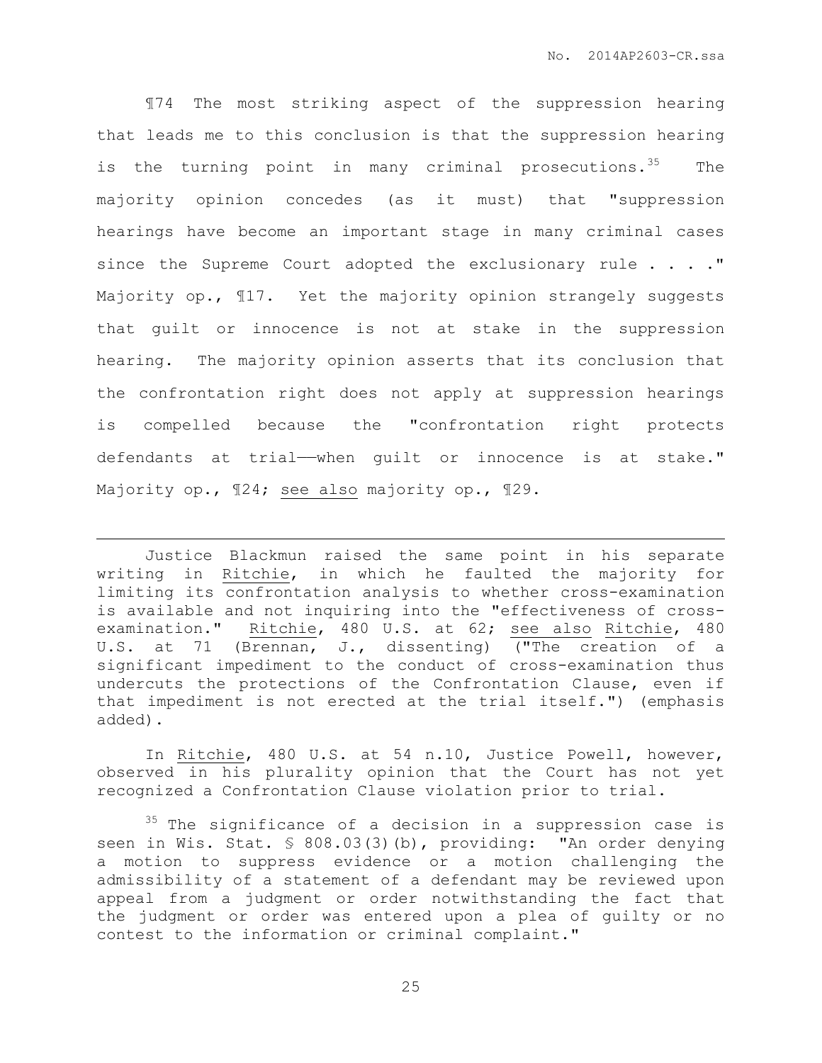¶74 The most striking aspect of the suppression hearing that leads me to this conclusion is that the suppression hearing is the turning point in many criminal prosecutions.[35] The majority opinion concedes (as it must) that "suppression hearings have become an important stage in many criminal cases since the Supreme Court adopted the exclusionary rule . . . ." Majority op., ¶17. Yet the majority opinion strangely suggests that guilt or innocence is not at stake in the suppression hearing. The majority opinion asserts that its conclusion that the confrontation right does not apply at suppression hearings is compelled because the "confrontation right protects defendants at trial——when guilt or innocence is at stake." Majority op., ¶24; see also majority op., ¶29.

---

Justice Blackmun raised the same point in his separate writing in Ritchie, in which he faulted the majority for limiting its confrontation analysis to whether cross-examination is available and not inquiring into the "effectiveness of cross-examination." Ritchie, 480 U.S. at 62; see also Ritchie, 480 U.S. at 71 (Brennan, J., dissenting) ("The creation of a significant impediment to the conduct of cross-examination thus undercuts the protections of the Confrontation Clause, even if that impediment is not erected at the trial itself.") (emphasis added).

In Ritchie, 480 U.S. at 54 n.10, Justice Powell, however, observed in his plurality opinion that the Court has not yet recognized a Confrontation Clause violation prior to trial.

[35] The significance of a decision in a suppression case is seen in Wis. Stat. § 808.03(3)(b), providing: "An order denying a motion to suppress evidence or a motion challenging the admissibility of a statement of a defendant may be reviewed upon appeal from a judgment or order notwithstanding the fact that the judgment or order was entered upon a plea of guilty or no contest to the information or criminal complaint."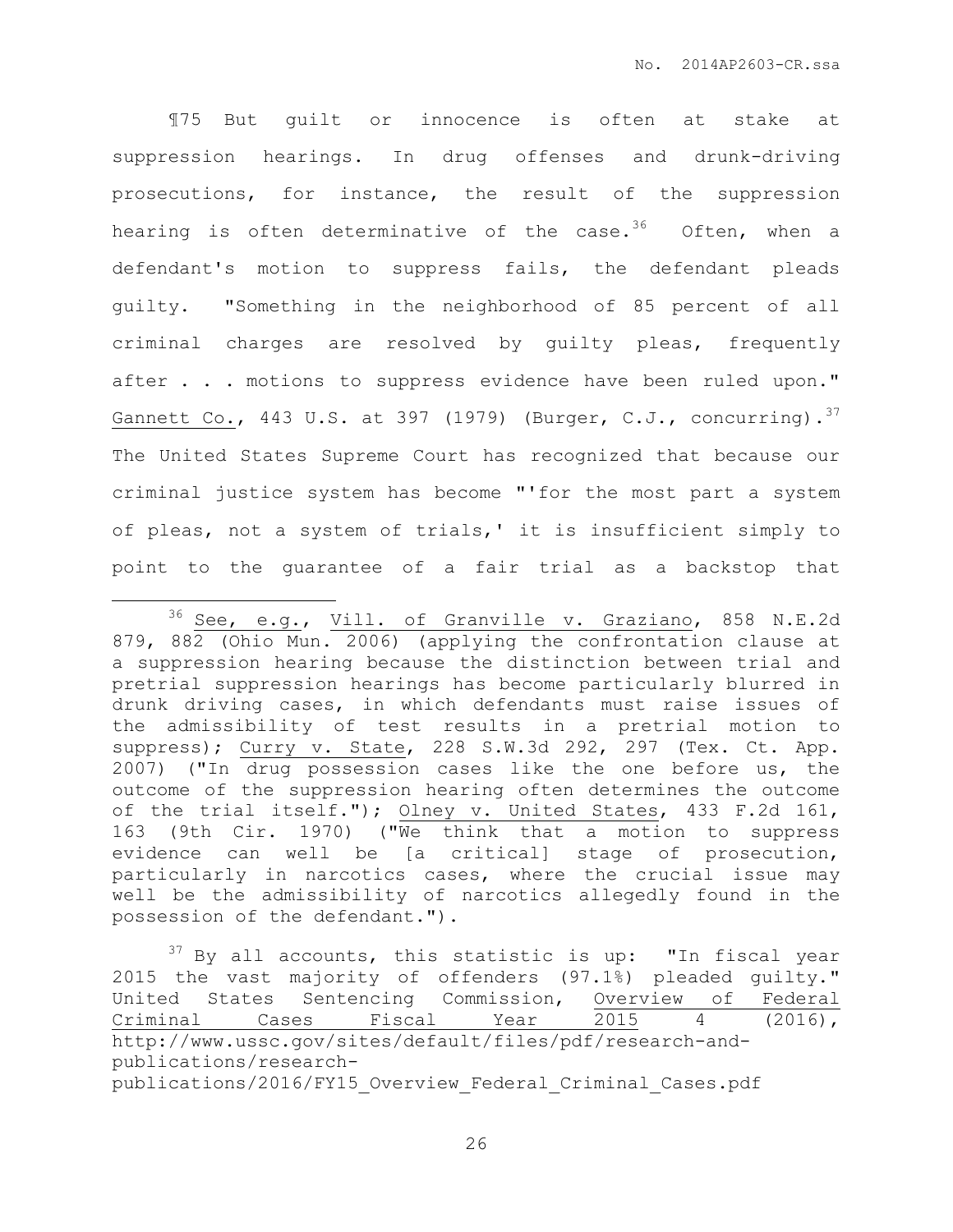¶75 But guilt or innocence is often at stake at suppression hearings. In drug offenses and drunk-driving prosecutions, for instance, the result of the suppression hearing is often determinative of the case.[36] Often, when a defendant's motion to suppress fails, the defendant pleads guilty. "Something in the neighborhood of 85 percent of all criminal charges are resolved by guilty pleas, frequently after . . . motions to suppress evidence have been ruled upon." Gannett Co., 443 U.S. at 397 (1979) (Burger, C.J., concurring).[37] The United States Supreme Court has recognized that because our criminal justice system has become "'for the most part a system of pleas, not a system of trials,' it is insufficient simply to point to the guarantee of a fair trial as a backstop that

---

[36] See, e.g., Vill. of Granville v. Graziano, 858 N.E.2d 879, 882 (Ohio Mun. 2006) (applying the confrontation clause at a suppression hearing because the distinction between trial and pretrial suppression hearings has become particularly blurred in drunk driving cases, in which defendants must raise issues of the admissibility of test results in a pretrial motion to suppress); Curry v. State, 228 S.W.3d 292, 297 (Tex. Ct. App. 2007) ("In drug possession cases like the one before us, the outcome of the suppression hearing often determines the outcome of the trial itself."); Olney v. United States, 433 F.2d 161, 163 (9th Cir. 1970) ("We think that a motion to suppress evidence can well be [a critical] stage of prosecution, particularly in narcotics cases, where the crucial issue may well be the admissibility of narcotics allegedly found in the possession of the defendant.").

[37] By all accounts, this statistic is up: "In fiscal year 2015 the vast majority of offenders (97.1%) pleaded guilty." United States Sentencing Commission, Overview of Federal Criminal Cases Fiscal Year 2015 4 (2016), http://www.ussc.gov/sites/default/files/pdf/research-and-publications/research-publications/2016/FY15_Overview_Federal_Criminal_Cases.pdf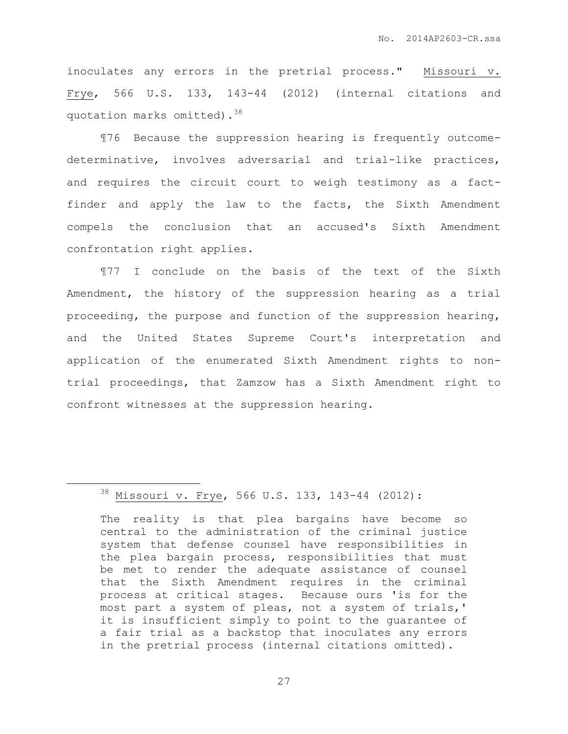inoculates any errors in the pretrial process." Missouri v. Frye, 566 U.S. 133, 143-44 (2012) (internal citations and quotation marks omitted).[38]

¶76 Because the suppression hearing is frequently outcome-determinative, involves adversarial and trial-like practices, and requires the circuit court to weigh testimony as a fact-finder and apply the law to the facts, the Sixth Amendment compels the conclusion that an accused's Sixth Amendment confrontation right applies.

¶77 I conclude on the basis of the text of the Sixth Amendment, the history of the suppression hearing as a trial proceeding, the purpose and function of the suppression hearing, and the United States Supreme Court's interpretation and application of the enumerated Sixth Amendment rights to non-trial proceedings, that Zamzow has a Sixth Amendment right to confront witnesses at the suppression hearing.

---

[38] Missouri v. Frye, 566 U.S. 133, 143-44 (2012):

> The reality is that plea bargains have become so central to the administration of the criminal justice system that defense counsel have responsibilities in the plea bargain process, responsibilities that must be met to render the adequate assistance of counsel that the Sixth Amendment requires in the criminal process at critical stages. Because ours 'is for the most part a system of pleas, not a system of trials,' it is insufficient simply to point to the guarantee of a fair trial as a backstop that inoculates any errors in the pretrial process (internal citations omitted).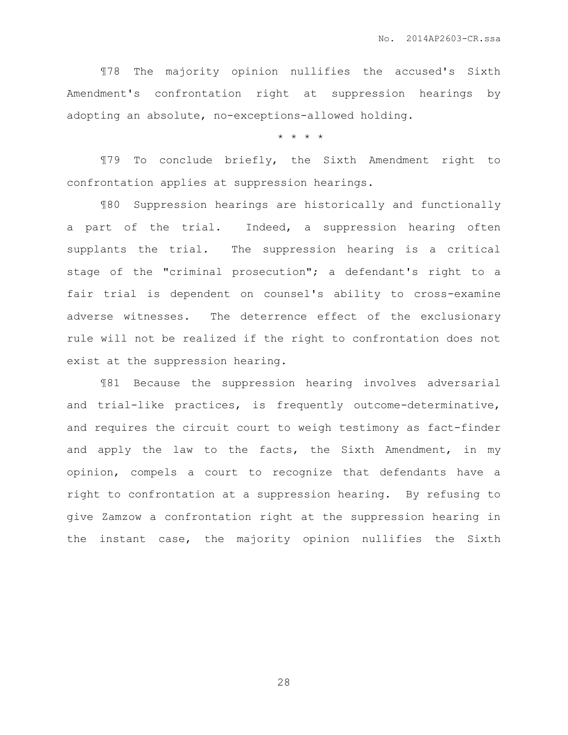¶78 The majority opinion nullifies the accused's Sixth Amendment's confrontation right at suppression hearings by adopting an absolute, no-exceptions-allowed holding.

\* \* \* \*

¶79 To conclude briefly, the Sixth Amendment right to confrontation applies at suppression hearings.

¶80 Suppression hearings are historically and functionally a part of the trial. Indeed, a suppression hearing often supplants the trial. The suppression hearing is a critical stage of the "criminal prosecution"; a defendant's right to a fair trial is dependent on counsel's ability to cross-examine adverse witnesses. The deterrence effect of the exclusionary rule will not be realized if the right to confrontation does not exist at the suppression hearing.

¶81 Because the suppression hearing involves adversarial and trial-like practices, is frequently outcome-determinative, and requires the circuit court to weigh testimony as fact-finder and apply the law to the facts, the Sixth Amendment, in my opinion, compels a court to recognize that defendants have a right to confrontation at a suppression hearing. By refusing to give Zamzow a confrontation right at the suppression hearing in the instant case, the majority opinion nullifies the Sixth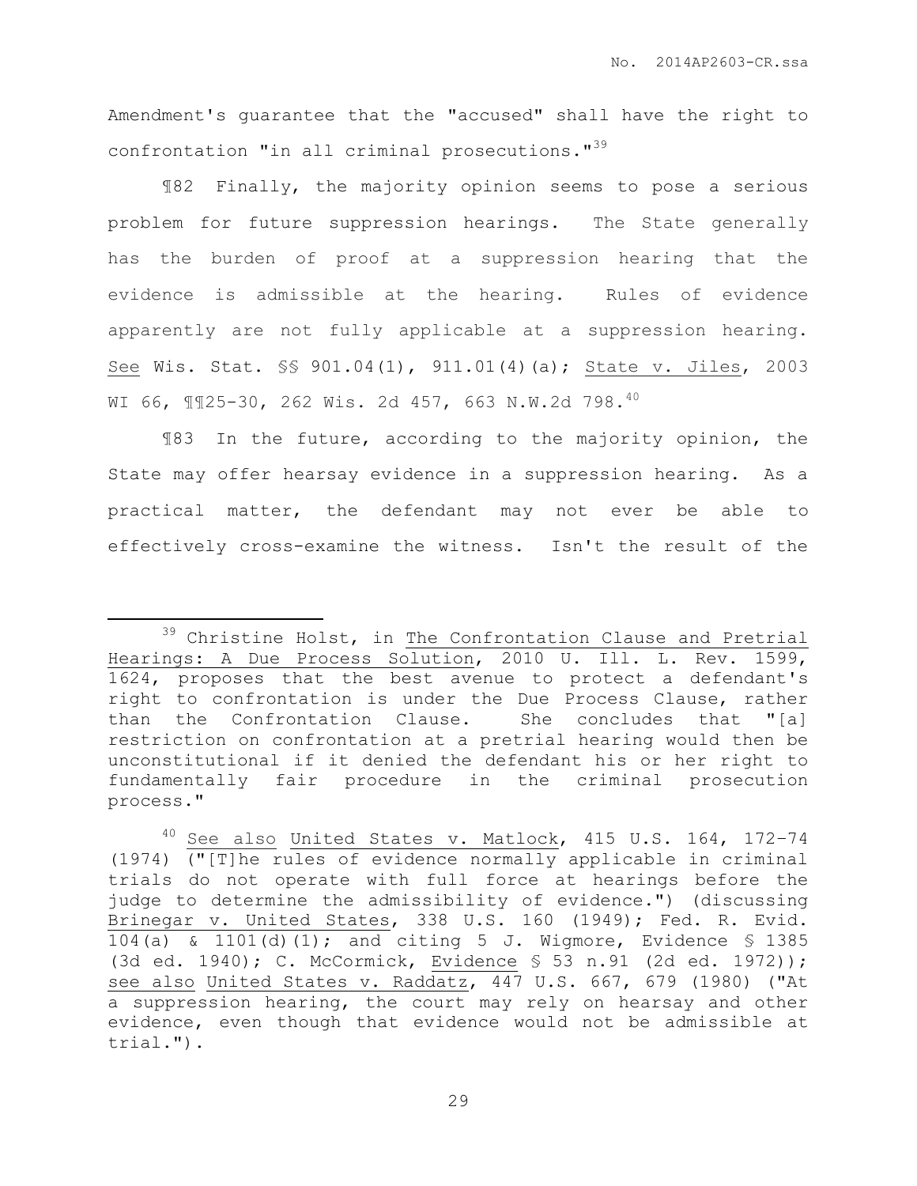Amendment's guarantee that the "accused" shall have the right to confrontation "in all criminal prosecutions."[39]

¶82 Finally, the majority opinion seems to pose a serious problem for future suppression hearings. The State generally has the burden of proof at a suppression hearing that the evidence is admissible at the hearing. Rules of evidence apparently are not fully applicable at a suppression hearing. See Wis. Stat. §§ 901.04(1), 911.01(4)(a); State v. Jiles, 2003 WI 66, ¶¶25-30, 262 Wis. 2d 457, 663 N.W.2d 798.[40]

¶83 In the future, according to the majority opinion, the State may offer hearsay evidence in a suppression hearing. As a practical matter, the defendant may not ever be able to effectively cross-examine the witness. Isn't the result of the

---

[39] Christine Holst, in The Confrontation Clause and Pretrial Hearings: A Due Process Solution, 2010 U. Ill. L. Rev. 1599, 1624, proposes that the best avenue to protect a defendant's right to confrontation is under the Due Process Clause, rather than the Confrontation Clause. She concludes that "[a] restriction on confrontation at a pretrial hearing would then be unconstitutional if it denied the defendant his or her right to fundamentally fair procedure in the criminal prosecution process."

[40] See also United States v. Matlock, 415 U.S. 164, 172–74 (1974) ("[T]he rules of evidence normally applicable in criminal trials do not operate with full force at hearings before the judge to determine the admissibility of evidence.") (discussing Brinegar v. United States, 338 U.S. 160 (1949); Fed. R. Evid. 104(a) & 1101(d)(1); and citing 5 J. Wigmore, Evidence § 1385 (3d ed. 1940); C. McCormick, Evidence § 53 n.91 (2d ed. 1972)); see also United States v. Raddatz, 447 U.S. 667, 679 (1980) ("At a suppression hearing, the court may rely on hearsay and other evidence, even though that evidence would not be admissible at trial.").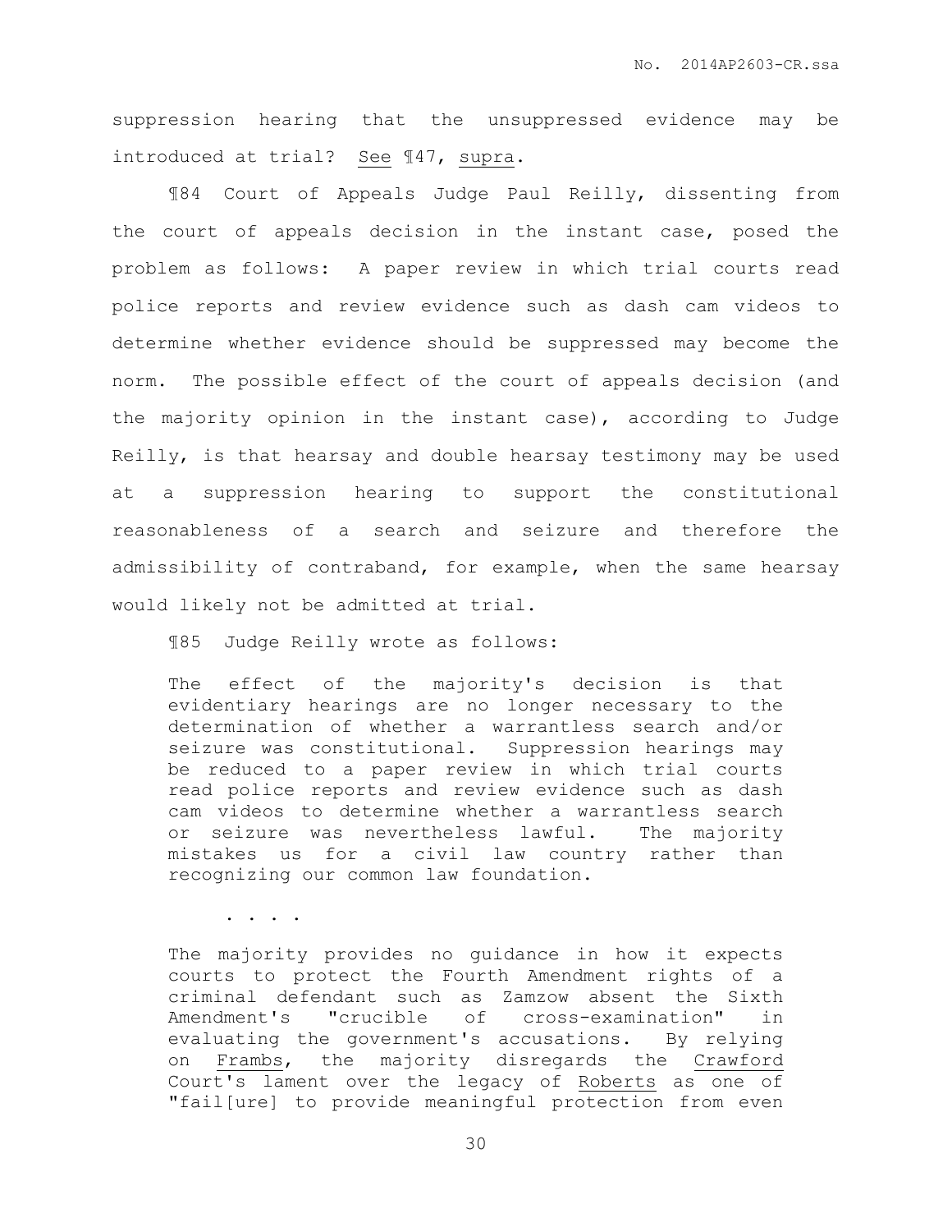suppression hearing that the unsuppressed evidence may be introduced at trial? See ¶47, supra.

¶84 Court of Appeals Judge Paul Reilly, dissenting from the court of appeals decision in the instant case, posed the problem as follows: A paper review in which trial courts read police reports and review evidence such as dash cam videos to determine whether evidence should be suppressed may become the norm. The possible effect of the court of appeals decision (and the majority opinion in the instant case), according to Judge Reilly, is that hearsay and double hearsay testimony may be used at a suppression hearing to support the constitutional reasonableness of a search and seizure and therefore the admissibility of contraband, for example, when the same hearsay would likely not be admitted at trial.

¶85 Judge Reilly wrote as follows:

> The effect of the majority's decision is that evidentiary hearings are no longer necessary to the determination of whether a warrantless search and/or seizure was constitutional. Suppression hearings may be reduced to a paper review in which trial courts read police reports and review evidence such as dash cam videos to determine whether a warrantless search or seizure was nevertheless lawful. The majority mistakes us for a civil law country rather than recognizing our common law foundation.
>
> . . . .
>
> The majority provides no guidance in how it expects courts to protect the Fourth Amendment rights of a criminal defendant such as Zamzow absent the Sixth Amendment's "crucible of cross-examination" in evaluating the government's accusations. By relying on Frambs, the majority disregards the Crawford Court's lament over the legacy of Roberts as one of "fail[ure] to provide meaningful protection from even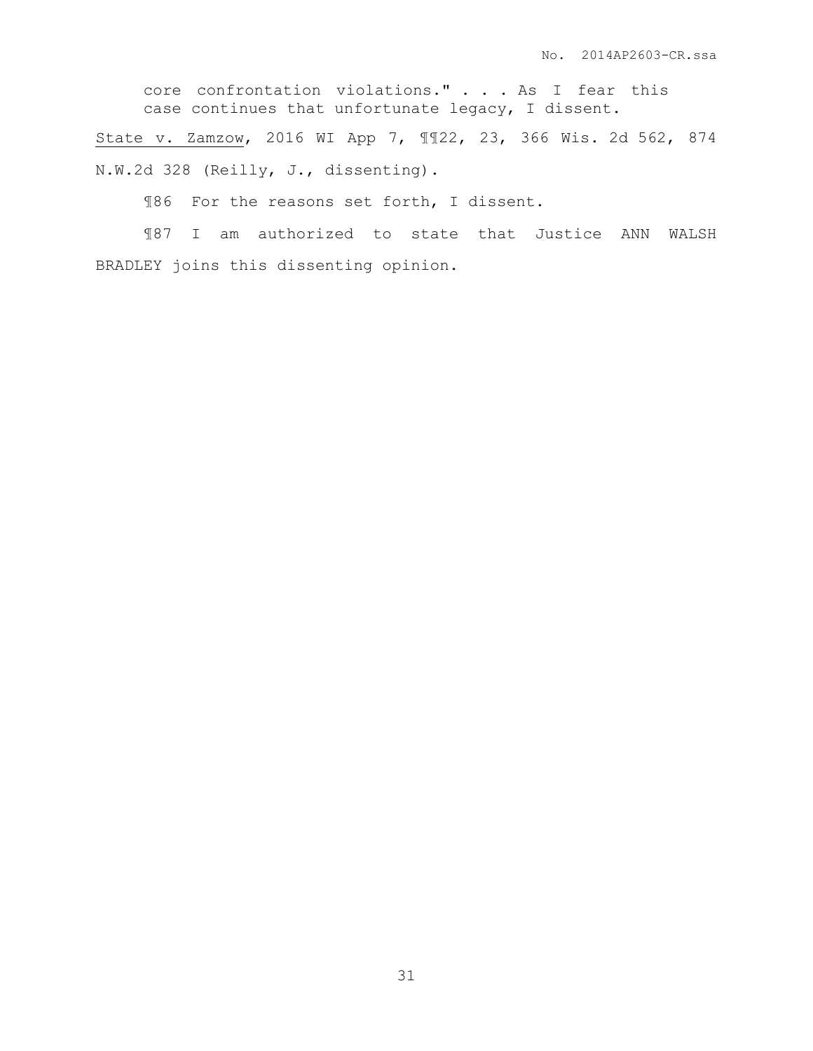> core confrontation violations." . . . As I fear this case continues that unfortunate legacy, I dissent.

State v. Zamzow, 2016 WI App 7, ¶¶22, 23, 366 Wis. 2d 562, 874 N.W.2d 328 (Reilly, J., dissenting).

¶86 For the reasons set forth, I dissent.

¶87 I am authorized to state that Justice ANN WALSH BRADLEY joins this dissenting opinion.